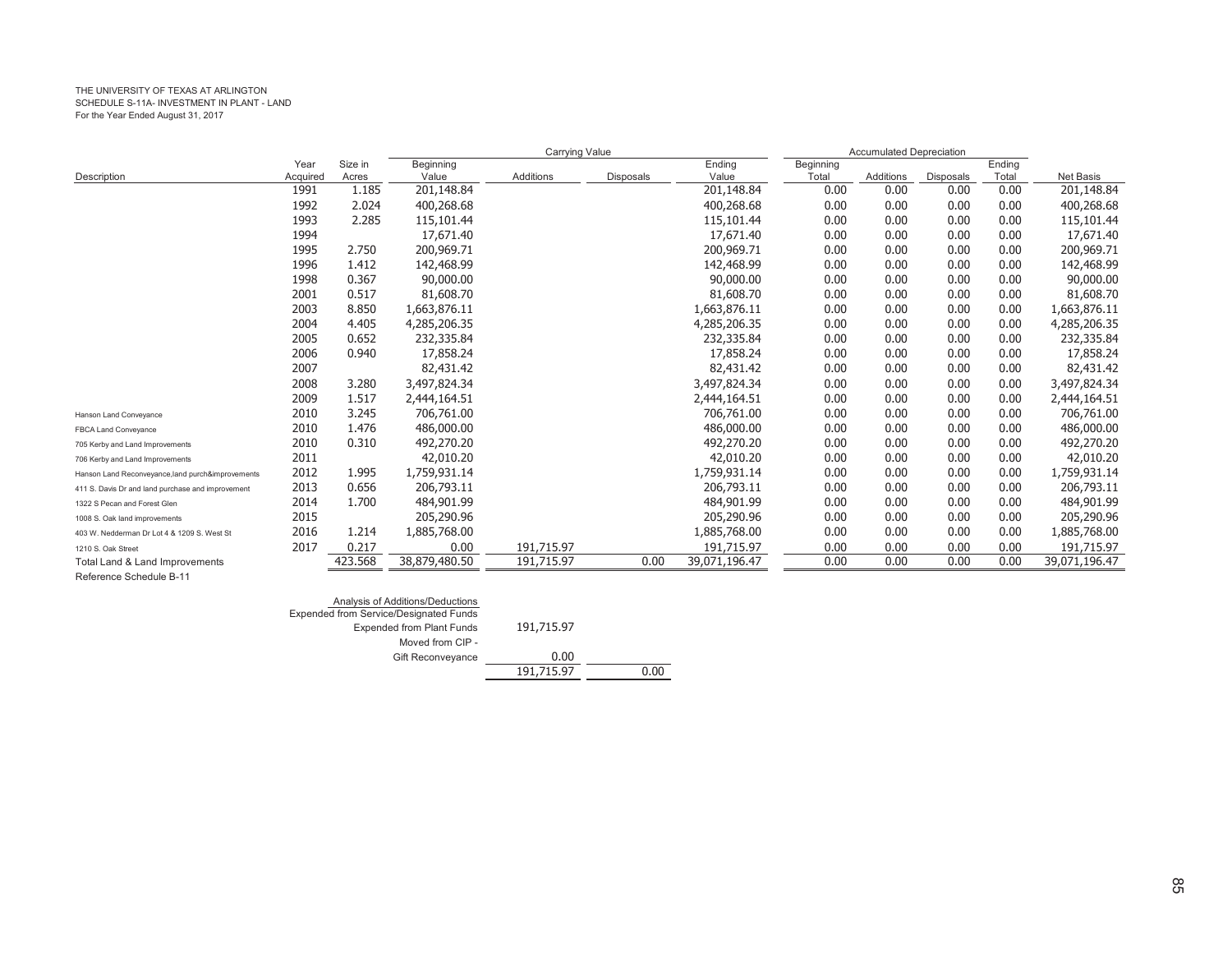THE UNIVERSITY OF TEXAS AT ARLINGTON
SCHEDULE S-11A- INVESTMENT IN PLANT - LAND
For the Year Ended August 31, 2017

| | | | Carrying Value | | | | Accumulated Depreciation | | | | |
|---|---|---|---|---|---|---|---|---|---|---|---|
| Description | Year Acquired | Size in Acres | Beginning Value | Additions | Disposals | Ending Value | Beginning Total | Additions | Disposals | Ending Total | Net Basis |
| | 1991 | 1.185 | 201,148.84 | | | 201,148.84 | 0.00 | 0.00 | 0.00 | 0.00 | 201,148.84 |
| | 1992 | 2.024 | 400,268.68 | | | 400,268.68 | 0.00 | 0.00 | 0.00 | 0.00 | 400,268.68 |
| | 1993 | 2.285 | 115,101.44 | | | 115,101.44 | 0.00 | 0.00 | 0.00 | 0.00 | 115,101.44 |
| | 1994 | | 17,671.40 | | | 17,671.40 | 0.00 | 0.00 | 0.00 | 0.00 | 17,671.40 |
| | 1995 | 2.750 | 200,969.71 | | | 200,969.71 | 0.00 | 0.00 | 0.00 | 0.00 | 200,969.71 |
| | 1996 | 1.412 | 142,468.99 | | | 142,468.99 | 0.00 | 0.00 | 0.00 | 0.00 | 142,468.99 |
| | 1998 | 0.367 | 90,000.00 | | | 90,000.00 | 0.00 | 0.00 | 0.00 | 0.00 | 90,000.00 |
| | 2001 | 0.517 | 81,608.70 | | | 81,608.70 | 0.00 | 0.00 | 0.00 | 0.00 | 81,608.70 |
| | 2003 | 8.850 | 1,663,876.11 | | | 1,663,876.11 | 0.00 | 0.00 | 0.00 | 0.00 | 1,663,876.11 |
| | 2004 | 4.405 | 4,285,206.35 | | | 4,285,206.35 | 0.00 | 0.00 | 0.00 | 0.00 | 4,285,206.35 |
| | 2005 | 0.652 | 232,335.84 | | | 232,335.84 | 0.00 | 0.00 | 0.00 | 0.00 | 232,335.84 |
| | 2006 | 0.940 | 17,858.24 | | | 17,858.24 | 0.00 | 0.00 | 0.00 | 0.00 | 17,858.24 |
| | 2007 | | 82,431.42 | | | 82,431.42 | 0.00 | 0.00 | 0.00 | 0.00 | 82,431.42 |
| | 2008 | 3.280 | 3,497,824.34 | | | 3,497,824.34 | 0.00 | 0.00 | 0.00 | 0.00 | 3,497,824.34 |
| | 2009 | 1.517 | 2,444,164.51 | | | 2,444,164.51 | 0.00 | 0.00 | 0.00 | 0.00 | 2,444,164.51 |
| Hanson Land Conveyance | 2010 | 3.245 | 706,761.00 | | | 706,761.00 | 0.00 | 0.00 | 0.00 | 0.00 | 706,761.00 |
| FBCA Land Conveyance | 2010 | 1.476 | 486,000.00 | | | 486,000.00 | 0.00 | 0.00 | 0.00 | 0.00 | 486,000.00 |
| 705 Kerby and Land Improvements | 2010 | 0.310 | 492,270.20 | | | 492,270.20 | 0.00 | 0.00 | 0.00 | 0.00 | 492,270.20 |
| 706 Kerby and Land Improvements | 2011 | | 42,010.20 | | | 42,010.20 | 0.00 | 0.00 | 0.00 | 0.00 | 42,010.20 |
| Hanson Land Reconveyance,land purch&improvements | 2012 | 1.995 | 1,759,931.14 | | | 1,759,931.14 | 0.00 | 0.00 | 0.00 | 0.00 | 1,759,931.14 |
| 411 S. Davis Dr and land purchase and improvement | 2013 | 0.656 | 206,793.11 | | | 206,793.11 | 0.00 | 0.00 | 0.00 | 0.00 | 206,793.11 |
| 1322 S Pecan and Forest Glen | 2014 | 1.700 | 484,901.99 | | | 484,901.99 | 0.00 | 0.00 | 0.00 | 0.00 | 484,901.99 |
| 1008 S. Oak land improvements | 2015 | | 205,290.96 | | | 205,290.96 | 0.00 | 0.00 | 0.00 | 0.00 | 205,290.96 |
| 403 W. Nedderman Dr Lot 4 & 1209 S. West St | 2016 | 1.214 | 1,885,768.00 | | | 1,885,768.00 | 0.00 | 0.00 | 0.00 | 0.00 | 1,885,768.00 |
| 1210 S. Oak Street | 2017 | 0.217 | 0.00 | 191,715.97 | | 191,715.97 | 0.00 | 0.00 | 0.00 | 0.00 | 191,715.97 |
| Total Land & Land Improvements | | 423.568 | 38,879,480.50 | 191,715.97 | 0.00 | 39,071,196.47 | 0.00 | 0.00 | 0.00 | 0.00 | 39,071,196.47 |

Reference Schedule B-11

| Analysis of Additions/Deductions | | |
|---|---|---|
| Expended from Service/Designated Funds | | |
| Expended from Plant Funds | 191,715.97 | |
| Moved from CIP - | | |
| Gift Reconveyance | 0.00 | |
| | 191,715.97 | 0.00 |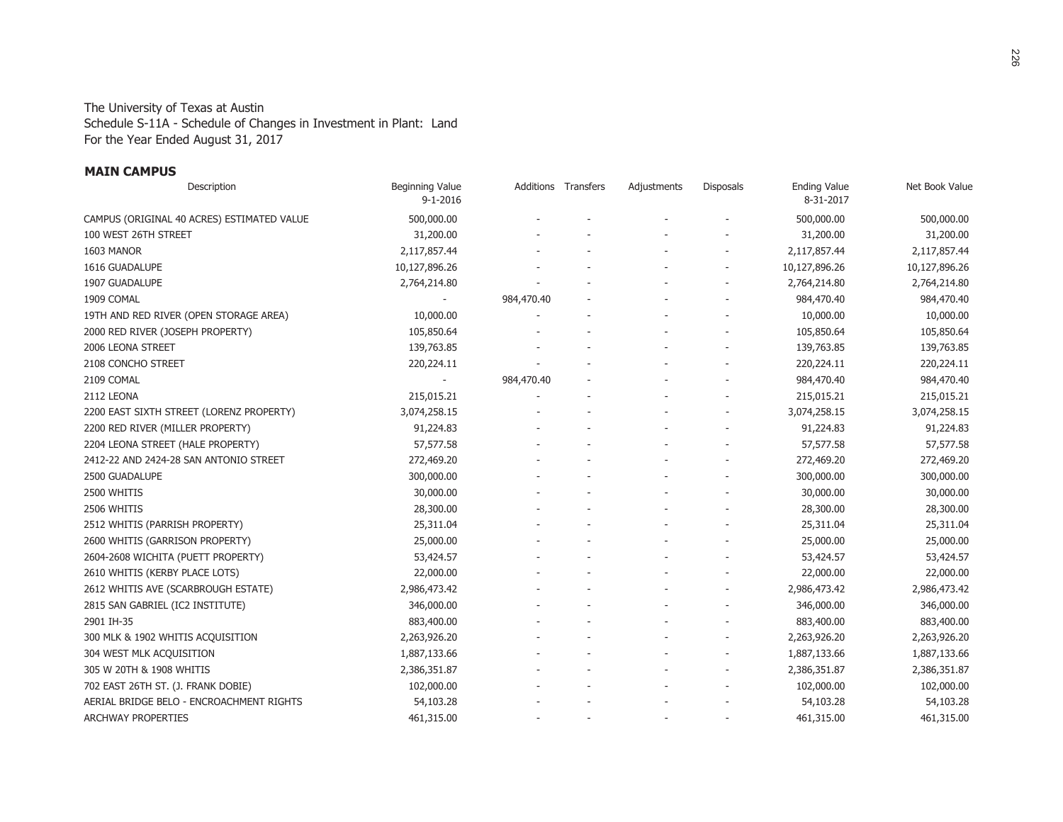The University of Texas at Austin
Schedule S-11A - Schedule of Changes in Investment in Plant: Land
For the Year Ended August 31, 2017

**MAIN CAMPUS**

| Description | Beginning Value 9-1-2016 | Additions | Transfers | Adjustments | Disposals | Ending Value 8-31-2017 | Net Book Value |
|---|---|---|---|---|---|---|---|
| CAMPUS (ORIGINAL 40 ACRES) ESTIMATED VALUE | 500,000.00 | - | - | - | - | 500,000.00 | 500,000.00 |
| 100 WEST 26TH STREET | 31,200.00 | - | - | - | - | 31,200.00 | 31,200.00 |
| 1603 MANOR | 2,117,857.44 | - | - | - | - | 2,117,857.44 | 2,117,857.44 |
| 1616 GUADALUPE | 10,127,896.26 | - | - | - | - | 10,127,896.26 | 10,127,896.26 |
| 1907 GUADALUPE | 2,764,214.80 | - | - | - | - | 2,764,214.80 | 2,764,214.80 |
| 1909 COMAL | - | 984,470.40 | - | - | - | 984,470.40 | 984,470.40 |
| 19TH AND RED RIVER (OPEN STORAGE AREA) | 10,000.00 | - | - | - | - | 10,000.00 | 10,000.00 |
| 2000 RED RIVER (JOSEPH PROPERTY) | 105,850.64 | - | - | - | - | 105,850.64 | 105,850.64 |
| 2006 LEONA STREET | 139,763.85 | - | - | - | - | 139,763.85 | 139,763.85 |
| 2108 CONCHO STREET | 220,224.11 | - | - | - | - | 220,224.11 | 220,224.11 |
| 2109 COMAL | - | 984,470.40 | - | - | - | 984,470.40 | 984,470.40 |
| 2112 LEONA | 215,015.21 | - | - | - | - | 215,015.21 | 215,015.21 |
| 2200 EAST SIXTH STREET (LORENZ PROPERTY) | 3,074,258.15 | - | - | - | - | 3,074,258.15 | 3,074,258.15 |
| 2200 RED RIVER (MILLER PROPERTY) | 91,224.83 | - | - | - | - | 91,224.83 | 91,224.83 |
| 2204 LEONA STREET (HALE PROPERTY) | 57,577.58 | - | - | - | - | 57,577.58 | 57,577.58 |
| 2412-22 AND 2424-28 SAN ANTONIO STREET | 272,469.20 | - | - | - | - | 272,469.20 | 272,469.20 |
| 2500 GUADALUPE | 300,000.00 | - | - | - | - | 300,000.00 | 300,000.00 |
| 2500 WHITIS | 30,000.00 | - | - | - | - | 30,000.00 | 30,000.00 |
| 2506 WHITIS | 28,300.00 | - | - | - | - | 28,300.00 | 28,300.00 |
| 2512 WHITIS (PARRISH PROPERTY) | 25,311.04 | - | - | - | - | 25,311.04 | 25,311.04 |
| 2600 WHITIS (GARRISON PROPERTY) | 25,000.00 | - | - | - | - | 25,000.00 | 25,000.00 |
| 2604-2608 WICHITA (PUETT PROPERTY) | 53,424.57 | - | - | - | - | 53,424.57 | 53,424.57 |
| 2610 WHITIS (KERBY PLACE LOTS) | 22,000.00 | - | - | - | - | 22,000.00 | 22,000.00 |
| 2612 WHITIS AVE (SCARBROUGH ESTATE) | 2,986,473.42 | - | - | - | - | 2,986,473.42 | 2,986,473.42 |
| 2815 SAN GABRIEL (IC2 INSTITUTE) | 346,000.00 | - | - | - | - | 346,000.00 | 346,000.00 |
| 2901 IH-35 | 883,400.00 | - | - | - | - | 883,400.00 | 883,400.00 |
| 300 MLK & 1902 WHITIS ACQUISITION | 2,263,926.20 | - | - | - | - | 2,263,926.20 | 2,263,926.20 |
| 304 WEST MLK ACQUISITION | 1,887,133.66 | - | - | - | - | 1,887,133.66 | 1,887,133.66 |
| 305 W 20TH & 1908 WHITIS | 2,386,351.87 | - | - | - | - | 2,386,351.87 | 2,386,351.87 |
| 702 EAST 26TH ST. (J. FRANK DOBIE) | 102,000.00 | - | - | - | - | 102,000.00 | 102,000.00 |
| AERIAL BRIDGE BELO - ENCROACHMENT RIGHTS | 54,103.28 | - | - | - | - | 54,103.28 | 54,103.28 |
| ARCHWAY PROPERTIES | 461,315.00 | - | - | - | - | 461,315.00 | 461,315.00 |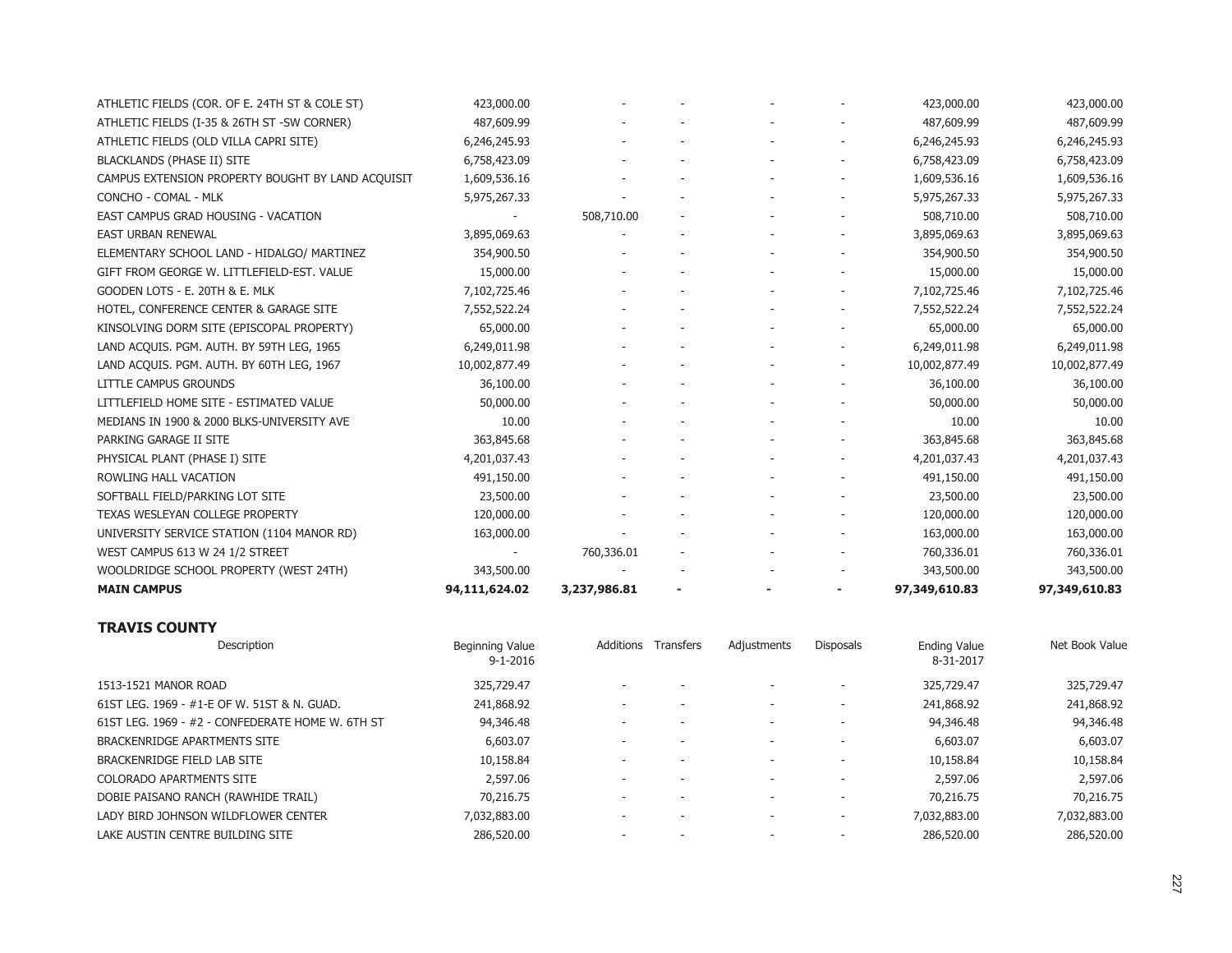| Description | Beginning Value 9-1-2016 | Additions | Transfers | Adjustments | Disposals | Ending Value 8-31-2017 | Net Book Value |
|---|---|---|---|---|---|---|---|
| ATHLETIC FIELDS (COR. OF E. 24TH ST & COLE ST) | 423,000.00 | - | - | - | - | 423,000.00 | 423,000.00 |
| ATHLETIC FIELDS (I-35 & 26TH ST -SW CORNER) | 487,609.99 | - | - | - | - | 487,609.99 | 487,609.99 |
| ATHLETIC FIELDS (OLD VILLA CAPRI SITE) | 6,246,245.93 | - | - | - | - | 6,246,245.93 | 6,246,245.93 |
| BLACKLANDS (PHASE II) SITE | 6,758,423.09 | - | - | - | - | 6,758,423.09 | 6,758,423.09 |
| CAMPUS EXTENSION PROPERTY BOUGHT BY LAND ACQUISIT | 1,609,536.16 | - | - | - | - | 1,609,536.16 | 1,609,536.16 |
| CONCHO - COMAL - MLK | 5,975,267.33 | - | - | - | - | 5,975,267.33 | 5,975,267.33 |
| EAST CAMPUS GRAD HOUSING - VACATION | - | 508,710.00 | - | - | - | 508,710.00 | 508,710.00 |
| EAST URBAN RENEWAL | 3,895,069.63 | - | - | - | - | 3,895,069.63 | 3,895,069.63 |
| ELEMENTARY SCHOOL LAND - HIDALGO/ MARTINEZ | 354,900.50 | - | - | - | - | 354,900.50 | 354,900.50 |
| GIFT FROM GEORGE W. LITTLEFIELD-EST. VALUE | 15,000.00 | - | - | - | - | 15,000.00 | 15,000.00 |
| GOODEN LOTS - E. 20TH & E. MLK | 7,102,725.46 | - | - | - | - | 7,102,725.46 | 7,102,725.46 |
| HOTEL, CONFERENCE CENTER & GARAGE SITE | 7,552,522.24 | - | - | - | - | 7,552,522.24 | 7,552,522.24 |
| KINSOLVING DORM SITE (EPISCOPAL PROPERTY) | 65,000.00 | - | - | - | - | 65,000.00 | 65,000.00 |
| LAND ACQUIS. PGM. AUTH. BY 59TH LEG, 1965 | 6,249,011.98 | - | - | - | - | 6,249,011.98 | 6,249,011.98 |
| LAND ACQUIS. PGM. AUTH. BY 60TH LEG, 1967 | 10,002,877.49 | - | - | - | - | 10,002,877.49 | 10,002,877.49 |
| LITTLE CAMPUS GROUNDS | 36,100.00 | - | - | - | - | 36,100.00 | 36,100.00 |
| LITTLEFIELD HOME SITE - ESTIMATED VALUE | 50,000.00 | - | - | - | - | 50,000.00 | 50,000.00 |
| MEDIANS IN 1900 & 2000 BLKS-UNIVERSITY AVE | 10.00 | - | - | - | - | 10.00 | 10.00 |
| PARKING GARAGE II SITE | 363,845.68 | - | - | - | - | 363,845.68 | 363,845.68 |
| PHYSICAL PLANT (PHASE I) SITE | 4,201,037.43 | - | - | - | - | 4,201,037.43 | 4,201,037.43 |
| ROWLING HALL VACATION | 491,150.00 | - | - | - | - | 491,150.00 | 491,150.00 |
| SOFTBALL FIELD/PARKING LOT SITE | 23,500.00 | - | - | - | - | 23,500.00 | 23,500.00 |
| TEXAS WESLEYAN COLLEGE PROPERTY | 120,000.00 | - | - | - | - | 120,000.00 | 120,000.00 |
| UNIVERSITY SERVICE STATION (1104 MANOR RD) | 163,000.00 | - | - | - | - | 163,000.00 | 163,000.00 |
| WEST CAMPUS 613 W 24 1/2 STREET | - | 760,336.01 | - | - | - | 760,336.01 | 760,336.01 |
| WOOLDRIDGE SCHOOL PROPERTY (WEST 24TH) | 343,500.00 | - | - | - | - | 343,500.00 | 343,500.00 |
| **MAIN CAMPUS** | **94,111,624.02** | **3,237,986.81** | **-** | **-** | **-** | **97,349,610.83** | **97,349,610.83** |

## TRAVIS COUNTY

| Description | Beginning Value 9-1-2016 | Additions | Transfers | Adjustments | Disposals | Ending Value 8-31-2017 | Net Book Value |
|---|---|---|---|---|---|---|---|
| 1513-1521 MANOR ROAD | 325,729.47 | - | - | - | - | 325,729.47 | 325,729.47 |
| 61ST LEG. 1969 - #1-E OF W. 51ST & N. GUAD. | 241,868.92 | - | - | - | - | 241,868.92 | 241,868.92 |
| 61ST LEG. 1969 - #2 - CONFEDERATE HOME W. 6TH ST | 94,346.48 | - | - | - | - | 94,346.48 | 94,346.48 |
| BRACKENRIDGE APARTMENTS SITE | 6,603.07 | - | - | - | - | 6,603.07 | 6,603.07 |
| BRACKENRIDGE FIELD LAB SITE | 10,158.84 | - | - | - | - | 10,158.84 | 10,158.84 |
| COLORADO APARTMENTS SITE | 2,597.06 | - | - | - | - | 2,597.06 | 2,597.06 |
| DOBIE PAISANO RANCH (RAWHIDE TRAIL) | 70,216.75 | - | - | - | - | 70,216.75 | 70,216.75 |
| LADY BIRD JOHNSON WILDFLOWER CENTER | 7,032,883.00 | - | - | - | - | 7,032,883.00 | 7,032,883.00 |
| LAKE AUSTIN CENTRE BUILDING SITE | 286,520.00 | - | - | - | - | 286,520.00 | 286,520.00 |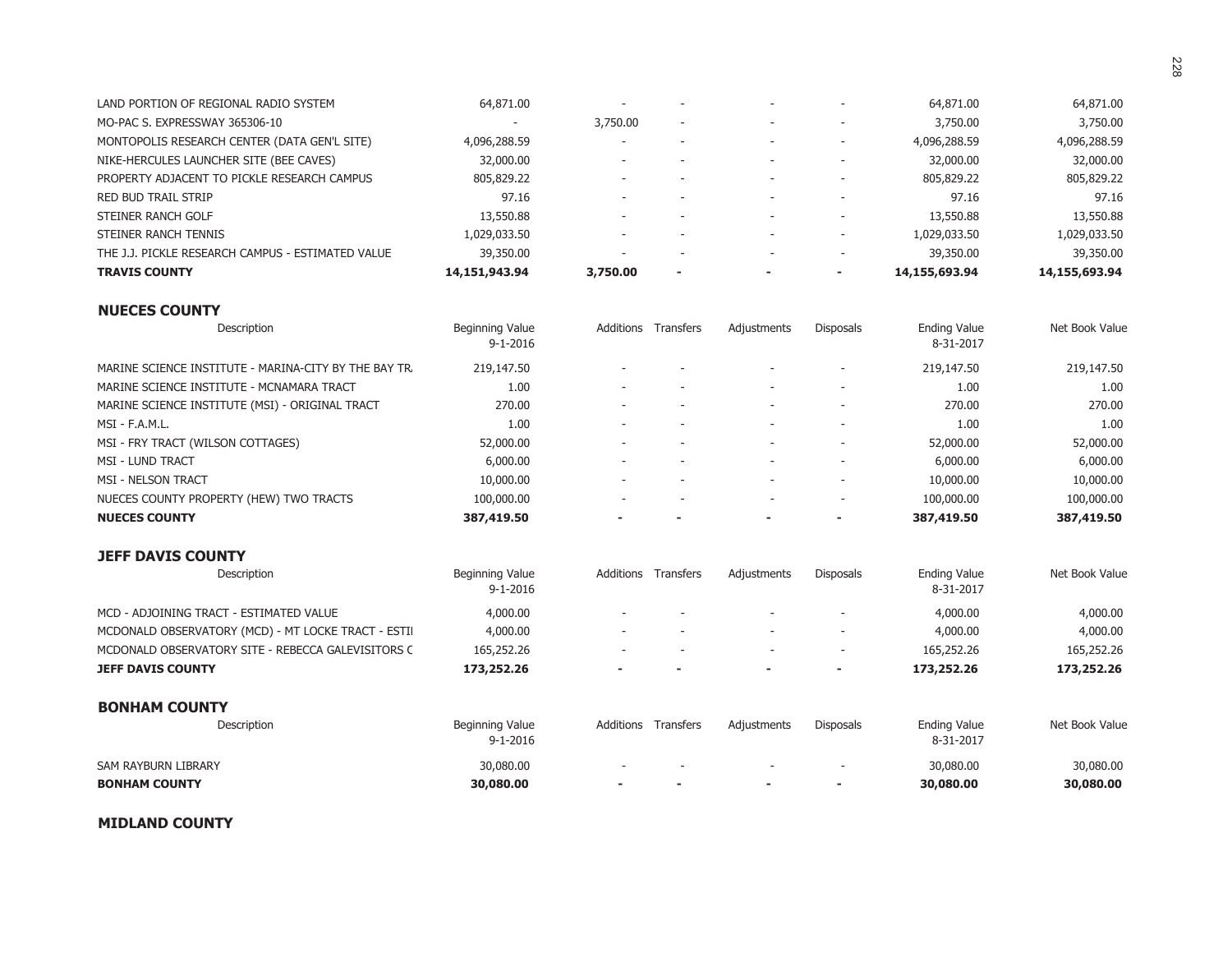| Description | Beginning Value 9-1-2016 | Additions | Transfers | Adjustments | Disposals | Ending Value 8-31-2017 | Net Book Value |
|---|---|---|---|---|---|---|---|
| LAND PORTION OF REGIONAL RADIO SYSTEM | 64,871.00 | - | - | - | - | 64,871.00 | 64,871.00 |
| MO-PAC S. EXPRESSWAY 365306-10 | - | 3,750.00 | - | - | - | 3,750.00 | 3,750.00 |
| MONTOPOLIS RESEARCH CENTER (DATA GEN'L SITE) | 4,096,288.59 | - | - | - | - | 4,096,288.59 | 4,096,288.59 |
| NIKE-HERCULES LAUNCHER SITE (BEE CAVES) | 32,000.00 | - | - | - | - | 32,000.00 | 32,000.00 |
| PROPERTY ADJACENT TO PICKLE RESEARCH CAMPUS | 805,829.22 | - | - | - | - | 805,829.22 | 805,829.22 |
| RED BUD TRAIL STRIP | 97.16 | - | - | - | - | 97.16 | 97.16 |
| STEINER RANCH GOLF | 13,550.88 | - | - | - | - | 13,550.88 | 13,550.88 |
| STEINER RANCH TENNIS | 1,029,033.50 | - | - | - | - | 1,029,033.50 | 1,029,033.50 |
| THE J.J. PICKLE RESEARCH CAMPUS - ESTIMATED VALUE | 39,350.00 | - | - | - | - | 39,350.00 | 39,350.00 |
| **TRAVIS COUNTY** | **14,151,943.94** | **3,750.00** | **-** | **-** | **-** | **14,155,693.94** | **14,155,693.94** |

## NUECES COUNTY

| Description | Beginning Value 9-1-2016 | Additions | Transfers | Adjustments | Disposals | Ending Value 8-31-2017 | Net Book Value |
|---|---|---|---|---|---|---|---|
| MARINE SCIENCE INSTITUTE - MARINA-CITY BY THE BAY TR. | 219,147.50 | - | - | - | - | 219,147.50 | 219,147.50 |
| MARINE SCIENCE INSTITUTE - MCNAMARA TRACT | 1.00 | - | - | - | - | 1.00 | 1.00 |
| MARINE SCIENCE INSTITUTE (MSI) - ORIGINAL TRACT | 270.00 | - | - | - | - | 270.00 | 270.00 |
| MSI - F.A.M.L. | 1.00 | - | - | - | - | 1.00 | 1.00 |
| MSI - FRY TRACT (WILSON COTTAGES) | 52,000.00 | - | - | - | - | 52,000.00 | 52,000.00 |
| MSI - LUND TRACT | 6,000.00 | - | - | - | - | 6,000.00 | 6,000.00 |
| MSI - NELSON TRACT | 10,000.00 | - | - | - | - | 10,000.00 | 10,000.00 |
| NUECES COUNTY PROPERTY (HEW) TWO TRACTS | 100,000.00 | - | - | - | - | 100,000.00 | 100,000.00 |
| **NUECES COUNTY** | **387,419.50** | **-** | **-** | **-** | **-** | **387,419.50** | **387,419.50** |

## JEFF DAVIS COUNTY

| Description | Beginning Value 9-1-2016 | Additions | Transfers | Adjustments | Disposals | Ending Value 8-31-2017 | Net Book Value |
|---|---|---|---|---|---|---|---|
| MCD - ADJOINING TRACT - ESTIMATED VALUE | 4,000.00 | - | - | - | - | 4,000.00 | 4,000.00 |
| MCDONALD OBSERVATORY (MCD) - MT LOCKE TRACT - ESTI | 4,000.00 | - | - | - | - | 4,000.00 | 4,000.00 |
| MCDONALD OBSERVATORY SITE - REBECCA GALEVISITORS C | 165,252.26 | - | - | - | - | 165,252.26 | 165,252.26 |
| **JEFF DAVIS COUNTY** | **173,252.26** | **-** | **-** | **-** | **-** | **173,252.26** | **173,252.26** |

## BONHAM COUNTY

| Description | Beginning Value 9-1-2016 | Additions | Transfers | Adjustments | Disposals | Ending Value 8-31-2017 | Net Book Value |
|---|---|---|---|---|---|---|---|
| SAM RAYBURN LIBRARY | 30,080.00 | - | - | - | - | 30,080.00 | 30,080.00 |
| **BONHAM COUNTY** | **30,080.00** | **-** | **-** | **-** | **-** | **30,080.00** | **30,080.00** |

## MIDLAND COUNTY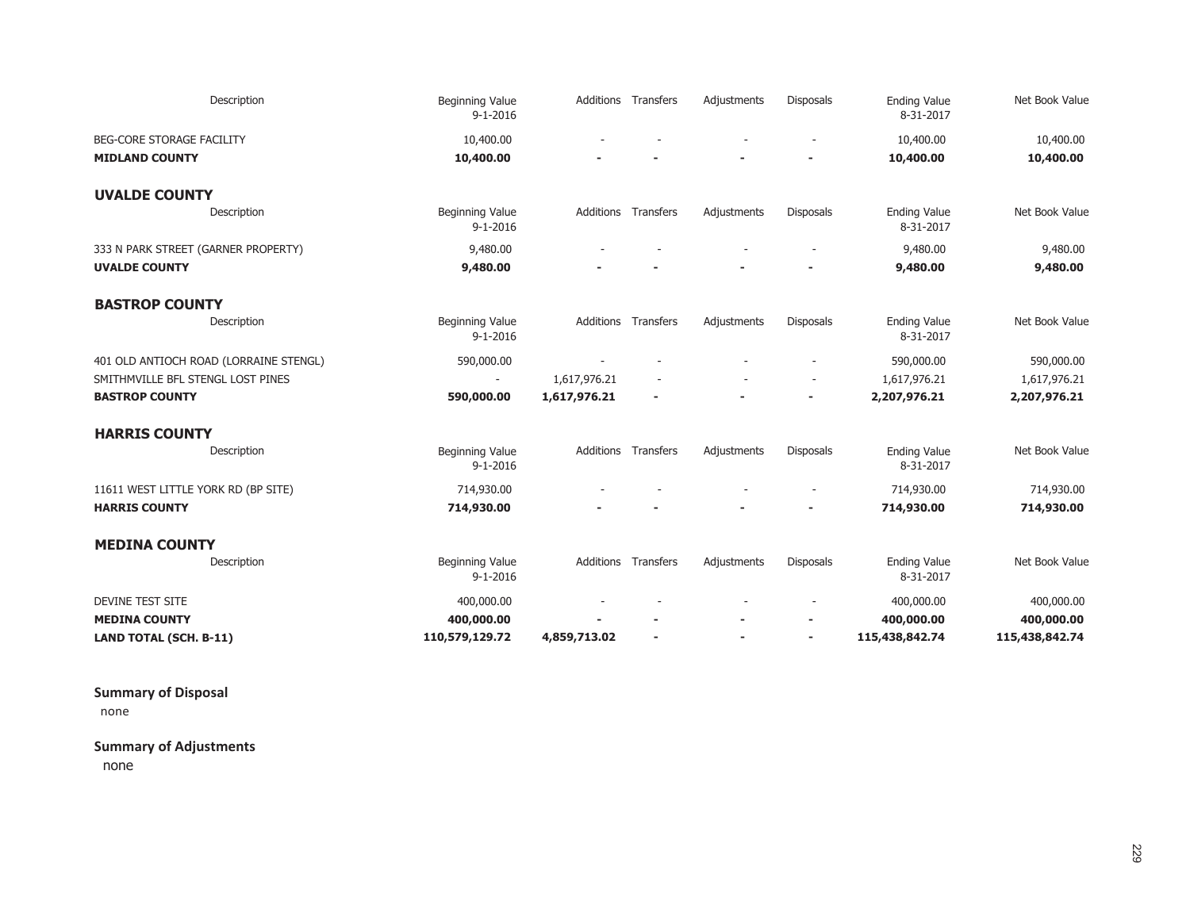| Description | Beginning Value 9-1-2016 | Additions | Transfers | Adjustments | Disposals | Ending Value 8-31-2017 | Net Book Value |
|---|---|---|---|---|---|---|---|
| BEG-CORE STORAGE FACILITY | 10,400.00 | - | - | - | - | 10,400.00 | 10,400.00 |
| **MIDLAND COUNTY** | **10,400.00** | **-** | **-** | **-** | **-** | **10,400.00** | **10,400.00** |

## UVALDE COUNTY

| Description | Beginning Value 9-1-2016 | Additions | Transfers | Adjustments | Disposals | Ending Value 8-31-2017 | Net Book Value |
|---|---|---|---|---|---|---|---|
| 333 N PARK STREET (GARNER PROPERTY) | 9,480.00 | - | - | - | - | 9,480.00 | 9,480.00 |
| **UVALDE COUNTY** | **9,480.00** | **-** | **-** | **-** | **-** | **9,480.00** | **9,480.00** |

## BASTROP COUNTY

| Description | Beginning Value 9-1-2016 | Additions | Transfers | Adjustments | Disposals | Ending Value 8-31-2017 | Net Book Value |
|---|---|---|---|---|---|---|---|
| 401 OLD ANTIOCH ROAD (LORRAINE STENGL) | 590,000.00 | - | - | - | - | 590,000.00 | 590,000.00 |
| SMITHMVILLE BFL STENGL LOST PINES | - | 1,617,976.21 | - | - | - | 1,617,976.21 | 1,617,976.21 |
| **BASTROP COUNTY** | **590,000.00** | **1,617,976.21** | **-** | **-** | **-** | **2,207,976.21** | **2,207,976.21** |

## HARRIS COUNTY

| Description | Beginning Value 9-1-2016 | Additions | Transfers | Adjustments | Disposals | Ending Value 8-31-2017 | Net Book Value |
|---|---|---|---|---|---|---|---|
| 11611 WEST LITTLE YORK RD (BP SITE) | 714,930.00 | - | - | - | - | 714,930.00 | 714,930.00 |
| **HARRIS COUNTY** | **714,930.00** | **-** | **-** | **-** | **-** | **714,930.00** | **714,930.00** |

## MEDINA COUNTY

| Description | Beginning Value 9-1-2016 | Additions | Transfers | Adjustments | Disposals | Ending Value 8-31-2017 | Net Book Value |
|---|---|---|---|---|---|---|---|
| DEVINE TEST SITE | 400,000.00 | - | - | - | - | 400,000.00 | 400,000.00 |
| **MEDINA COUNTY** | **400,000.00** | **-** | **-** | **-** | **-** | **400,000.00** | **400,000.00** |
| **LAND TOTAL (SCH. B-11)** | **110,579,129.72** | **4,859,713.02** | **-** | **-** | **-** | **115,438,842.74** | **115,438,842.74** |

**Summary of Disposal**

none

**Summary of Adjustments**

none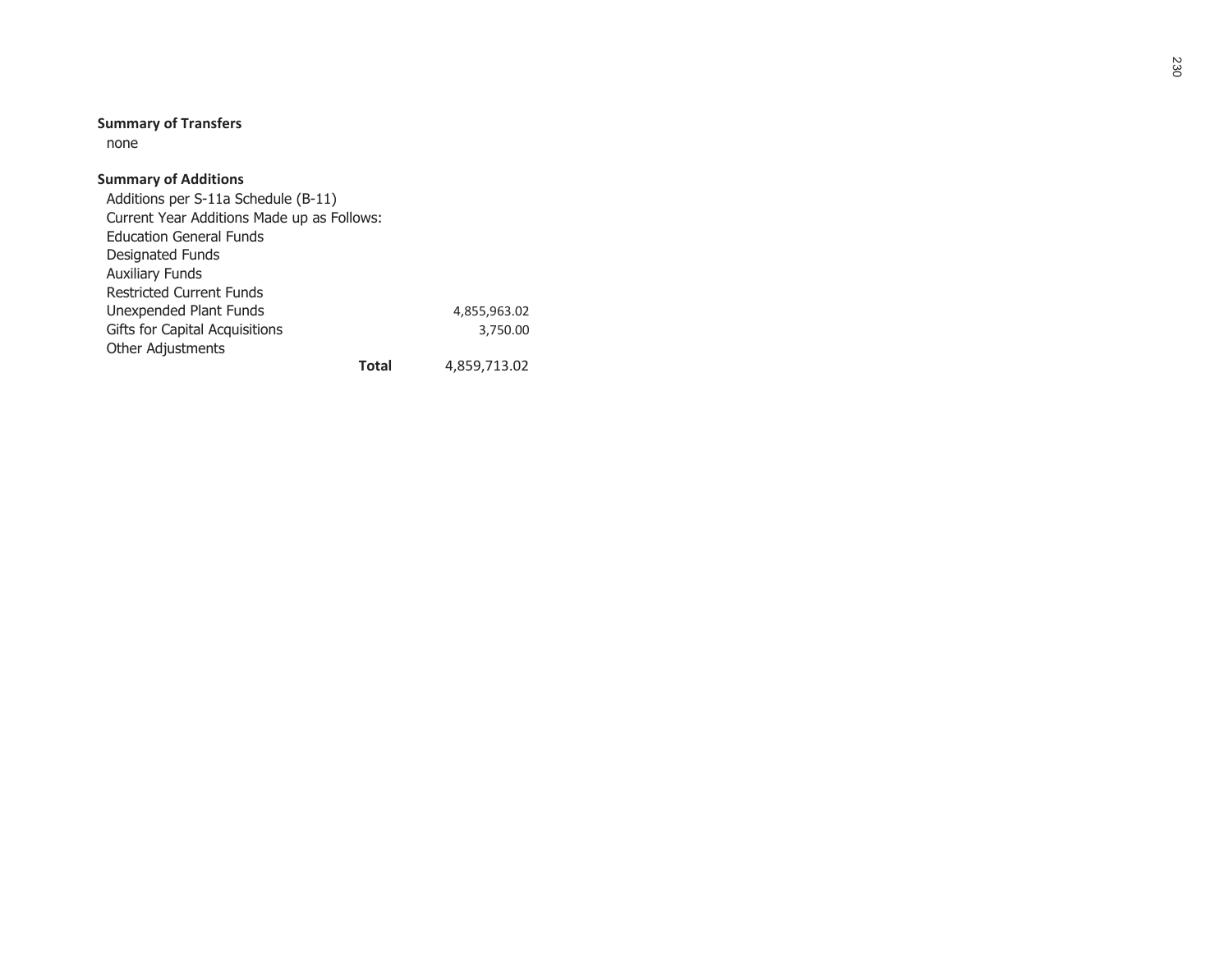**Summary of Transfers**

none

**Summary of Additions**

| | |
|---|---|
| Additions per S-11a Schedule (B-11) | |
| Current Year Additions Made up as Follows: | |
| Education General Funds | |
| Designated Funds | |
| Auxiliary Funds | |
| Restricted Current Funds | |
| Unexpended Plant Funds | 4,855,963.02 |
| Gifts for Capital Acquisitions | 3,750.00 |
| Other Adjustments | |
| **Total** | 4,859,713.02 |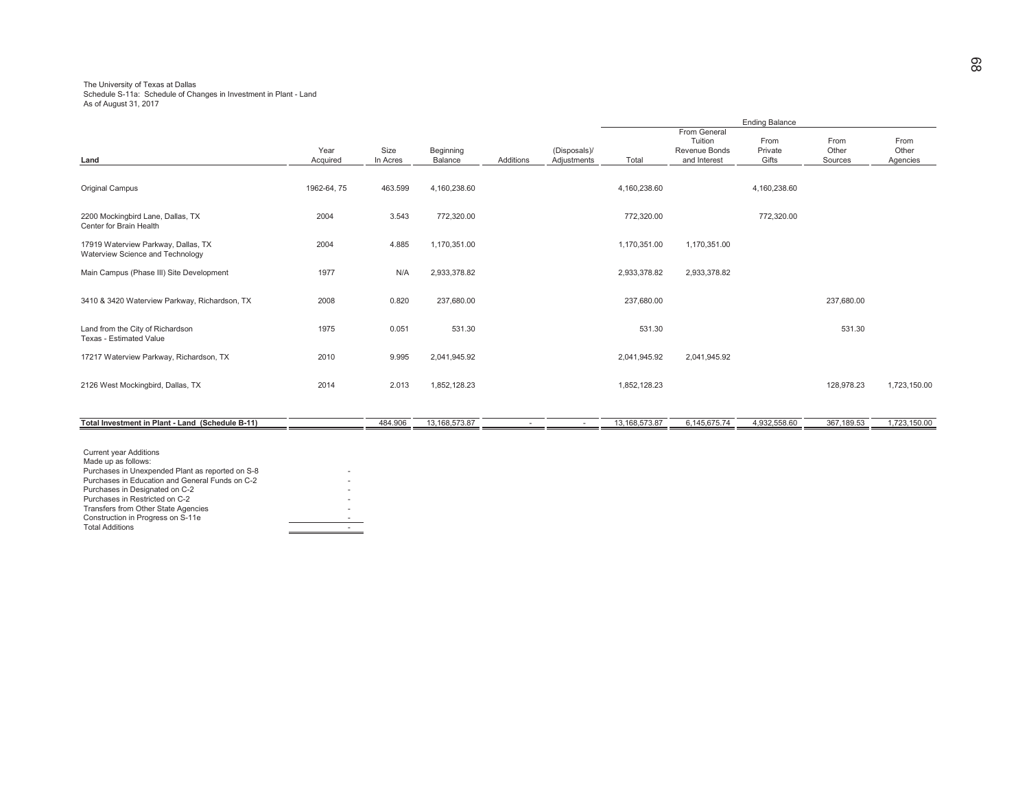The University of Texas at Dallas
Schedule S-11a: Schedule of Changes in Investment in Plant - Land
As of August 31, 2017

| Land | Year Acquired | Size In Acres | Beginning Balance | Additions | (Disposals)/ Adjustments | Ending Balance: Total | Ending Balance: From General Tuition Revenue Bonds and Interest | Ending Balance: From Private Gifts | Ending Balance: From Other Sources | Ending Balance: From Other Agencies |
|---|---|---|---|---|---|---|---|---|---|---|
| Original Campus | 1962-64, 75 | 463.599 | 4,160,238.60 | | | 4,160,238.60 | | 4,160,238.60 | | |
| 2200 Mockingbird Lane, Dallas, TX Center for Brain Health | 2004 | 3.543 | 772,320.00 | | | 772,320.00 | | 772,320.00 | | |
| 17919 Waterview Parkway, Dallas, TX Waterview Science and Technology | 2004 | 4.885 | 1,170,351.00 | | | 1,170,351.00 | 1,170,351.00 | | | |
| Main Campus (Phase III) Site Development | 1977 | N/A | 2,933,378.82 | | | 2,933,378.82 | 2,933,378.82 | | | |
| 3410 & 3420 Waterview Parkway, Richardson, TX | 2008 | 0.820 | 237,680.00 | | | 237,680.00 | | | 237,680.00 | |
| Land from the City of Richardson Texas - Estimated Value | 1975 | 0.051 | 531.30 | | | 531.30 | | | 531.30 | |
| 17217 Waterview Parkway, Richardson, TX | 2010 | 9.995 | 2,041,945.92 | | | 2,041,945.92 | 2,041,945.92 | | | |
| 2126 West Mockingbird, Dallas, TX | 2014 | 2.013 | 1,852,128.23 | | | 1,852,128.23 | | | 128,978.23 | 1,723,150.00 |
| **Total Investment in Plant - Land (Schedule B-11)** | | 484.906 | 13,168,573.87 | - | - | 13,168,573.87 | 6,145,675.74 | 4,932,558.60 | 367,189.53 | 1,723,150.00 |

| Current year Additions Made up as follows: | |
|---|---|
| Purchases in Unexpended Plant as reported on S-8 | - |
| Purchases in Education and General Funds on C-2 | - |
| Purchases in Designated on C-2 | - |
| Purchases in Restricted on C-2 | - |
| Transfers from Other State Agencies | - |
| Construction in Progress on S-11e | - |
| Total Additions | - |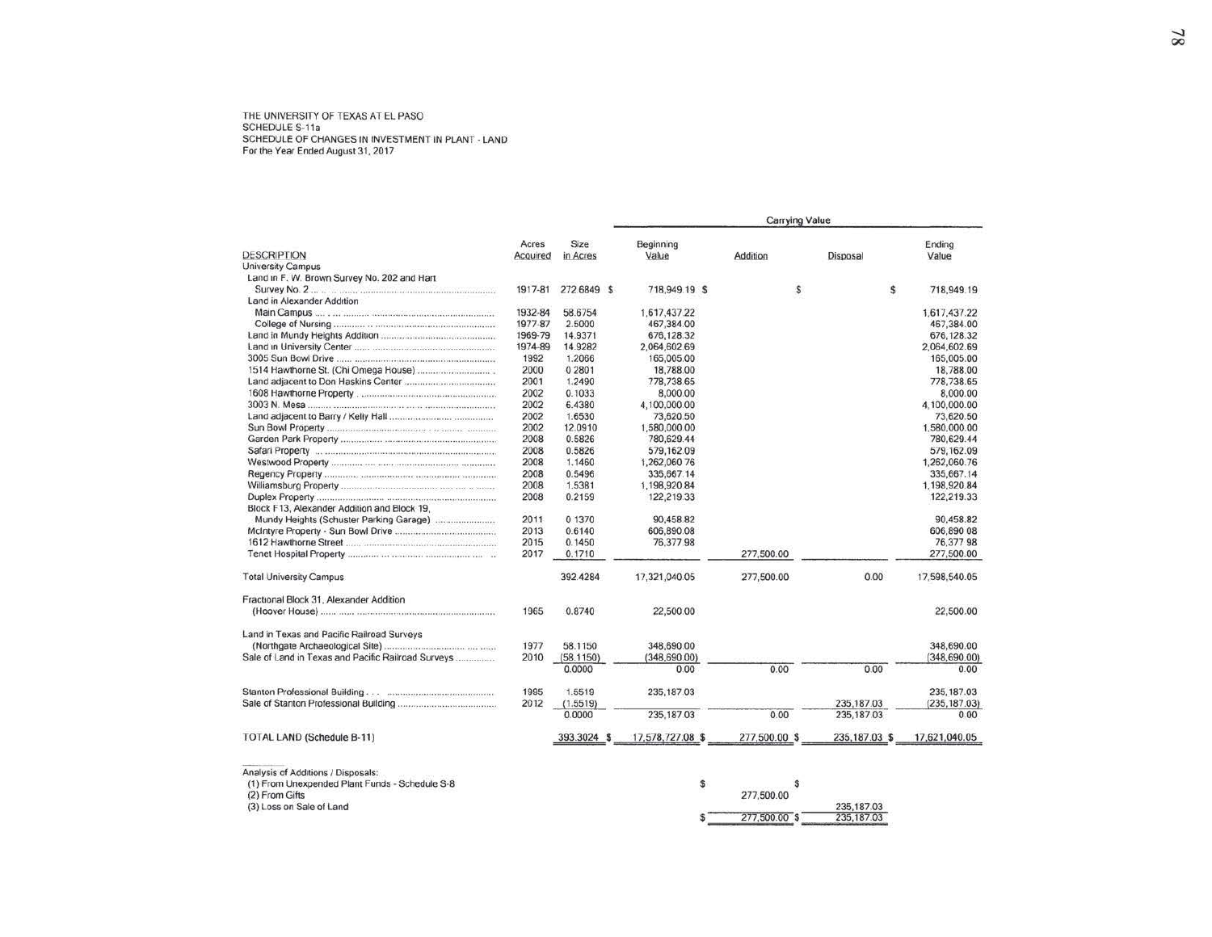THE UNIVERSITY OF TEXAS AT EL PASO
SCHEDULE S-11a
SCHEDULE OF CHANGES IN INVESTMENT IN PLANT - LAND
For the Year Ended August 31, 2017

| DESCRIPTION | Acres Acquired | Size in Acres | Carrying Value Beginning Value | Addition | Disposal | Ending Value |
|---|---|---|---|---|---|---|
| University Campus | | | | | | |
| Land in F. W. Brown Survey No. 202 and Hart Survey No. 2 | 1917-81 | 272.6849 | $ 718,949.19 | $ | $ | $ 718,949.19 |
| Land in Alexander Addition | | | | | | |
| Main Campus | 1932-84 | 58.6754 | 1,617,437.22 | | | 1,617,437.22 |
| College of Nursing | 1977-87 | 2.5000 | 467,384.00 | | | 467,384.00 |
| Land in Mundy Heights Addition | 1969-79 | 14.9371 | 676,128.32 | | | 676,128.32 |
| Land in University Center | 1974-89 | 14.9282 | 2,064,602.69 | | | 2,064,602.69 |
| 3005 Sun Bowl Drive | 1992 | 1.2066 | 165,005.00 | | | 165,005.00 |
| 1514 Hawthorne St. (Chi Omega House) | 2000 | 0.2801 | 18,788.00 | | | 18,788.00 |
| Land adjacent to Don Haskins Center | 2001 | 1.2490 | 778,738.65 | | | 778,738.65 |
| 1608 Hawthorne Property | 2002 | 0.1033 | 8,000.00 | | | 8,000.00 |
| 3003 N. Mesa | 2002 | 6.4380 | 4,100,000.00 | | | 4,100,000.00 |
| Land adjacent to Barry / Kelly Hall | 2002 | 1.6530 | 73,620.50 | | | 73,620.50 |
| Sun Bowl Property | 2002 | 12.0910 | 1,580,000.00 | | | 1,580,000.00 |
| Garden Park Property | 2008 | 0.5826 | 780,629.44 | | | 780,629.44 |
| Safari Property | 2008 | 0.5826 | 579,162.09 | | | 579,162.09 |
| Westwood Property | 2008 | 1.1460 | 1,262,060.76 | | | 1,262,060.76 |
| Regency Property | 2008 | 0.5496 | 335,667.14 | | | 335,667.14 |
| Williamsburg Property | 2008 | 1.5381 | 1,198,920.84 | | | 1,198,920.84 |
| Duplex Property | 2008 | 0.2159 | 122,219.33 | | | 122,219.33 |
| Block F13, Alexander Addition and Block 19, Mundy Heights (Schuster Parking Garage) | 2011 | 0.1370 | 90,458.82 | | | 90,458.82 |
| McIntyre Property - Sun Bowl Drive | 2013 | 0.6140 | 606,890.08 | | | 606,890.08 |
| 1612 Hawthorne Street | 2015 | 0.1450 | 76,377.98 | | | 76,377.98 |
| Tenet Hospital Property | 2017 | 0.1710 | | 277,500.00 | | 277,500.00 |
| Total University Campus | | 392.4284 | 17,321,040.05 | 277,500.00 | 0.00 | 17,598,540.05 |
| Fractional Block 31, Alexander Addition (Hoover House) | 1965 | 0.8740 | 22,500.00 | | | 22,500.00 |
| Land in Texas and Pacific Railroad Surveys (Northgate Archaeological Site) | 1977 | 58.1150 | 348,690.00 | | | 348,690.00 |
| Sale of Land in Texas and Pacific Railroad Surveys | 2010 | (58.1150) | (348,690.00) | | | (348,690.00) |
| | | 0.0000 | 0.00 | 0.00 | 0.00 | 0.00 |
| Stanton Professional Building | 1995 | 1.5519 | 235,187.03 | | | 235,187.03 |
| Sale of Stanton Professional Building | 2012 | (1.5519) | | | 235,187.03 | (235,187.03) |
| | | 0.0000 | 235,187.03 | 0.00 | 235,187.03 | 0.00 |
| TOTAL LAND (Schedule B-11) | | 393.3024 | $ 17,578,727.08 | $ 277,500.00 | $ 235,187.03 | $ 17,621,040.05 |

Analysis of Additions / Disposals:

| | Addition | Disposal |
|---|---|---|
| (1) From Unexpended Plant Funds - Schedule S-8 | $ | $ |
| (2) From Gifts | 277,500.00 | |
| (3) Loss on Sale of Land | | 235,187.03 |
| | $ 277,500.00 | $ 235,187.03 |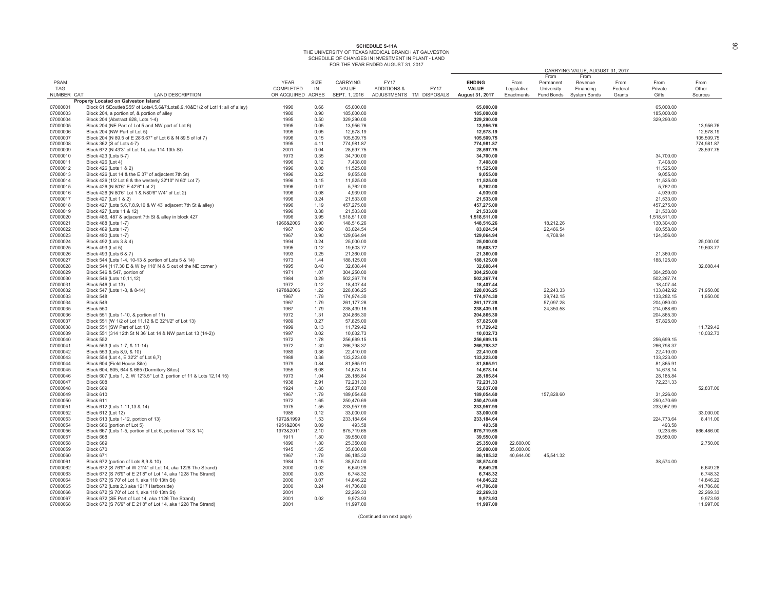**SCHEDULE S-11A**
THE UNIVERSITY OF TEXAS MEDICAL BRANCH AT GALVESTON
SCHEDULE OF CHANGES IN INVESTMENT IN PLANT - LAND
FOR THE YEAR ENDED AUGUST 31, 2017

| PSAM TAG NUMBER | CAT | LAND DESCRIPTION | YEAR COMPLETED OR ACQUIRED | SIZE IN ACRES | CARRYING VALUE SEPT. 1, 2016 | FY17 ADDITIONS & ADJUSTMENTS | TM | FY17 DISPOSALS | ENDING VALUE August 31, 2017 | From Legislative Enactments | From Permanent University Fund Bonds | From Revenue Financing System Bonds | From Federal Grants | From Private Gifts | From Other Sources |
|---|---|---|---|---|---|---|---|---|---|---|---|---|---|---|---|
| | | | | | | | | | | CARRYING VALUE, AUGUST 31, 2017 | | | | | |
| | | **Property Located on Galveston Island** | | | | | | | | | | | | | |
| 07000001 | | Block 61 SEoutlet(S55' of Lots4,5,6&7;Lots8,9,10&E1/2 of Lot11; all of alley) | 1990 | 0.66 | 65,000.00 | | | | **65,000.00** | | | | | 65,000.00 | |
| 07000003 | | Block 204, a portion of, & portion of alley | 1980 | 0.90 | 185,000.00 | | | | **185,000.00** | | | | | 185,000.00 | |
| 07000004 | | Block 204 (Abstract 628, Lots 1-4) | 1995 | 0.50 | 329,290.00 | | | | **329,290.00** | | | | | 329,290.00 | |
| 07000005 | | Block 204 (NE Part of Lot 5 and NW part of Lot 6) | 1995 | 0.05 | 13,956.76 | | | | **13,956.76** | | | | | | 13,956.76 |
| 07000006 | | Block 204 (NW Part of Lot 5) | 1995 | 0.05 | 12,578.19 | | | | **12,578.19** | | | | | | 12,578.19 |
| 07000007 | | Block 204 (N 89.5 of E 28'6.67" of Lot 6 & N 89.5 of lot 7) | 1996 | 0.15 | 105,509.75 | | | | **105,509.75** | | | | | | 105,509.75 |
| 07000008 | | Block 362 (S of Lots 4-7) | 1995 | 4.11 | 774,981.87 | | | | **774,981.87** | | | | | | 774,981.87 |
| 07000009 | | Block 672 (N 43'3" of Lot 14, aka 114 13th St) | 2001 | 0.04 | 28,597.75 | | | | **28,597.75** | | | | | | 28,597.75 |
| 07000010 | | Block 423 (Lots 5-7) | 1973 | 0.35 | 34,700.00 | | | | **34,700.00** | | | | | 34,700.00 | |
| 07000011 | | Block 426 (Lot 4) | 1996 | 0.12 | 7,408.00 | | | | **7,408.00** | | | | | 7,408.00 | |
| 07000012 | | Block 426 (Lots 1 & 2) | 1996 | 0.08 | 11,525.00 | | | | **11,525.00** | | | | | 11,525.00 | |
| 07000013 | | Block 426 (Lot 14 & the E 37' of adjactent 7th St) | 1996 | 0.22 | 9,055.00 | | | | **9,055.00** | | | | | 9,055.00 | |
| 07000014 | | Block 426 (1/2 Lot 6 & the westerly 32'10" N 60' Lot 7) | 1996 | 0.15 | 11,525.00 | | | | **11,525.00** | | | | | 11,525.00 | |
| 07000015 | | Block 426 (N 80'6" E 42'6" Lot 2) | 1996 | 0.07 | 5,762.00 | | | | **5,762.00** | | | | | 5,762.00 | |
| 07000016 | | Block 426 (N 80'6" Lot 1 & N80'6" W4" of Lot 2) | 1996 | 0.08 | 4,939.00 | | | | **4,939.00** | | | | | 4,939.00 | |
| 07000017 | | Block 427 (Lot 1 & 2) | 1996 | 0.24 | 21,533.00 | | | | **21,533.00** | | | | | 21,533.00 | |
| 07000018 | | Block 427 (Lots 5,6,7,8,9,10 & W 43' adjacent 7th St & alley) | 1996 | 1.19 | 457,275.00 | | | | **457,275.00** | | | | | 457,275.00 | |
| 07000019 | | Block 427 (Lots 11 & 12) | 1996 | 0.38 | 21,533.00 | | | | **21,533.00** | | | | | 21,533.00 | |
| 07000020 | | Block 486, 487 & adjacent 7th St & alley in block 427 | 1996 | 3.95 | 1,518,511.00 | | | | **1,518,511.00** | | | | | 1,518,511.00 | |
| 07000021 | | Block 488 (Lots 1-7) | 1966&2006 | 0.90 | 148,516.26 | | | | **148,516.26** | | 18,212.26 | | | 130,304.00 | |
| 07000022 | | Block 489 (Lots 1-7) | 1967 | 0.90 | 83,024.54 | | | | **83,024.54** | | 22,466.54 | | | 60,558.00 | |
| 07000023 | | Block 490 (Lots 1-7) | 1967 | 0.90 | 129,064.94 | | | | **129,064.94** | | 4,708.94 | | | 124,356.00 | |
| 07000024 | | Block 492 (Lots 3 & 4) | 1994 | 0.24 | 25,000.00 | | | | **25,000.00** | | | | | | 25,000.00 |
| 07000025 | | Block 493 (Lot 5) | 1995 | 0.12 | 19,603.77 | | | | **19,603.77** | | | | | | 19,603.77 |
| 07000026 | | Block 493 (Lots 6 & 7) | 1993 | 0.25 | 21,360.00 | | | | **21,360.00** | | | | | 21,360.00 | |
| 07000027 | | Block 544 (Lots 1-4, 10-13 & portion of Lots 5 & 14) | 1973 | 1.44 | 188,125.00 | | | | **188,125.00** | | | | | 188,125.00 | |
| 07000028 | | Block 544 (117.30 E & W by 110' N & S out of the NE corner ) | 1995 | 0.40 | 32,608.44 | | | | **32,608.44** | | | | | | 32,608.44 |
| 07000029 | | Block 546 & 547, portion of | 1971 | 1.07 | 304,250.00 | | | | **304,250.00** | | | | | 304,250.00 | |
| 07000030 | | Block 546 (Lots 10,11,12) | 1984 | 0.29 | 502,267.74 | | | | **502,267.74** | | | | | 502,267.74 | |
| 07000031 | | Block 546 (Lot 13) | 1972 | 0.12 | 18,407.44 | | | | **18,407.44** | | | | | 18,407.44 | |
| 07000032 | | Block 547 (Lots 1-3, & 8-14) | 1978&2006 | 1.22 | 228,036.25 | | | | **228,036.25** | | 22,243.33 | | | 133,842.92 | 71,950.00 |
| 07000033 | | Block 548 | 1967 | 1.79 | 174,974.30 | | | | **174,974.30** | | 39,742.15 | | | 133,282.15 | 1,950.00 |
| 07000034 | | Block 549 | 1967 | 1.79 | 261,177.28 | | | | **261,177.28** | | 57,097.28 | | | 204,080.00 | |
| 07000035 | | Block 550 | 1967 | 1.79 | 238,439.18 | | | | **238,439.18** | | 24,350.58 | | | 214,088.60 | |
| 07000036 | | Block 551 (Lots 1-10, & portion of 11) | 1972 | 1.31 | 204,865.30 | | | | **204,865.30** | | | | | 204,865.30 | |
| 07000037 | | Block 551 (W 1/2 of Lot 11,12 & E 32'1/2" of Lot 13) | 1989 | 0.27 | 57,825.00 | | | | **57,825.00** | | | | | 57,825.00 | |
| 07000038 | | Block 551 (SW Part of Lot 13) | 1999 | 0.13 | 11,729.42 | | | | **11,729.42** | | | | | | 11,729.42 |
| 07000039 | | Block 551 (314 12th St N 36' Lot 14 & NW part Lot 13 (14-2)) | 1997 | 0.02 | 10,032.73 | | | | **10,032.73** | | | | | | 10,032.73 |
| 07000040 | | Block 552 | 1972 | 1.78 | 256,699.15 | | | | **256,699.15** | | | | | 256,699.15 | |
| 07000041 | | Block 553 (Lots 1-7, & 11-14) | 1972 | 1.30 | 266,798.37 | | | | **266,798.37** | | | | | 266,798.37 | |
| 07000042 | | Block 553 (Lots 8,9, & 10) | 1989 | 0.36 | 22,410.00 | | | | **22,410.00** | | | | | 22,410.00 | |
| 07000043 | | Block 554 (Lot 4, E 32'2" of Lot 6,7) | 1988 | 0.36 | 133,223.00 | | | | **133,223.00** | | | | | 133,223.00 | |
| 07000044 | | Block 604 (Field House Site) | 1979 | 0.84 | 81,865.91 | | | | **81,865.91** | | | | | 81,865.91 | |
| 07000045 | | Block 604, 605, 644 & 665 (Dormitory Sites) | 1955 | 6.08 | 14,678.14 | | | | **14,678.14** | | | | | 14,678.14 | |
| 07000046 | | Block 607 (Lots 1, 2, W 12'3.5" Lot 3, portion of 11 & Lots 12,14,15) | 1973 | 1.04 | 28,185.84 | | | | **28,185.84** | | | | | 28,185.84 | |
| 07000047 | | Block 608 | 1938 | 2.91 | 72,231.33 | | | | **72,231.33** | | | | | 72,231.33 | |
| 07000048 | | Block 609 | 1924 | 1.80 | 52,837.00 | | | | **52,837.00** | | | | | | 52,837.00 |
| 07000049 | | Block 610 | 1967 | 1.79 | 189,054.60 | | | | **189,054.60** | | 157,828.60 | | | 31,226.00 | |
| 07000050 | | Block 611 | 1972 | 1.65 | 250,470.69 | | | | **250,470.69** | | | | | 250,470.69 | |
| 07000051 | | Block 612 (Lots 1-11,13 & 14) | 1975 | 1.55 | 233,957.99 | | | | **233,957.99** | | | | | 233,957.99 | |
| 07000052 | | Block 612 (Lot 12) | 1985 | 0.12 | 33,000.00 | | | | **33,000.00** | | | | | | 33,000.00 |
| 07000053 | | Block 613 (Lots 1-12, portion of 13) | 1972&1999 | 1.53 | 233,184.64 | | | | **233,184.64** | | | | | 224,773.64 | 8,411.00 |
| 07000054 | | Block 666 (portion of Lot 5) | 1951&2004 | 0.09 | 493.58 | | | | **493.58** | | | | | 493.58 | |
| 07000056 | | Block 667 (Lots 1-5, portion of Lot 6, portion of 13 & 14) | 1973&2011 | 2.10 | 875,719.65 | | | | **875,719.65** | | | | | 9,233.65 | 866,486.00 |
| 07000057 | | Block 668 | 1911 | 1.80 | 39,550.00 | | | | **39,550.00** | | | | | 39,550.00 | |
| 07000058 | | Block 669 | 1890 | 1.80 | 25,350.00 | | | | **25,350.00** | 22,600.00 | | | | | 2,750.00 |
| 07000059 | | Block 670 | 1945 | 1.65 | 35,000.00 | | | | **35,000.00** | 35,000.00 | | | | | |
| 07000060 | | Block 671 | 1967 | 1.79 | 86,185.32 | | | | **86,185.32** | 40,644.00 | 45,541.32 | | | | |
| 07000061 | | Block 672 (portion of Lots 8,9 & 10) | 1984 | 0.15 | 38,574.00 | | | | **38,574.00** | | | | | 38,574.00 | |
| 07000062 | | Block 672 (S 76'9" of W 21'4" of Lot 14, aka 1226 The Strand) | 2000 | 0.02 | 6,649.28 | | | | **6,649.28** | | | | | | 6,649.28 |
| 07000063 | | Block 672 (S 76'9" of E 21'8" of Lot 14, aka 1228 The Strand) | 2000 | 0.03 | 6,748.32 | | | | **6,748.32** | | | | | | 6,748.32 |
| 07000064 | | Block 672 (S 70' of Lot 1, aka 110 13th St) | 2000 | 0.07 | 14,846.22 | | | | **14,846.22** | | | | | | 14,846.22 |
| 07000065 | | Block 672 (Lots 2,3 aka 1217 Harborside) | 2000 | 0.24 | 41,706.80 | | | | **41,706.80** | | | | | | 41,706.80 |
| 07000066 | | Block 672 (S 70' of Lot 1, aka 110 13th St) | 2001 | | 22,269.33 | | | | **22,269.33** | | | | | | 22,269.33 |
| 07000067 | | Block 672 (SE Part of Lot 14, aka 1126 The Strand) | 2001 | 0.02 | 9,973.93 | | | | **9,973.93** | | | | | | 9,973.93 |
| 07000068 | | Block 672 (S 76'9" of E 21'8" of Lot 14, aka 1228 The Strand) | 2001 | | 11,997.00 | | | | **11,997.00** | | | | | | 11,997.00 |

(Continued on next page)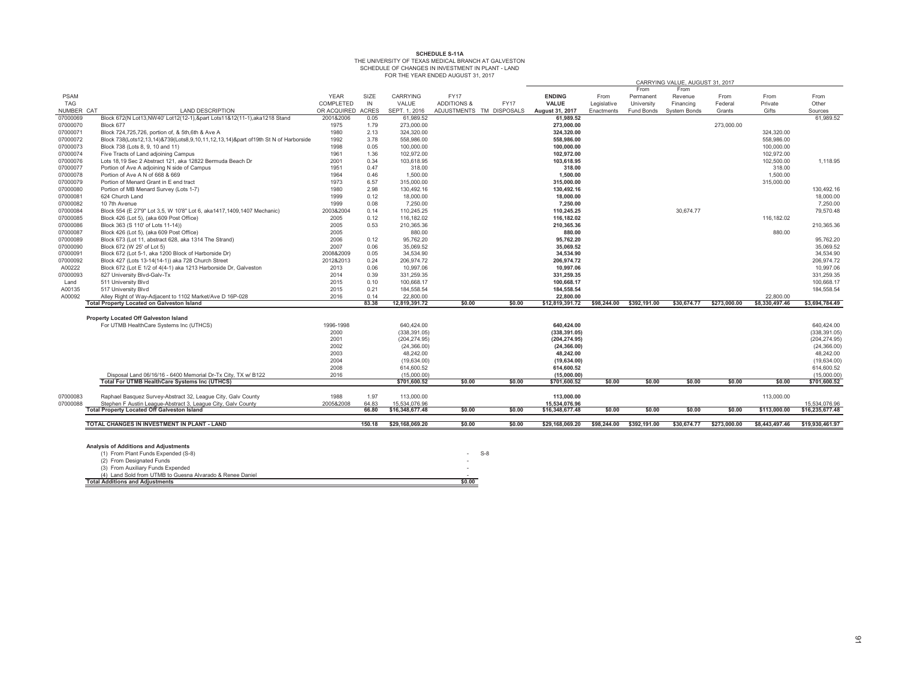**SCHEDULE S-11A**
THE UNIVERSITY OF TEXAS MEDICAL BRANCH AT GALVESTON
SCHEDULE OF CHANGES IN INVESTMENT IN PLANT - LAND
FOR THE YEAR ENDED AUGUST 31, 2017

| PSAM TAG NUMBER | CAT | LAND DESCRIPTION | YEAR COMPLETED OR ACQUIRED | SIZE IN ACRES | CARRYING VALUE SEPT. 1, 2016 | FY17 ADDITIONS & ADJUSTMENTS | FY17 TM DISPOSALS | ENDING VALUE August 31, 2017 | From Legislative Enactments | From Permanent University Fund Bonds | From Revenue Financing System Bonds | From Federal Grants | From Private Gifts | From Other Sources |
|---|---|---|---|---|---|---|---|---|---|---|---|---|---|---|
| | | | | | | | | | CARRYING VALUE, AUGUST 31, 2017 | | | | | |
| 07000069 | | Block 672(N Lot13,NW40' Lot12(12-1),&part Lots11&12(11-1),aka1218 Stand | 2001&2006 | 0.05 | 61,989.52 | | | **61,989.52** | | | | | | 61,989.52 |
| 07000070 | | Block 677 | 1975 | 1.79 | 273,000.00 | | | **273,000.00** | | | | 273,000.00 | | |
| 07000071 | | Block 724,725,726, portion of, & 5th,6th & Ave A | 1980 | 2.13 | 324,320.00 | | | **324,320.00** | | | | | 324,320.00 | |
| 07000072 | | Block 738(Lots12,13,14)&739(Lots8,9,10,11,12,13,14)&part of19th St N of Harborside | 1992 | 3.78 | 558,986.00 | | | **558,986.00** | | | | | 558,986.00 | |
| 07000073 | | Block 738 (Lots 8, 9, 10 and 11) | 1998 | 0.05 | 100,000.00 | | | **100,000.00** | | | | | 100,000.00 | |
| 07000074 | | Five Tracts of Land adjoining Campus | 1961 | 1.36 | 102,972.00 | | | **102,972.00** | | | | | 102,972.00 | |
| 07000076 | | Lots 18,19 Sec 2 Abstract 121, aka 12822 Bermuda Beach Dr | 2001 | 0.34 | 103,618.95 | | | **103,618.95** | | | | | 102,500.00 | 1,118.95 |
| 07000077 | | Portion of Ave A adjoining N side of Campus | 1951 | 0.47 | 318.00 | | | **318.00** | | | | | 318.00 | |
| 07000078 | | Portion of Ave A N of 668 & 669 | 1964 | 0.46 | 1,500.00 | | | **1,500.00** | | | | | 1,500.00 | |
| 07000079 | | Portion of Menard Grant in E end tract | 1973 | 6.57 | 315,000.00 | | | **315,000.00** | | | | | 315,000.00 | |
| 07000080 | | Portion of MB Menard Survey (Lots 1-7) | 1980 | 2.98 | 130,492.16 | | | **130,492.16** | | | | | | 130,492.16 |
| 07000081 | | 624 Church Land | 1999 | 0.12 | 18,000.00 | | | **18,000.00** | | | | | | 18,000.00 |
| 07000082 | | 10 7th Avenue | 1999 | 0.08 | 7,250.00 | | | **7,250.00** | | | | | | 7,250.00 |
| 07000084 | | Block 554 (E 27'9" Lot 3,5, W 10'8" Lot 6, aka1417,1409,1407 Mechanic) | 2003&2004 | 0.14 | 110,245.25 | | | **110,245.25** | | | 30,674.77 | | | 79,570.48 |
| 07000085 | | Block 426 (Lot 5), (aka 609 Post Office) | 2005 | 0.12 | 116,182.02 | | | **116,182.02** | | | | | 116,182.02 | |
| 07000086 | | Block 363 (S 110' of Lots 11-14)) | 2005 | 0.53 | 210,365.36 | | | **210,365.36** | | | | | | 210,365.36 |
| 07000087 | | Block 426 (Lot 5), (aka 609 Post Office) | 2005 | | 880.00 | | | **880.00** | | | | | 880.00 | |
| 07000089 | | Block 673 (Lot 11, abstract 628, aka 1314 The Strand) | 2006 | 0.12 | 95,762.20 | | | **95,762.20** | | | | | | 95,762.20 |
| 07000090 | | Block 672 (W 25' of Lot 5) | 2007 | 0.06 | 35,069.52 | | | **35,069.52** | | | | | | 35,069.52 |
| 07000091 | | Block 672 (Lot 5-1, aka 1200 Block of Harborside Dr) | 2008&2009 | 0.05 | 34,534.90 | | | **34,534.90** | | | | | | 34,534.90 |
| 07000092 | | Block 427 (Lots 13-14(14-1)) aka 728 Church Street | 2012&2013 | 0.24 | 206,974.72 | | | **206,974.72** | | | | | | 206,974.72 |
| A00222 | | Block 672 (Lot E 1/2 of 4(4-1) aka 1213 Harborside Dr, Galveston | 2013 | 0.06 | 10,997.06 | | | **10,997.06** | | | | | | 10,997.06 |
| 07000093 | | 827 University Blvd-Galv-Tx | 2014 | 0.39 | 331,259.35 | | | **331,259.35** | | | | | | 331,259.35 |
| Land | | 511 University Blvd | 2015 | 0.10 | 100,668.17 | | | **100,668.17** | | | | | | 100,668.17 |
| A00135 | | 517 University Blvd | 2015 | 0.21 | 184,558.54 | | | **184,558.54** | | | | | | 184,558.54 |
| A00092 | | Alley Right of Way-Adjacent to 1102 Market/Ave D 16P-028 | 2016 | 0.14 | 22,800.00 | | | **22,800.00** | | | | | 22,800.00 | |
| | | **Total Property Located on Galveston Island** | | **83.38** | **12,819,391.72** | **$0.00** | **$0.00** | **$12,819,391.72** | **$98,244.00** | **$392,191.00** | **$30,674.77** | **$273,000.00** | **$8,330,497.46** | **$3,694,784.49** |
| | | **Property Located Off Galveston Island** | | | | | | | | | | | | |
| | | For UTMB HealthCare Systems Inc (UTHCS) | 1996-1998 | | 640,424.00 | | | **640,424.00** | | | | | | 640,424.00 |
| | | | 2000 | | (338,391.05) | | | **(338,391.05)** | | | | | | (338,391.05) |
| | | | 2001 | | (204,274.95) | | | **(204,274.95)** | | | | | | (204,274.95) |
| | | | 2002 | | (24,366.00) | | | **(24,366.00)** | | | | | | (24,366.00) |
| | | | 2003 | | 48,242.00 | | | **48,242.00** | | | | | | 48,242.00 |
| | | | 2004 | | (19,634.00) | | | **(19,634.00)** | | | | | | (19,634.00) |
| | | | 2008 | | 614,600.52 | | | **614,600.52** | | | | | | 614,600.52 |
| | | Disposal Land 06/16/16 - 6400 Memorial Dr-Tx City, TX w/ B122 | 2016 | | (15,000.00) | | | **(15,000.00)** | | | | | | (15,000.00) |
| | | **Total For UTMB HealthCare Systems Inc (UTHCS)** | | | **$701,600.52** | **$0.00** | **$0.00** | **$701,600.52** | **$0.00** | **$0.00** | **$0.00** | **$0.00** | **$0.00** | **$701,600.52** |
| 07000083 | | Raphael Basquez Survey-Abstract 32, League City, Galv County | 1988 | 1.97 | 113,000.00 | | | **113,000.00** | | | | | 113,000.00 | |
| 07000088 | | Stephen F Austin League-Abstract 3, League City, Galv County | 2005&2008 | 64.83 | 15,534,076.96 | | | **15,534,076.96** | | | | | | 15,534,076.96 |
| | | **Total Property Located Off Galveston Island** | | **66.80** | **$16,348,677.48** | **$0.00** | **$0.00** | **$16,348,677.48** | **$0.00** | **$0.00** | **$0.00** | **$0.00** | **$113,000.00** | **$16,235,677.48** |
| | | **TOTAL CHANGES IN INVESTMENT IN PLANT - LAND** | | **150.18** | **$29,168,069.20** | **$0.00** | **$0.00** | **$29,168,069.20** | **$98,244.00** | **$392,191.00** | **$30,674.77** | **$273,000.00** | **$8,443,497.46** | **$19,930,461.97** |

**Analysis of Additions and Adjustments**

| | | |
|---|---|---|
| (1) From Plant Funds Expended (S-8) | - | S-8 |
| (2) From Designated Funds | - | |
| (3) From Auxiliary Funds Expended | - | |
| (4) Land Sold from UTMB to Guesna Alvarado & Renee Daniel | - | |
| **Total Additions and Adjustments** | **$0.00** | |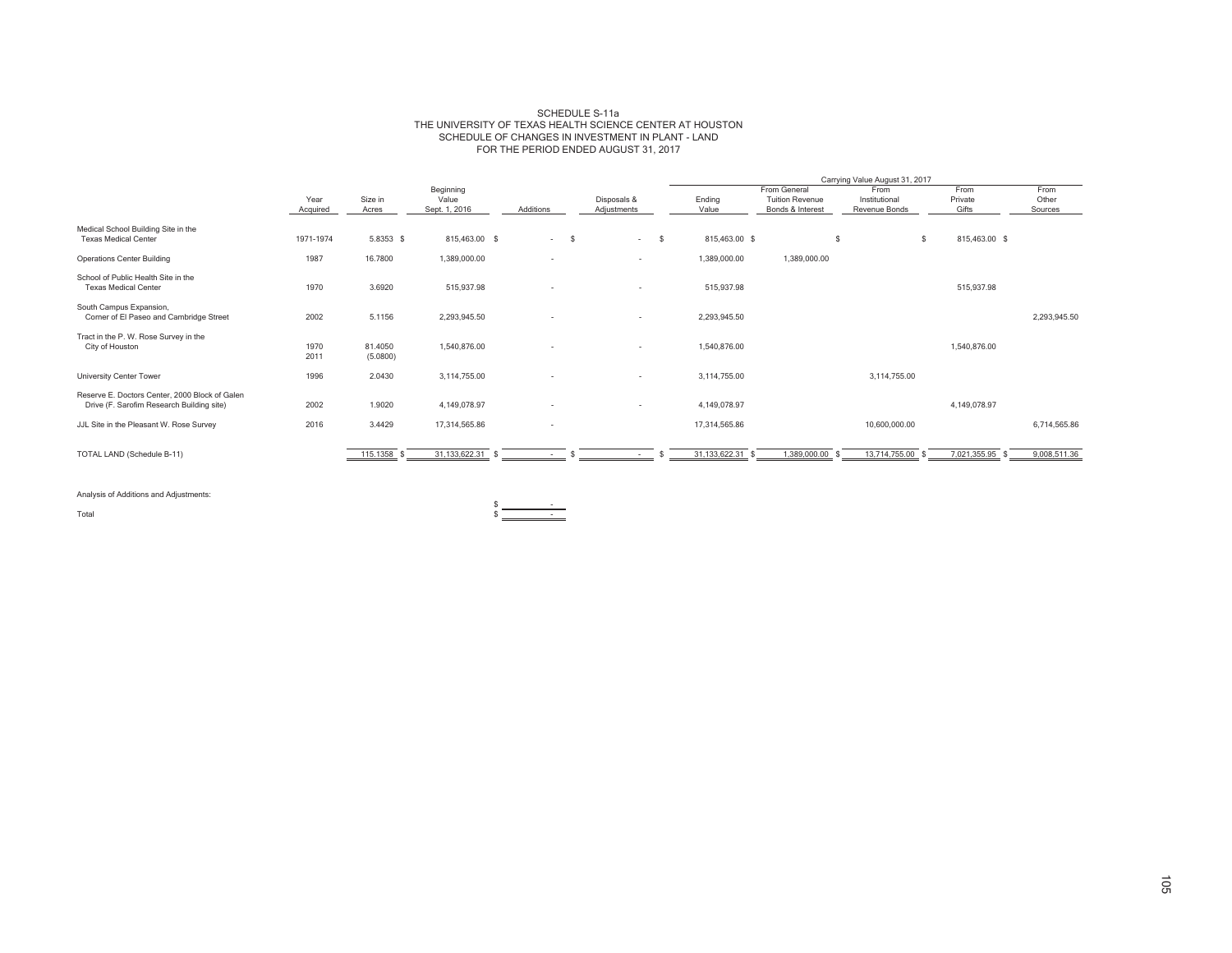# SCHEDULE S-11a
# THE UNIVERSITY OF TEXAS HEALTH SCIENCE CENTER AT HOUSTON
## SCHEDULE OF CHANGES IN INVESTMENT IN PLANT - LAND
## FOR THE PERIOD ENDED AUGUST 31, 2017

| | Year Acquired | Size in Acres | Beginning Value Sept. 1, 2016 | Additions | Disposals & Adjustments | Ending Value | From General Tuition Revenue Bonds & Interest | From Institutional Revenue Bonds | From Private Gifts | From Other Sources |
|---|---|---|---|---|---|---|---|---|---|---|
| | | | | | | Carrying Value August 31, 2017 | | | | |
| Medical School Building Site in the Texas Medical Center | 1971-1974 | 5.8353 | $ 815,463.00 | $ - | $ - | $ 815,463.00 | $ | $ | $ 815,463.00 | $ |
| Operations Center Building | 1987 | 16.7800 | 1,389,000.00 | - | - | 1,389,000.00 | 1,389,000.00 | | | |
| School of Public Health Site in the Texas Medical Center | 1970 | 3.6920 | 515,937.98 | - | - | 515,937.98 | | | 515,937.98 | |
| South Campus Expansion, Corner of El Paseo and Cambridge Street | 2002 | 5.1156 | 2,293,945.50 | - | - | 2,293,945.50 | | | | 2,293,945.50 |
| Tract in the P. W. Rose Survey in the City of Houston | 1970<br>2011 | 81.4050<br>(5.0800) | 1,540,876.00 | - | - | 1,540,876.00 | | | 1,540,876.00 | |
| University Center Tower | 1996 | 2.0430 | 3,114,755.00 | - | - | 3,114,755.00 | | 3,114,755.00 | | |
| Reserve E. Doctors Center, 2000 Block of Galen Drive (F. Sarofim Research Building site) | 2002 | 1.9020 | 4,149,078.97 | - | - | 4,149,078.97 | | | 4,149,078.97 | |
| JJL Site in the Pleasant W. Rose Survey | 2016 | 3.4429 | 17,314,565.86 | - | | 17,314,565.86 | | 10,600,000.00 | | 6,714,565.86 |
| TOTAL LAND (Schedule B-11) | | 115.1358 | $ 31,133,622.31 | $ - | $ - | $ 31,133,622.31 | $ 1,389,000.00 | $ 13,714,755.00 | $ 7,021,355.95 | $ 9,008,511.36 |

Analysis of Additions and Adjustments:

| | |
|---|---|
| | $ - |
| Total | $ - |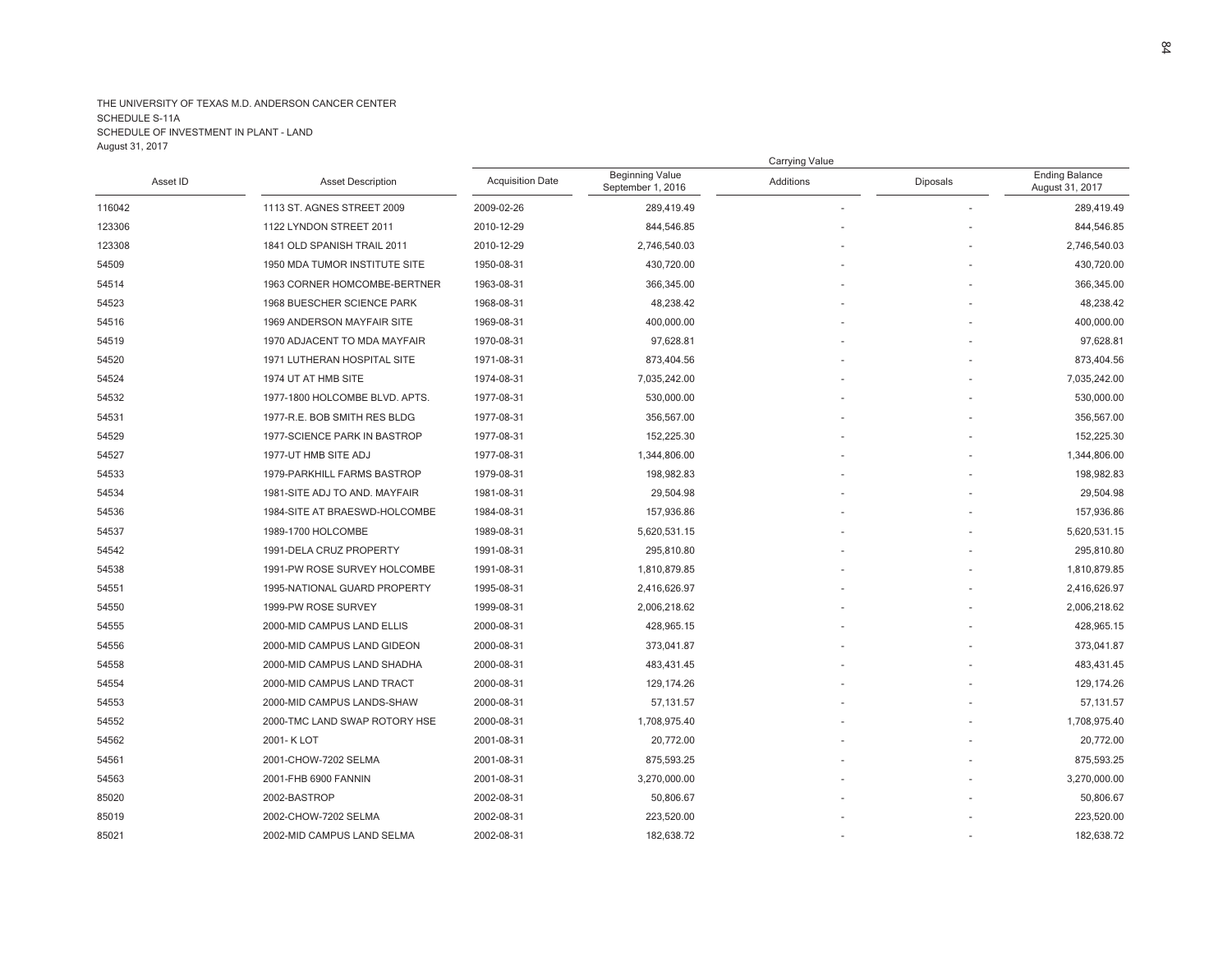THE UNIVERSITY OF TEXAS M.D. ANDERSON CANCER CENTER
SCHEDULE S-11A
SCHEDULE OF INVESTMENT IN PLANT - LAND
August 31, 2017

| | | | Carrying Value | | | |
|---|---|---|---|---|---|---|
| Asset ID | Asset Description | Acquisition Date | Beginning Value September 1, 2016 | Additions | Diposals | Ending Balance August 31, 2017 |
| 116042 | 1113 ST. AGNES STREET 2009 | 2009-02-26 | 289,419.49 | - | - | 289,419.49 |
| 123306 | 1122 LYNDON STREET 2011 | 2010-12-29 | 844,546.85 | - | - | 844,546.85 |
| 123308 | 1841 OLD SPANISH TRAIL 2011 | 2010-12-29 | 2,746,540.03 | - | - | 2,746,540.03 |
| 54509 | 1950 MDA TUMOR INSTITUTE SITE | 1950-08-31 | 430,720.00 | - | - | 430,720.00 |
| 54514 | 1963 CORNER HOMCOMBE-BERTNER | 1963-08-31 | 366,345.00 | - | - | 366,345.00 |
| 54523 | 1968 BUESCHER SCIENCE PARK | 1968-08-31 | 48,238.42 | - | - | 48,238.42 |
| 54516 | 1969 ANDERSON MAYFAIR SITE | 1969-08-31 | 400,000.00 | - | - | 400,000.00 |
| 54519 | 1970 ADJACENT TO MDA MAYFAIR | 1970-08-31 | 97,628.81 | - | - | 97,628.81 |
| 54520 | 1971 LUTHERAN HOSPITAL SITE | 1971-08-31 | 873,404.56 | - | - | 873,404.56 |
| 54524 | 1974 UT AT HMB SITE | 1974-08-31 | 7,035,242.00 | - | - | 7,035,242.00 |
| 54532 | 1977-1800 HOLCOMBE BLVD. APTS. | 1977-08-31 | 530,000.00 | - | - | 530,000.00 |
| 54531 | 1977-R.E. BOB SMITH RES BLDG | 1977-08-31 | 356,567.00 | - | - | 356,567.00 |
| 54529 | 1977-SCIENCE PARK IN BASTROP | 1977-08-31 | 152,225.30 | - | - | 152,225.30 |
| 54527 | 1977-UT HMB SITE ADJ | 1977-08-31 | 1,344,806.00 | - | - | 1,344,806.00 |
| 54533 | 1979-PARKHILL FARMS BASTROP | 1979-08-31 | 198,982.83 | - | - | 198,982.83 |
| 54534 | 1981-SITE ADJ TO AND. MAYFAIR | 1981-08-31 | 29,504.98 | - | - | 29,504.98 |
| 54536 | 1984-SITE AT BRAESWD-HOLCOMBE | 1984-08-31 | 157,936.86 | - | - | 157,936.86 |
| 54537 | 1989-1700 HOLCOMBE | 1989-08-31 | 5,620,531.15 | - | - | 5,620,531.15 |
| 54542 | 1991-DELA CRUZ PROPERTY | 1991-08-31 | 295,810.80 | - | - | 295,810.80 |
| 54538 | 1991-PW ROSE SURVEY HOLCOMBE | 1991-08-31 | 1,810,879.85 | - | - | 1,810,879.85 |
| 54551 | 1995-NATIONAL GUARD PROPERTY | 1995-08-31 | 2,416,626.97 | - | - | 2,416,626.97 |
| 54550 | 1999-PW ROSE SURVEY | 1999-08-31 | 2,006,218.62 | - | - | 2,006,218.62 |
| 54555 | 2000-MID CAMPUS LAND ELLIS | 2000-08-31 | 428,965.15 | - | - | 428,965.15 |
| 54556 | 2000-MID CAMPUS LAND GIDEON | 2000-08-31 | 373,041.87 | - | - | 373,041.87 |
| 54558 | 2000-MID CAMPUS LAND SHADHA | 2000-08-31 | 483,431.45 | - | - | 483,431.45 |
| 54554 | 2000-MID CAMPUS LAND TRACT | 2000-08-31 | 129,174.26 | - | - | 129,174.26 |
| 54553 | 2000-MID CAMPUS LANDS-SHAW | 2000-08-31 | 57,131.57 | - | - | 57,131.57 |
| 54552 | 2000-TMC LAND SWAP ROTORY HSE | 2000-08-31 | 1,708,975.40 | - | - | 1,708,975.40 |
| 54562 | 2001- K LOT | 2001-08-31 | 20,772.00 | - | - | 20,772.00 |
| 54561 | 2001-CHOW-7202 SELMA | 2001-08-31 | 875,593.25 | - | - | 875,593.25 |
| 54563 | 2001-FHB 6900 FANNIN | 2001-08-31 | 3,270,000.00 | - | - | 3,270,000.00 |
| 85020 | 2002-BASTROP | 2002-08-31 | 50,806.67 | - | - | 50,806.67 |
| 85019 | 2002-CHOW-7202 SELMA | 2002-08-31 | 223,520.00 | - | - | 223,520.00 |
| 85021 | 2002-MID CAMPUS LAND SELMA | 2002-08-31 | 182,638.72 | - | - | 182,638.72 |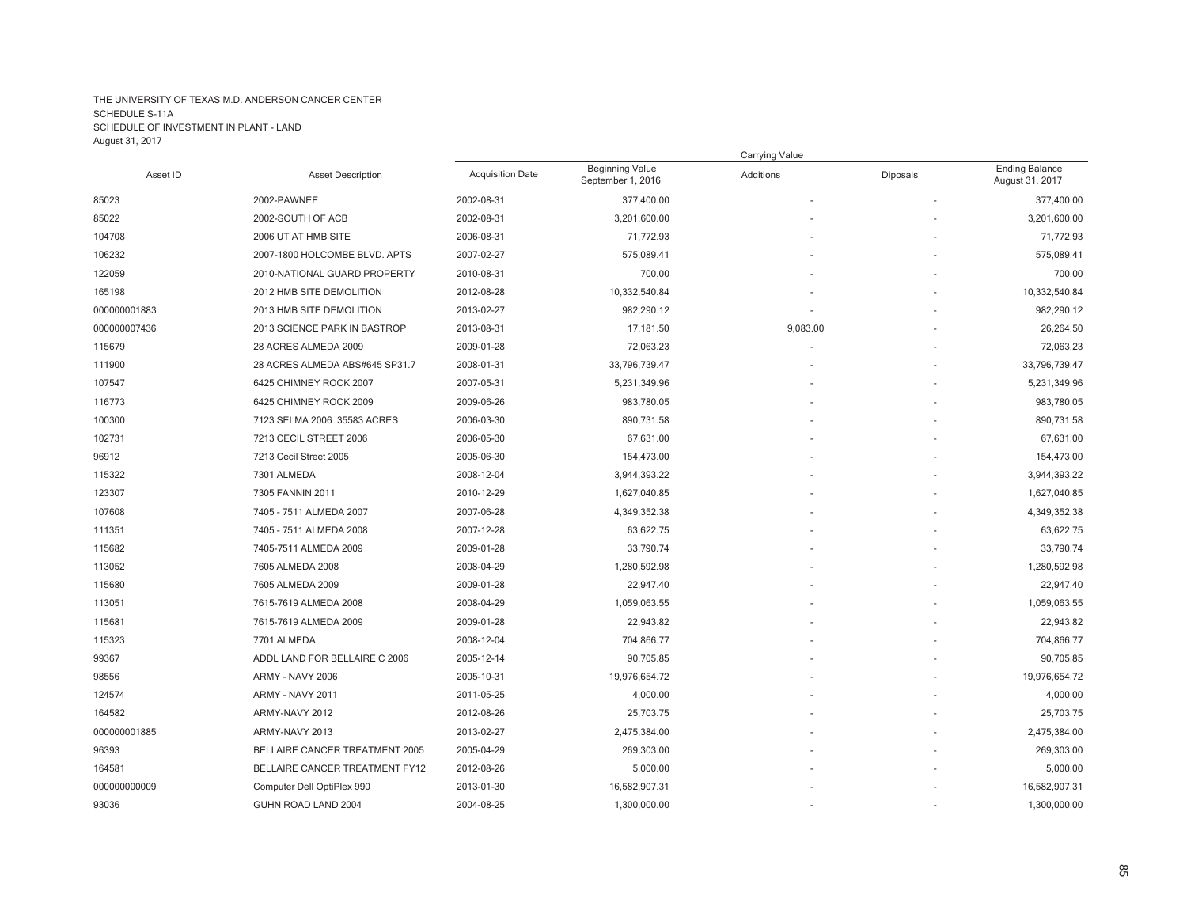THE UNIVERSITY OF TEXAS M.D. ANDERSON CANCER CENTER
SCHEDULE S-11A
SCHEDULE OF INVESTMENT IN PLANT - LAND
August 31, 2017

| Asset ID | Asset Description | Acquisition Date | Carrying Value | | | |
|---|---|---|---|---|---|---|
| | | | Beginning Value September 1, 2016 | Additions | Diposals | Ending Balance August 31, 2017 |
| 85023 | 2002-PAWNEE | 2002-08-31 | 377,400.00 | - | - | 377,400.00 |
| 85022 | 2002-SOUTH OF ACB | 2002-08-31 | 3,201,600.00 | - | - | 3,201,600.00 |
| 104708 | 2006 UT AT HMB SITE | 2006-08-31 | 71,772.93 | - | - | 71,772.93 |
| 106232 | 2007-1800 HOLCOMBE BLVD. APTS | 2007-02-27 | 575,089.41 | - | - | 575,089.41 |
| 122059 | 2010-NATIONAL GUARD PROPERTY | 2010-08-31 | 700.00 | - | - | 700.00 |
| 165198 | 2012 HMB SITE DEMOLITION | 2012-08-28 | 10,332,540.84 | - | - | 10,332,540.84 |
| 000000001883 | 2013 HMB SITE DEMOLITION | 2013-02-27 | 982,290.12 | - | - | 982,290.12 |
| 000000007436 | 2013 SCIENCE PARK IN BASTROP | 2013-08-31 | 17,181.50 | 9,083.00 | - | 26,264.50 |
| 115679 | 28 ACRES ALMEDA 2009 | 2009-01-28 | 72,063.23 | - | - | 72,063.23 |
| 111900 | 28 ACRES ALMEDA ABS#645 SP31.7 | 2008-01-31 | 33,796,739.47 | - | - | 33,796,739.47 |
| 107547 | 6425 CHIMNEY ROCK 2007 | 2007-05-31 | 5,231,349.96 | - | - | 5,231,349.96 |
| 116773 | 6425 CHIMNEY ROCK 2009 | 2009-06-26 | 983,780.05 | - | - | 983,780.05 |
| 100300 | 7123 SELMA 2006 .35583 ACRES | 2006-03-30 | 890,731.58 | - | - | 890,731.58 |
| 102731 | 7213 CECIL STREET 2006 | 2006-05-30 | 67,631.00 | - | - | 67,631.00 |
| 96912 | 7213 Cecil Street 2005 | 2005-06-30 | 154,473.00 | - | - | 154,473.00 |
| 115322 | 7301 ALMEDA | 2008-12-04 | 3,944,393.22 | - | - | 3,944,393.22 |
| 123307 | 7305 FANNIN 2011 | 2010-12-29 | 1,627,040.85 | - | - | 1,627,040.85 |
| 107608 | 7405 - 7511 ALMEDA 2007 | 2007-06-28 | 4,349,352.38 | - | - | 4,349,352.38 |
| 111351 | 7405 - 7511 ALMEDA 2008 | 2007-12-28 | 63,622.75 | - | - | 63,622.75 |
| 115682 | 7405-7511 ALMEDA 2009 | 2009-01-28 | 33,790.74 | - | - | 33,790.74 |
| 113052 | 7605 ALMEDA 2008 | 2008-04-29 | 1,280,592.98 | - | - | 1,280,592.98 |
| 115680 | 7605 ALMEDA 2009 | 2009-01-28 | 22,947.40 | - | - | 22,947.40 |
| 113051 | 7615-7619 ALMEDA 2008 | 2008-04-29 | 1,059,063.55 | - | - | 1,059,063.55 |
| 115681 | 7615-7619 ALMEDA 2009 | 2009-01-28 | 22,943.82 | - | - | 22,943.82 |
| 115323 | 7701 ALMEDA | 2008-12-04 | 704,866.77 | - | - | 704,866.77 |
| 99367 | ADDL LAND FOR BELLAIRE C 2006 | 2005-12-14 | 90,705.85 | - | - | 90,705.85 |
| 98556 | ARMY - NAVY 2006 | 2005-10-31 | 19,976,654.72 | - | - | 19,976,654.72 |
| 124574 | ARMY - NAVY 2011 | 2011-05-25 | 4,000.00 | - | - | 4,000.00 |
| 164582 | ARMY-NAVY 2012 | 2012-08-26 | 25,703.75 | - | - | 25,703.75 |
| 000000001885 | ARMY-NAVY 2013 | 2013-02-27 | 2,475,384.00 | - | - | 2,475,384.00 |
| 96393 | BELLAIRE CANCER TREATMENT 2005 | 2005-04-29 | 269,303.00 | - | - | 269,303.00 |
| 164581 | BELLAIRE CANCER TREATMENT FY12 | 2012-08-26 | 5,000.00 | - | - | 5,000.00 |
| 000000000009 | Computer Dell OptiPlex 990 | 2013-01-30 | 16,582,907.31 | - | - | 16,582,907.31 |
| 93036 | GUHN ROAD LAND 2004 | 2004-08-25 | 1,300,000.00 | - | - | 1,300,000.00 |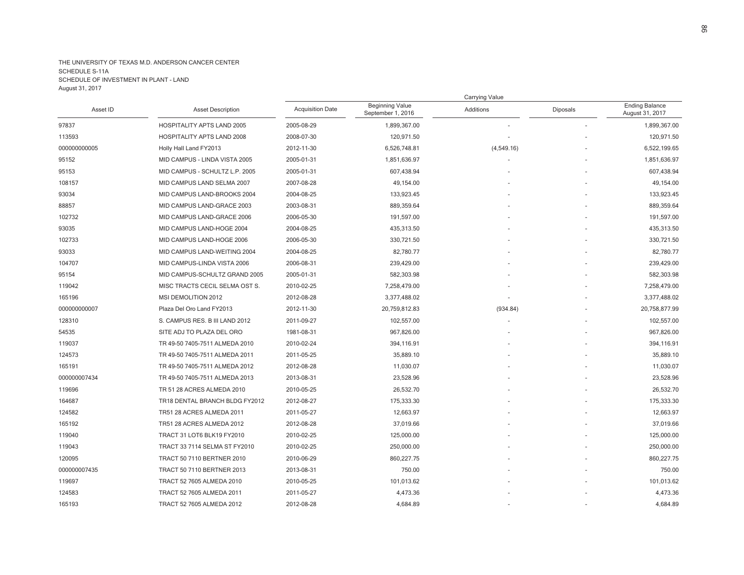THE UNIVERSITY OF TEXAS M.D. ANDERSON CANCER CENTER
SCHEDULE S-11A
SCHEDULE OF INVESTMENT IN PLANT - LAND
August 31, 2017

| | | | Carrying Value | | | |
|---|---|---|---|---|---|---|
| Asset ID | Asset Description | Acquisition Date | Beginning Value September 1, 2016 | Additions | Diposals | Ending Balance August 31, 2017 |
| 97837 | HOSPITALITY APTS LAND 2005 | 2005-08-29 | 1,899,367.00 | - | - | 1,899,367.00 |
| 113593 | HOSPITALITY APTS LAND 2008 | 2008-07-30 | 120,971.50 | - | - | 120,971.50 |
| 000000000005 | Holly Hall Land FY2013 | 2012-11-30 | 6,526,748.81 | (4,549.16) | - | 6,522,199.65 |
| 95152 | MID CAMPUS - LINDA VISTA 2005 | 2005-01-31 | 1,851,636.97 | - | - | 1,851,636.97 |
| 95153 | MID CAMPUS - SCHULTZ L.P. 2005 | 2005-01-31 | 607,438.94 | - | - | 607,438.94 |
| 108157 | MID CAMPUS LAND SELMA 2007 | 2007-08-28 | 49,154.00 | - | - | 49,154.00 |
| 93034 | MID CAMPUS LAND-BROOKS 2004 | 2004-08-25 | 133,923.45 | - | - | 133,923.45 |
| 88857 | MID CAMPUS LAND-GRACE 2003 | 2003-08-31 | 889,359.64 | - | - | 889,359.64 |
| 102732 | MID CAMPUS LAND-GRACE 2006 | 2006-05-30 | 191,597.00 | - | - | 191,597.00 |
| 93035 | MID CAMPUS LAND-HOGE 2004 | 2004-08-25 | 435,313.50 | - | - | 435,313.50 |
| 102733 | MID CAMPUS LAND-HOGE 2006 | 2006-05-30 | 330,721.50 | - | - | 330,721.50 |
| 93033 | MID CAMPUS LAND-WEITING 2004 | 2004-08-25 | 82,780.77 | - | - | 82,780.77 |
| 104707 | MID CAMPUS-LINDA VISTA 2006 | 2006-08-31 | 239,429.00 | - | - | 239,429.00 |
| 95154 | MID CAMPUS-SCHULTZ GRAND 2005 | 2005-01-31 | 582,303.98 | - | - | 582,303.98 |
| 119042 | MISC TRACTS CECIL SELMA OST S. | 2010-02-25 | 7,258,479.00 | - | - | 7,258,479.00 |
| 165196 | MSI DEMOLITION 2012 | 2012-08-28 | 3,377,488.02 | - | - | 3,377,488.02 |
| 000000000007 | Plaza Del Oro Land FY2013 | 2012-11-30 | 20,759,812.83 | (934.84) | - | 20,758,877.99 |
| 128310 | S. CAMPUS RES. B III LAND 2012 | 2011-09-27 | 102,557.00 | - | - | 102,557.00 |
| 54535 | SITE ADJ TO PLAZA DEL ORO | 1981-08-31 | 967,826.00 | - | - | 967,826.00 |
| 119037 | TR 49-50 7405-7511 ALMEDA 2010 | 2010-02-24 | 394,116.91 | - | - | 394,116.91 |
| 124573 | TR 49-50 7405-7511 ALMEDA 2011 | 2011-05-25 | 35,889.10 | - | - | 35,889.10 |
| 165191 | TR 49-50 7405-7511 ALMEDA 2012 | 2012-08-28 | 11,030.07 | - | - | 11,030.07 |
| 000000007434 | TR 49-50 7405-7511 ALMEDA 2013 | 2013-08-31 | 23,528.96 | - | - | 23,528.96 |
| 119696 | TR 51 28 ACRES ALMEDA 2010 | 2010-05-25 | 26,532.70 | - | - | 26,532.70 |
| 164687 | TR18 DENTAL BRANCH BLDG FY2012 | 2012-08-27 | 175,333.30 | - | - | 175,333.30 |
| 124582 | TR51 28 ACRES ALMEDA 2011 | 2011-05-27 | 12,663.97 | - | - | 12,663.97 |
| 165192 | TR51 28 ACRES ALMEDA 2012 | 2012-08-28 | 37,019.66 | - | - | 37,019.66 |
| 119040 | TRACT 31 LOT6 BLK19 FY2010 | 2010-02-25 | 125,000.00 | - | - | 125,000.00 |
| 119043 | TRACT 33 7114 SELMA ST FY2010 | 2010-02-25 | 250,000.00 | - | - | 250,000.00 |
| 120095 | TRACT 50 7110 BERTNER 2010 | 2010-06-29 | 860,227.75 | - | - | 860,227.75 |
| 000000007435 | TRACT 50 7110 BERTNER 2013 | 2013-08-31 | 750.00 | - | - | 750.00 |
| 119697 | TRACT 52 7605 ALMEDA 2010 | 2010-05-25 | 101,013.62 | - | - | 101,013.62 |
| 124583 | TRACT 52 7605 ALMEDA 2011 | 2011-05-27 | 4,473.36 | - | - | 4,473.36 |
| 165193 | TRACT 52 7605 ALMEDA 2012 | 2012-08-28 | 4,684.89 | - | - | 4,684.89 |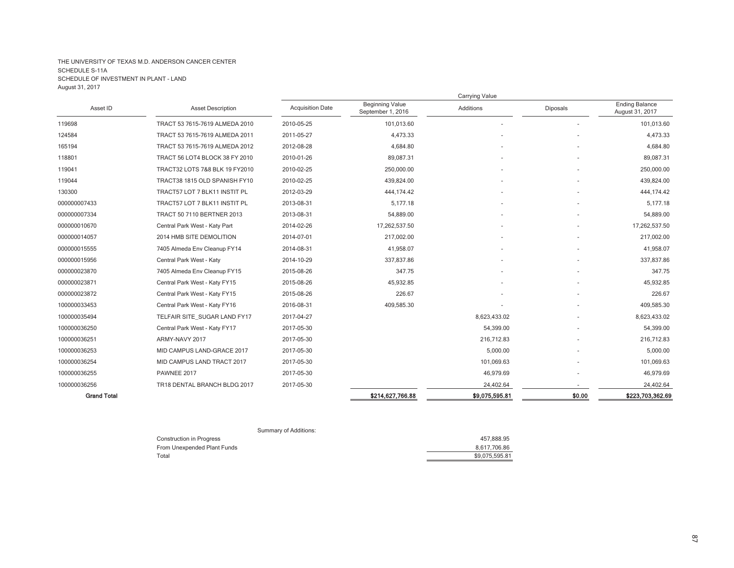THE UNIVERSITY OF TEXAS M.D. ANDERSON CANCER CENTER
SCHEDULE S-11A
SCHEDULE OF INVESTMENT IN PLANT - LAND
August 31, 2017

| Asset ID | Asset Description | Acquisition Date | Carrying Value | | | |
|---|---|---|---|---|---|---|
| | | | Beginning Value September 1, 2016 | Additions | Diposals | Ending Balance August 31, 2017 |
| 119698 | TRACT 53 7615-7619 ALMEDA 2010 | 2010-05-25 | 101,013.60 | - | - | 101,013.60 |
| 124584 | TRACT 53 7615-7619 ALMEDA 2011 | 2011-05-27 | 4,473.33 | - | - | 4,473.33 |
| 165194 | TRACT 53 7615-7619 ALMEDA 2012 | 2012-08-28 | 4,684.80 | - | - | 4,684.80 |
| 118801 | TRACT 56 LOT4 BLOCK 38 FY 2010 | 2010-01-26 | 89,087.31 | - | - | 89,087.31 |
| 119041 | TRACT32 LOTS 7&8 BLK 19 FY2010 | 2010-02-25 | 250,000.00 | - | - | 250,000.00 |
| 119044 | TRACT38 1815 OLD SPANISH FY10 | 2010-02-25 | 439,824.00 | - | - | 439,824.00 |
| 130300 | TRACT57 LOT 7 BLK11 INSTIT PL | 2012-03-29 | 444,174.42 | - | - | 444,174.42 |
| 000000007433 | TRACT57 LOT 7 BLK11 INSTIT PL | 2013-08-31 | 5,177.18 | - | - | 5,177.18 |
| 000000007334 | TRACT 50 7110 BERTNER 2013 | 2013-08-31 | 54,889.00 | - | - | 54,889.00 |
| 000000010670 | Central Park West - Katy Part | 2014-02-26 | 17,262,537.50 | - | - | 17,262,537.50 |
| 000000014057 | 2014 HMB SITE DEMOLITION | 2014-07-01 | 217,002.00 | - | - | 217,002.00 |
| 000000015555 | 7405 Almeda Env Cleanup FY14 | 2014-08-31 | 41,958.07 | - | - | 41,958.07 |
| 000000015956 | Central Park West - Katy | 2014-10-29 | 337,837.86 | - | - | 337,837.86 |
| 000000023870 | 7405 Almeda Env Cleanup FY15 | 2015-08-26 | 347.75 | - | - | 347.75 |
| 000000023871 | Central Park West - Katy FY15 | 2015-08-26 | 45,932.85 | - | - | 45,932.85 |
| 000000023872 | Central Park West - Katy FY15 | 2015-08-26 | 226.67 | - | - | 226.67 |
| 100000033453 | Central Park West - Katy FY16 | 2016-08-31 | 409,585.30 | - | - | 409,585.30 |
| 100000035494 | TELFAIR SITE_SUGAR LAND FY17 | 2017-04-27 | | 8,623,433.02 | - | 8,623,433.02 |
| 100000036250 | Central Park West - Katy FY17 | 2017-05-30 | | 54,399.00 | - | 54,399.00 |
| 100000036251 | ARMY-NAVY 2017 | 2017-05-30 | | 216,712.83 | - | 216,712.83 |
| 100000036253 | MID CAMPUS LAND-GRACE 2017 | 2017-05-30 | | 5,000.00 | - | 5,000.00 |
| 100000036254 | MID CAMPUS LAND TRACT 2017 | 2017-05-30 | | 101,069.63 | - | 101,069.63 |
| 100000036255 | PAWNEE 2017 | 2017-05-30 | | 46,979.69 | - | 46,979.69 |
| 100000036256 | TR18 DENTAL BRANCH BLDG 2017 | 2017-05-30 | | 24,402.64 | - | 24,402.64 |
| **Grand Total** | | | **$214,627,766.88** | **$9,075,595.81** | **$0.00** | **$223,703,362.69** |

Summary of Additions:

| | |
|---|---|
| Construction in Progress | 457,888.95 |
| From Unexpended Plant Funds | 8,617,706.86 |
| Total | $9,075,595.81 |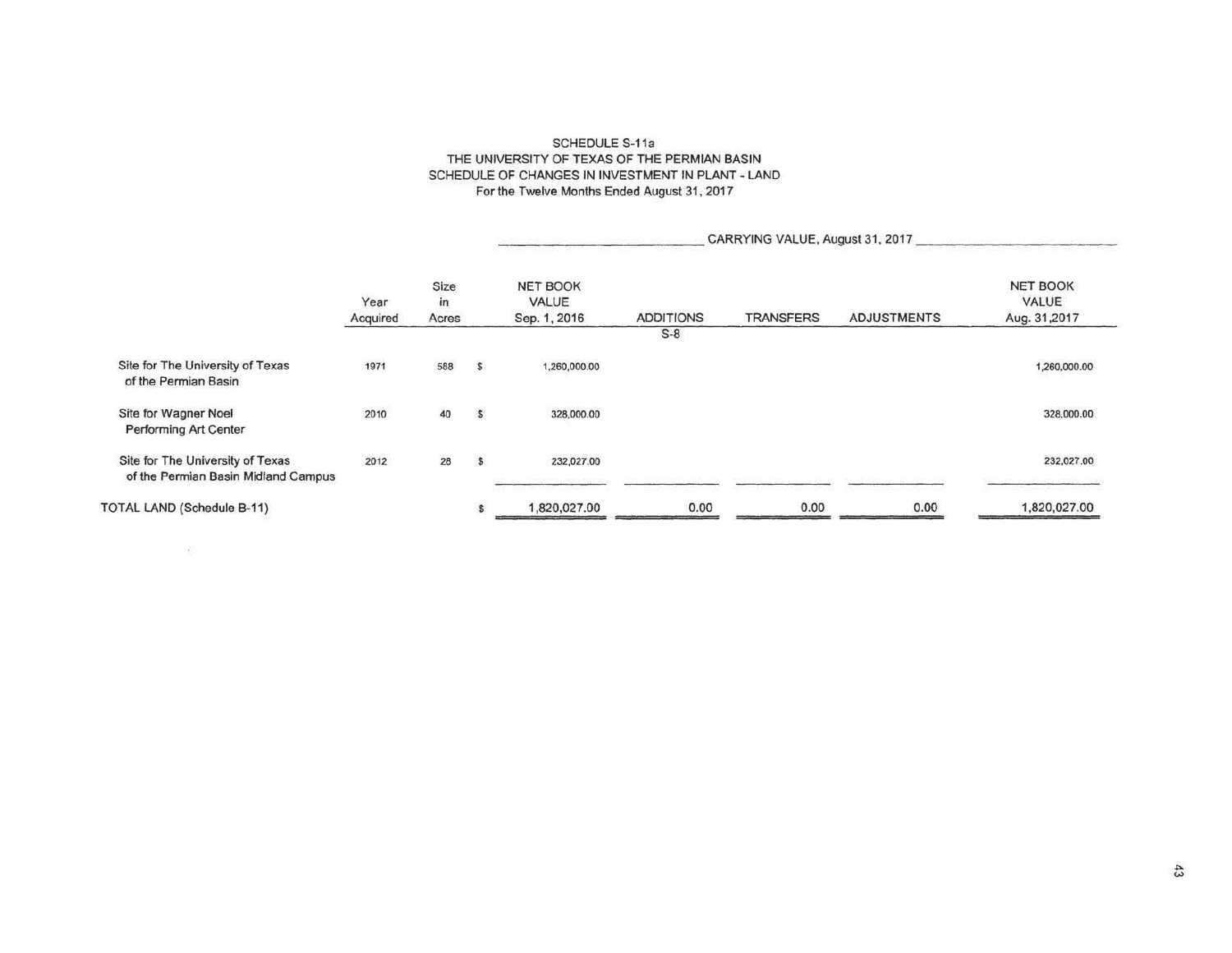SCHEDULE S-11a
THE UNIVERSITY OF TEXAS OF THE PERMIAN BASIN
SCHEDULE OF CHANGES IN INVESTMENT IN PLANT - LAND
For the Twelve Months Ended August 31, 2017

| | | | | CARRYING VALUE, August 31, 2017 | | | |
|---|---|---|---|---|---|---|---|
| | Year Acquired | Size in Acres | | NET BOOK VALUE Sep. 1, 2016 | ADDITIONS S-8 | TRANSFERS | ADJUSTMENTS | NET BOOK VALUE Aug. 31,2017 |
| Site for The University of Texas of the Permian Basin | 1971 | 588 | $ | 1,260,000.00 | | | | 1,260,000.00 |
| Site for Wagner Noel Performing Art Center | 2010 | 40 | $ | 328,000.00 | | | | 328,000.00 |
| Site for The University of Texas of the Permian Basin Midland Campus | 2012 | 28 | $ | 232,027.00 | | | | 232,027.00 |
| TOTAL LAND (Schedule B-11) | | | $ | 1,820,027.00 | 0.00 | 0.00 | 0.00 | 1,820,027.00 |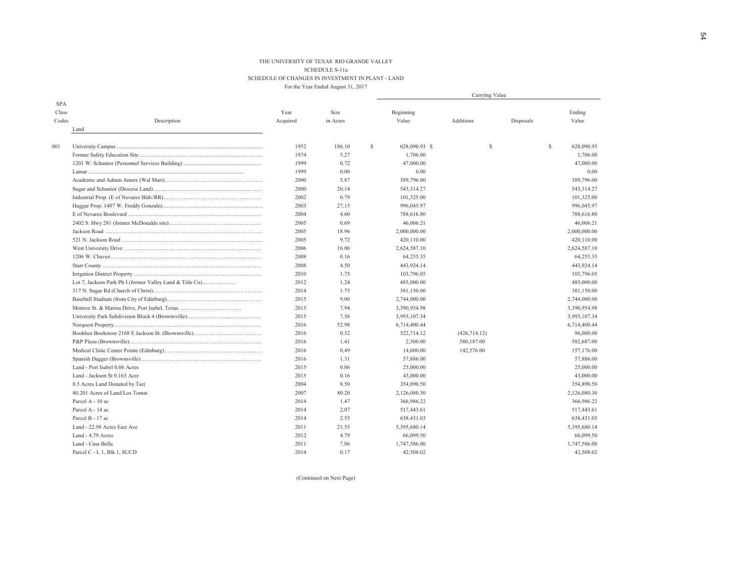THE UNIVERSITY OF TEXAS RIO GRANDE VALLEY

SCHEDULE S-11a

SCHEDULE OF CHANGES IN INVESTMENT IN PLANT - LAND

For the Year Ended August 31, 2017

| SPA Class Codes | Description | Year Acquired | Size in Acres | Carrying Value Beginning Value | Additions | Disposals | Ending Value |
|---|---|---|---|---|---|---|---|
| | **Land** | | | | | | |
| 001 | University Campus | 1952 | 186.10 | $ 628,090.93 | $ | $ | $ 628,090.93 |
| | Former Safety Education Site | 1974 | 5.27 | 1,706.00 | | | 1,706.00 |
| | 1201 W. Schunior (Personnel Services Building) | 1999 | 0.72 | 47,000.00 | | | 47,000.00 |
| | Lamar | 1999 | 0.00 | 0.00 | | | 0.00 |
| | Academic and Admin Annex (Wal Mart) | 2000 | 5.87 | 389,796.00 | | | 389,796.00 |
| | Sugar and Schunior (Diocese Land) | 2000 | 20.14 | 543,314.27 | | | 543,314.27 |
| | Industrial Prop. (E of Nevarez Bldv/RR) | 2002 | 0.79 | 101,325.00 | | | 101,325.00 |
| | Haggar Prop. 1407 W. Freddy Gonzalez | 2003 | 27.15 | 996,045.97 | | | 996,045.97 |
| | E of Nevarez Boulevard | 2004 | 4.60 | 788,616.80 | | | 788,616.80 |
| | 2402 S. Hwy 281 (former McDonalds site) | 2005 | 0.69 | 46,006.21 | | | 46,006.21 |
| | Jackson Road | 2005 | 18.96 | 2,000,000.00 | | | 2,000,000.00 |
| | 521 N. Jackson Road | 2005 | 9.72 | 420,110.00 | | | 420,110.00 |
| | West University Drive | 2006 | 16.06 | 2,624,587.10 | | | 2,624,587.10 |
| | 1206 W. Chavez | 2008 | 0.16 | 64,255.35 | | | 64,255.35 |
| | Starr County | 2008 | 4.50 | 443,924.14 | | | 443,924.14 |
| | Irrigation District Property | 2010 | 1.75 | 103,796.05 | | | 103,796.05 |
| | Lot 7, Jackson Park Ph I (former Valley Land & Title Co) | 2012 | 1.24 | 485,000.00 | | | 485,000.00 |
| | 317 N. Sugar Rd (Church of Christ) | 2014 | 1.75 | 381,150.00 | | | 381,150.00 |
| | Baseball Stadium (from City of Edinburg) | 2015 | 9.00 | 2,744,000.00 | | | 2,744,000.00 |
| | Monroe St. & Marina Drive, Port Isabel, Texas | 2015 | 7.94 | 3,390,954.98 | | | 3,390,954.98 |
| | University Park Subdivision Block 4 (Brownsville) | 2015 | 7.56 | 3,993,107.34 | | | 3,993,107.34 |
| | Norquest Property | 2016 | 52.98 | 6,714,400.44 | | | 6,714,400.44 |
| | Bookbee Bookstore 2168 E Jackson St. (Brownsville) | 2016 | 0.32 | 522,714.12 | (426,714.12) | | 96,000.00 |
| | P&P Plaza (Brownsville) | 2016 | 1.41 | 2,500.00 | 580,187.00 | | 582,687.00 |
| | Medical Clinic Center Pointe (Edinburg) | 2016 | 0.49 | 14,600.00 | 142,576.00 | | 157,176.00 |
| | Spanish Dagger (Brownsville) | 2016 | 1.31 | 57,886.00 | | | 57,886.00 |
| | Land - Port Isabel 0.06 Acres | 2015 | 0.06 | 25,000.00 | | | 25,000.00 |
| | Land - Jackson St 0.163 Acre | 2015 | 0.16 | 43,000.00 | | | 43,000.00 |
| | 8.5 Acres Land Donated by Tsc( | 2004 | 8.50 | 354,890.50 | | | 354,890.50 |
| | 80.201 Acres of Land/Los Tomat | 2007 | 80.20 | 2,126,080.30 | | | 2,126,080.30 |
| | Parcel A - 10 ac | 2014 | 1.47 | 366,986.22 | | | 366,986.22 |
| | Parcel A - 14 ac | 2014 | 2.07 | 517,443.61 | | | 517,443.61 |
| | Parcel B - 17 ac | 2014 | 2.55 | 638,431.03 | | | 638,431.03 |
| | Land - 22.98 Acres East Ave | 2011 | 21.55 | 5,395,680.14 | | | 5,395,680.14 |
| | Land - 4.79 Acres | 2012 | 4.79 | 66,099.50 | | | 66,099.50 |
| | Land - Casa Bella | 2011 | 7.06 | 1,747,586.00 | | | 1,747,586.00 |
| | Parcel C - L 1, Blk 1, SUCD | 2014 | 0.17 | 42,508.02 | | | 42,508.02 |

(Continued on Next Page)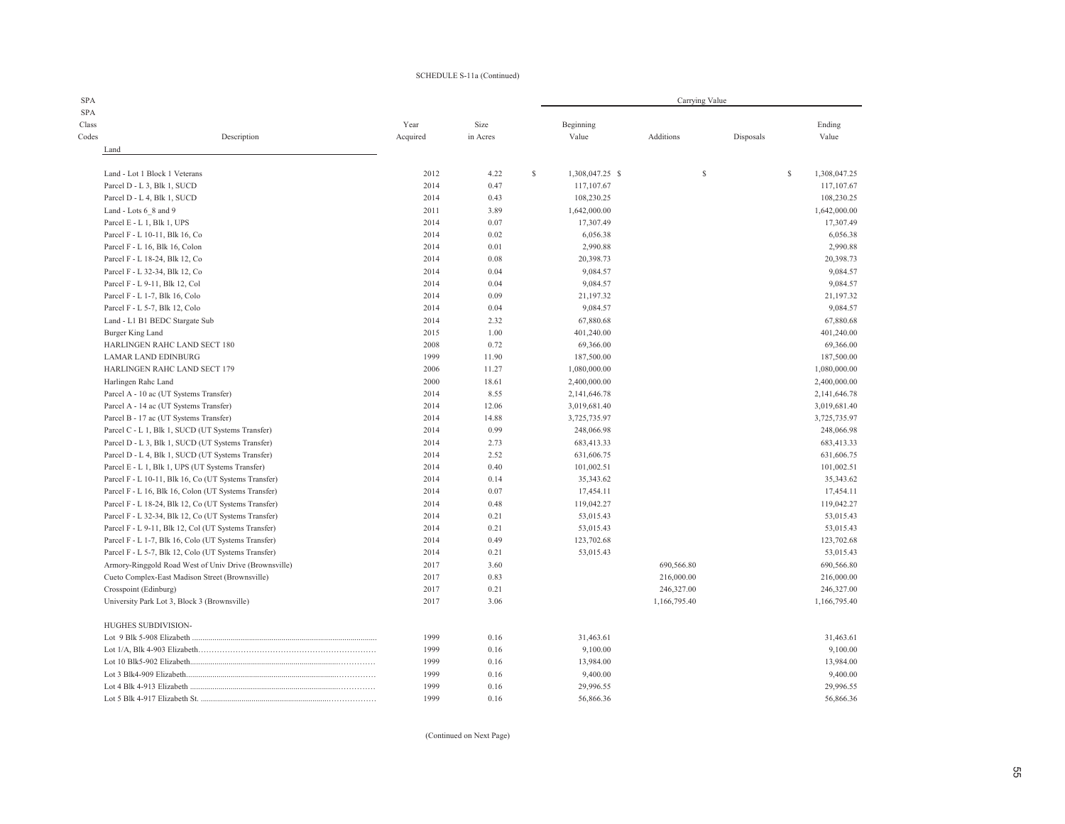SCHEDULE S-11a (Continued)

| SPA SPA Class Codes | Description | Year Acquired | Size in Acres | Carrying Value Beginning Value | Additions | Disposals | Ending Value |
|---|---|---|---|---|---|---|---|
| | **Land** | | | | | | |
| | Land - Lot 1 Block 1 Veterans | 2012 | 4.22 | $ 1,308,047.25 | $ | | $ 1,308,047.25 |
| | Parcel D - L 3, Blk 1, SUCD | 2014 | 0.47 | 117,107.67 | | | 117,107.67 |
| | Parcel D - L 4, Blk 1, SUCD | 2014 | 0.43 | 108,230.25 | | | 108,230.25 |
| | Land - Lots 6_8 and 9 | 2011 | 3.89 | 1,642,000.00 | | | 1,642,000.00 |
| | Parcel E - L 1, Blk 1, UPS | 2014 | 0.07 | 17,307.49 | | | 17,307.49 |
| | Parcel F - L 10-11, Blk 16, Co | 2014 | 0.02 | 6,056.38 | | | 6,056.38 |
| | Parcel F - L 16, Blk 16, Colon | 2014 | 0.01 | 2,990.88 | | | 2,990.88 |
| | Parcel F - L 18-24, Blk 12, Co | 2014 | 0.08 | 20,398.73 | | | 20,398.73 |
| | Parcel F - L 32-34, Blk 12, Co | 2014 | 0.04 | 9,084.57 | | | 9,084.57 |
| | Parcel F - L 9-11, Blk 12, Col | 2014 | 0.04 | 9,084.57 | | | 9,084.57 |
| | Parcel F - L 1-7, Blk 16, Colo | 2014 | 0.09 | 21,197.32 | | | 21,197.32 |
| | Parcel F - L 5-7, Blk 12, Colo | 2014 | 0.04 | 9,084.57 | | | 9,084.57 |
| | Land - L1 B1 BEDC Stargate Sub | 2014 | 2.32 | 67,880.68 | | | 67,880.68 |
| | Burger King Land | 2015 | 1.00 | 401,240.00 | | | 401,240.00 |
| | HARLINGEN RAHC LAND SECT 180 | 2008 | 0.72 | 69,366.00 | | | 69,366.00 |
| | LAMAR LAND EDINBURG | 1999 | 11.90 | 187,500.00 | | | 187,500.00 |
| | HARLINGEN RAHC LAND SECT 179 | 2006 | 11.27 | 1,080,000.00 | | | 1,080,000.00 |
| | Harlingen Rahc Land | 2000 | 18.61 | 2,400,000.00 | | | 2,400,000.00 |
| | Parcel A - 10 ac (UT Systems Transfer) | 2014 | 8.55 | 2,141,646.78 | | | 2,141,646.78 |
| | Parcel A - 14 ac (UT Systems Transfer) | 2014 | 12.06 | 3,019,681.40 | | | 3,019,681.40 |
| | Parcel B - 17 ac (UT Systems Transfer) | 2014 | 14.88 | 3,725,735.97 | | | 3,725,735.97 |
| | Parcel C - L 1, Blk 1, SUCD (UT Systems Transfer) | 2014 | 0.99 | 248,066.98 | | | 248,066.98 |
| | Parcel D - L 3, Blk 1, SUCD (UT Systems Transfer) | 2014 | 2.73 | 683,413.33 | | | 683,413.33 |
| | Parcel D - L 4, Blk 1, SUCD (UT Systems Transfer) | 2014 | 2.52 | 631,606.75 | | | 631,606.75 |
| | Parcel E - L 1, Blk 1, UPS (UT Systems Transfer) | 2014 | 0.40 | 101,002.51 | | | 101,002.51 |
| | Parcel F - L 10-11, Blk 16, Co (UT Systems Transfer) | 2014 | 0.14 | 35,343.62 | | | 35,343.62 |
| | Parcel F - L 16, Blk 16, Colon (UT Systems Transfer) | 2014 | 0.07 | 17,454.11 | | | 17,454.11 |
| | Parcel F - L 18-24, Blk 12, Co (UT Systems Transfer) | 2014 | 0.48 | 119,042.27 | | | 119,042.27 |
| | Parcel F - L 32-34, Blk 12, Co (UT Systems Transfer) | 2014 | 0.21 | 53,015.43 | | | 53,015.43 |
| | Parcel F - L 9-11, Blk 12, Col (UT Systems Transfer) | 2014 | 0.21 | 53,015.43 | | | 53,015.43 |
| | Parcel F - L 1-7, Blk 16, Colo (UT Systems Transfer) | 2014 | 0.49 | 123,702.68 | | | 123,702.68 |
| | Parcel F - L 5-7, Blk 12, Colo (UT Systems Transfer) | 2014 | 0.21 | 53,015.43 | | | 53,015.43 |
| | Armory-Ringgold Road West of Univ Drive (Brownsville) | 2017 | 3.60 | | 690,566.80 | | 690,566.80 |
| | Cueto Complex-East Madison Street (Brownsville) | 2017 | 0.83 | | 216,000.00 | | 216,000.00 |
| | Crosspoint (Edinburg) | 2017 | 0.21 | | 246,327.00 | | 246,327.00 |
| | University Park Lot 3, Block 3 (Brownsville) | 2017 | 3.06 | | 1,166,795.40 | | 1,166,795.40 |
| | HUGHES SUBDIVISION- | | | | | | |
| | Lot 9 Blk 5-908 Elizabeth | 1999 | 0.16 | 31,463.61 | | | 31,463.61 |
| | Lot 1/A, Blk 4-903 Elizabeth | 1999 | 0.16 | 9,100.00 | | | 9,100.00 |
| | Lot 10 Blk5-902 Elizabeth | 1999 | 0.16 | 13,984.00 | | | 13,984.00 |
| | Lot 3 Blk4-909 Elizabeth | 1999 | 0.16 | 9,400.00 | | | 9,400.00 |
| | Lot 4 Blk 4-913 Elizabeth | 1999 | 0.16 | 29,996.55 | | | 29,996.55 |
| | Lot 5 Blk 4-917 Elizabeth St. | 1999 | 0.16 | 56,866.36 | | | 56,866.36 |

(Continued on Next Page)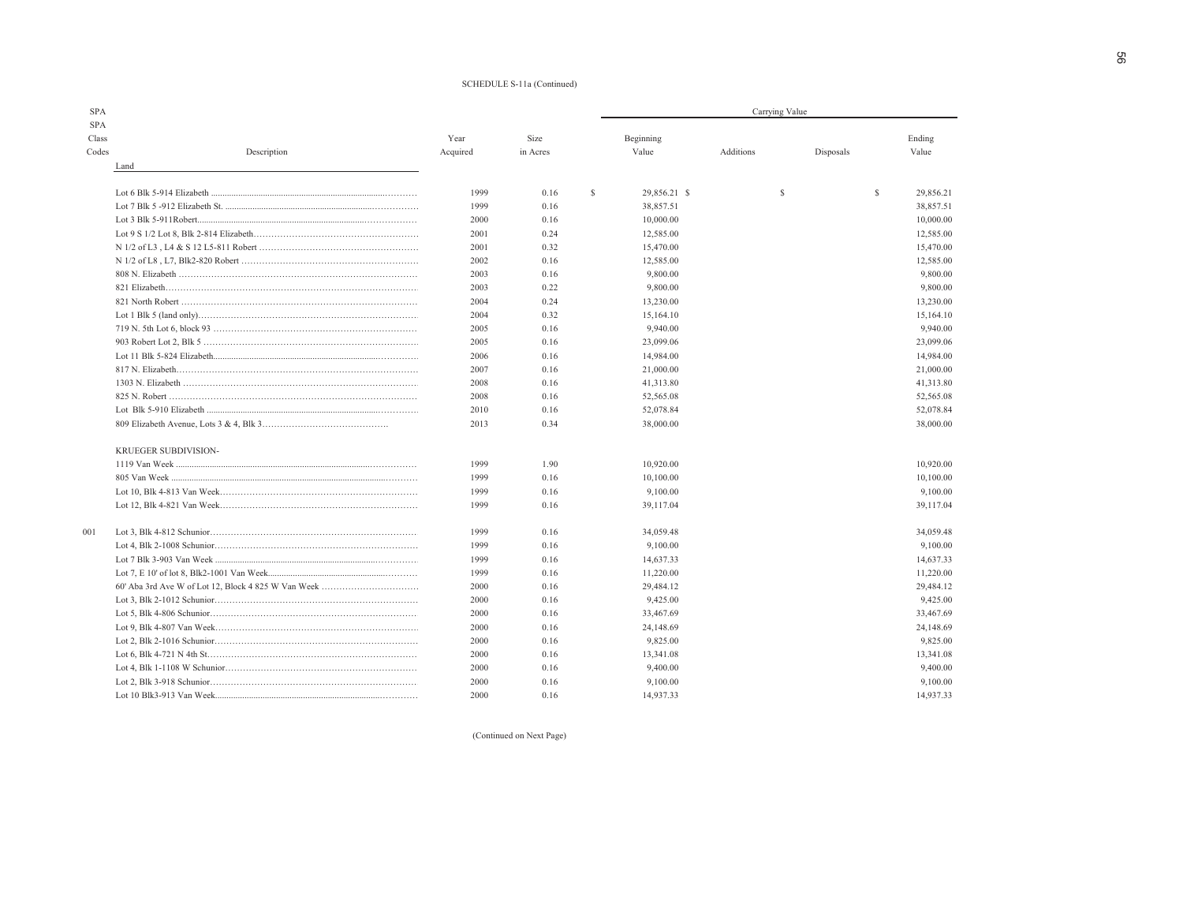SCHEDULE S-11a (Continued)

| SPA SPA Class Codes | Description | Year Acquired | Size in Acres | Carrying Value Beginning Value | Additions | Disposals | Ending Value |
|---|---|---|---|---|---|---|---|
| | **Land** | | | | | | |
| | Lot 6 Blk 5-914 Elizabeth | 1999 | 0.16 | $ 29,856.21 | $ | $ | $ 29,856.21 |
| | Lot 7 Blk 5 -912 Elizabeth St. | 1999 | 0.16 | 38,857.51 | | | 38,857.51 |
| | Lot 3 Blk 5-911Robert | 2000 | 0.16 | 10,000.00 | | | 10,000.00 |
| | Lot 9 S 1/2 Lot 8, Blk 2-814 Elizabeth | 2001 | 0.24 | 12,585.00 | | | 12,585.00 |
| | N 1/2 of L3 , L4 & S 12 L5-811 Robert | 2001 | 0.32 | 15,470.00 | | | 15,470.00 |
| | N 1/2 of L8 , L7, Blk2-820 Robert | 2002 | 0.16 | 12,585.00 | | | 12,585.00 |
| | 808 N. Elizabeth | 2003 | 0.16 | 9,800.00 | | | 9,800.00 |
| | 821 Elizabeth | 2003 | 0.22 | 9,800.00 | | | 9,800.00 |
| | 821 North Robert | 2004 | 0.24 | 13,230.00 | | | 13,230.00 |
| | Lot 1 Blk 5 (land only) | 2004 | 0.32 | 15,164.10 | | | 15,164.10 |
| | 719 N. 5th Lot 6, block 93 | 2005 | 0.16 | 9,940.00 | | | 9,940.00 |
| | 903 Robert Lot 2, Blk 5 | 2005 | 0.16 | 23,099.06 | | | 23,099.06 |
| | Lot 11 Blk 5-824 Elizabeth | 2006 | 0.16 | 14,984.00 | | | 14,984.00 |
| | 817 N. Elizabeth | 2007 | 0.16 | 21,000.00 | | | 21,000.00 |
| | 1303 N. Elizabeth | 2008 | 0.16 | 41,313.80 | | | 41,313.80 |
| | 825 N. Robert | 2008 | 0.16 | 52,565.08 | | | 52,565.08 |
| | Lot Blk 5-910 Elizabeth | 2010 | 0.16 | 52,078.84 | | | 52,078.84 |
| | 809 Elizabeth Avenue, Lots 3 & 4, Blk 3 | 2013 | 0.34 | 38,000.00 | | | 38,000.00 |
| | KRUEGER SUBDIVISION- | | | | | | |
| | 1119 Van Week | 1999 | 1.90 | 10,920.00 | | | 10,920.00 |
| | 805 Van Week | 1999 | 0.16 | 10,100.00 | | | 10,100.00 |
| | Lot 10, Blk 4-813 Van Week | 1999 | 0.16 | 9,100.00 | | | 9,100.00 |
| | Lot 12, Blk 4-821 Van Week | 1999 | 0.16 | 39,117.04 | | | 39,117.04 |
| 001 | Lot 3, Blk 4-812 Schunior | 1999 | 0.16 | 34,059.48 | | | 34,059.48 |
| | Lot 4, Blk 2-1008 Schunior | 1999 | 0.16 | 9,100.00 | | | 9,100.00 |
| | Lot 7 Blk 3-903 Van Week | 1999 | 0.16 | 14,637.33 | | | 14,637.33 |
| | Lot 7, E 10' of lot 8, Blk2-1001 Van Week | 1999 | 0.16 | 11,220.00 | | | 11,220.00 |
| | 60' Aba 3rd Ave W of Lot 12, Block 4 825 W Van Week | 2000 | 0.16 | 29,484.12 | | | 29,484.12 |
| | Lot 3, Blk 2-1012 Schunior | 2000 | 0.16 | 9,425.00 | | | 9,425.00 |
| | Lot 5, Blk 4-806 Schunior | 2000 | 0.16 | 33,467.69 | | | 33,467.69 |
| | Lot 9, Blk 4-807 Van Week | 2000 | 0.16 | 24,148.69 | | | 24,148.69 |
| | Lot 2, Blk 2-1016 Schunior | 2000 | 0.16 | 9,825.00 | | | 9,825.00 |
| | Lot 6, Blk 4-721 N 4th St | 2000 | 0.16 | 13,341.08 | | | 13,341.08 |
| | Lot 4, Blk 1-1108 W Schunior | 2000 | 0.16 | 9,400.00 | | | 9,400.00 |
| | Lot 2, Blk 3-918 Schunior | 2000 | 0.16 | 9,100.00 | | | 9,100.00 |
| | Lot 10 Blk3-913 Van Week | 2000 | 0.16 | 14,937.33 | | | 14,937.33 |

(Continued on Next Page)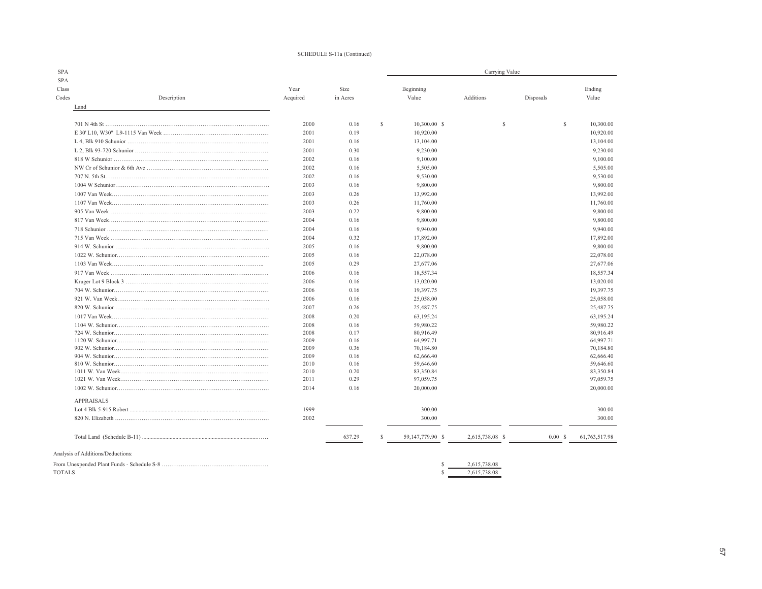SCHEDULE S-11a (Continued)

| SPA SPA Class Codes | Description | Year Acquired | Size in Acres | Carrying Value Beginning Value | Additions | Disposals | Ending Value |
|---|---|---|---|---|---|---|---|
| | **Land** | | | | | | |
| | 701 N 4th St | 2000 | 0.16 | $ 10,300.00 | $ | $ | $ 10,300.00 |
| | E 30' L10, W30" L9-1115 Van Week | 2001 | 0.19 | 10,920.00 | | | 10,920.00 |
| | L 4, Blk 910 Schunior | 2001 | 0.16 | 13,104.00 | | | 13,104.00 |
| | L 2, Blk 93-720 Schunior | 2001 | 0.30 | 9,230.00 | | | 9,230.00 |
| | 818 W Schunior | 2002 | 0.16 | 9,100.00 | | | 9,100.00 |
| | NW Cr of Schunior & 6th Ave | 2002 | 0.16 | 5,505.00 | | | 5,505.00 |
| | 707 N. 5th St. | 2002 | 0.16 | 9,530.00 | | | 9,530.00 |
| | 1004 W Schunior | 2003 | 0.16 | 9,800.00 | | | 9,800.00 |
| | 1007 Van Week | 2003 | 0.26 | 13,992.00 | | | 13,992.00 |
| | 1107 Van Week | 2003 | 0.26 | 11,760.00 | | | 11,760.00 |
| | 905 Van Week | 2003 | 0.22 | 9,800.00 | | | 9,800.00 |
| | 817 Van Week | 2004 | 0.16 | 9,800.00 | | | 9,800.00 |
| | 718 Schunior | 2004 | 0.16 | 9,940.00 | | | 9,940.00 |
| | 715 Van Week | 2004 | 0.32 | 17,892.00 | | | 17,892.00 |
| | 914 W. Schunior | 2005 | 0.16 | 9,800.00 | | | 9,800.00 |
| | 1022 W. Schunior | 2005 | 0.16 | 22,078.00 | | | 22,078.00 |
| | 1103 Van Week | 2005 | 0.29 | 27,677.06 | | | 27,677.06 |
| | 917 Van Week | 2006 | 0.16 | 18,557.34 | | | 18,557.34 |
| | Kruger Lot 9 Block 3 | 2006 | 0.16 | 13,020.00 | | | 13,020.00 |
| | 704 W. Schunior | 2006 | 0.16 | 19,397.75 | | | 19,397.75 |
| | 921 W. Van Week | 2006 | 0.16 | 25,058.00 | | | 25,058.00 |
| | 820 W. Schunior | 2007 | 0.26 | 25,487.75 | | | 25,487.75 |
| | 1017 Van Week | 2008 | 0.20 | 63,195.24 | | | 63,195.24 |
| | 1104 W. Schunior | 2008 | 0.16 | 59,980.22 | | | 59,980.22 |
| | 724 W. Schunior | 2008 | 0.17 | 80,916.49 | | | 80,916.49 |
| | 1120 W. Schunior | 2009 | 0.16 | 64,997.71 | | | 64,997.71 |
| | 902 W. Schunior | 2009 | 0.36 | 70,184.80 | | | 70,184.80 |
| | 904 W. Schunior | 2009 | 0.16 | 62,666.40 | | | 62,666.40 |
| | 810 W. Schunior | 2010 | 0.16 | 59,646.60 | | | 59,646.60 |
| | 1011 W. Van Week | 2010 | 0.20 | 83,350.84 | | | 83,350.84 |
| | 1021 W. Van Week | 2011 | 0.29 | 97,059.75 | | | 97,059.75 |
| | 1002 W. Schunior | 2014 | 0.16 | 20,000.00 | | | 20,000.00 |
| | APPRAISALS | | | | | | |
| | Lot 4 Blk 5-915 Robert | 1999 | | 300.00 | | | 300.00 |
| | 820 N. Elizabeth | 2002 | | 300.00 | | | 300.00 |
| | Total Land (Schedule B-11) | | 637.29 | $ 59,147,779.90 | $ 2,615,738.08 | $ 0.00 | $ 61,763,517.98 |

Analysis of Additions/Deductions:

| | |
|---|---|
| From Unexpended Plant Funds - Schedule S-8 | $ 2,615,738.08 |
| TOTALS | $ 2,615,738.08 |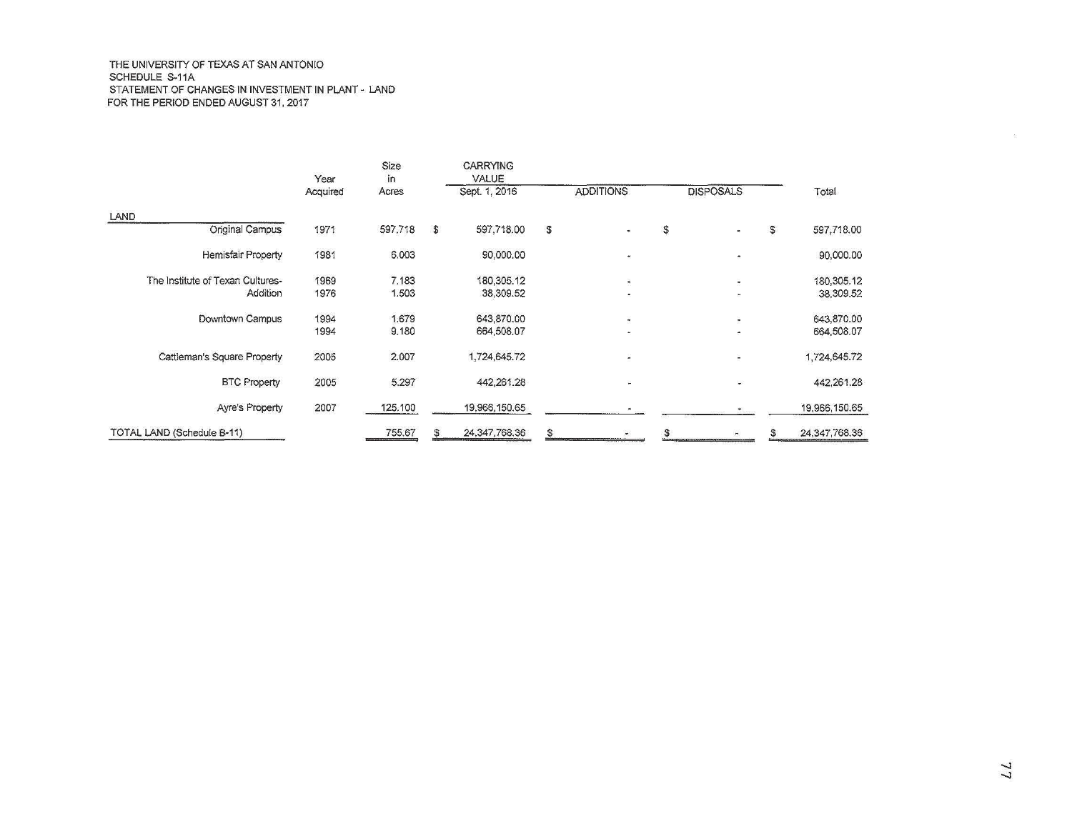THE UNIVERSITY OF TEXAS AT SAN ANTONIO
SCHEDULE S-11A
STATEMENT OF CHANGES IN INVESTMENT IN PLANT - LAND
FOR THE PERIOD ENDED AUGUST 31, 2017

| | Year Acquired | Size in Acres | CARRYING VALUE Sept. 1, 2016 | ADDITIONS | DISPOSALS | Total |
|---|---|---|---|---|---|---|
| LAND | | | | | | |
| Original Campus | 1971 | 597.718 | $ 597,718.00 | $ - | $ - | $ 597,718.00 |
| Hemisfair Property | 1981 | 6.003 | 90,000.00 | - | - | 90,000.00 |
| The Institute of Texan Cultures- | 1969 | 7.183 | 180,305.12 | - | - | 180,305.12 |
| Addition | 1976 | 1.503 | 38,309.52 | - | - | 38,309.52 |
| Downtown Campus | 1994 | 1.679 | 643,870.00 | - | - | 643,870.00 |
| | 1994 | 9.180 | 664,508.07 | - | - | 664,508.07 |
| Cattleman's Square Property | 2005 | 2.007 | 1,724,645.72 | - | - | 1,724,645.72 |
| BTC Property | 2005 | 5.297 | 442,261.28 | - | - | 442,261.28 |
| Ayre's Property | 2007 | 125.100 | 19,966,150.65 | - | - | 19,966,150.65 |
| TOTAL LAND (Schedule B-11) | | 755.67 | $ 24,347,768.36 | $ - | $ - | $ 24,347,768.36 |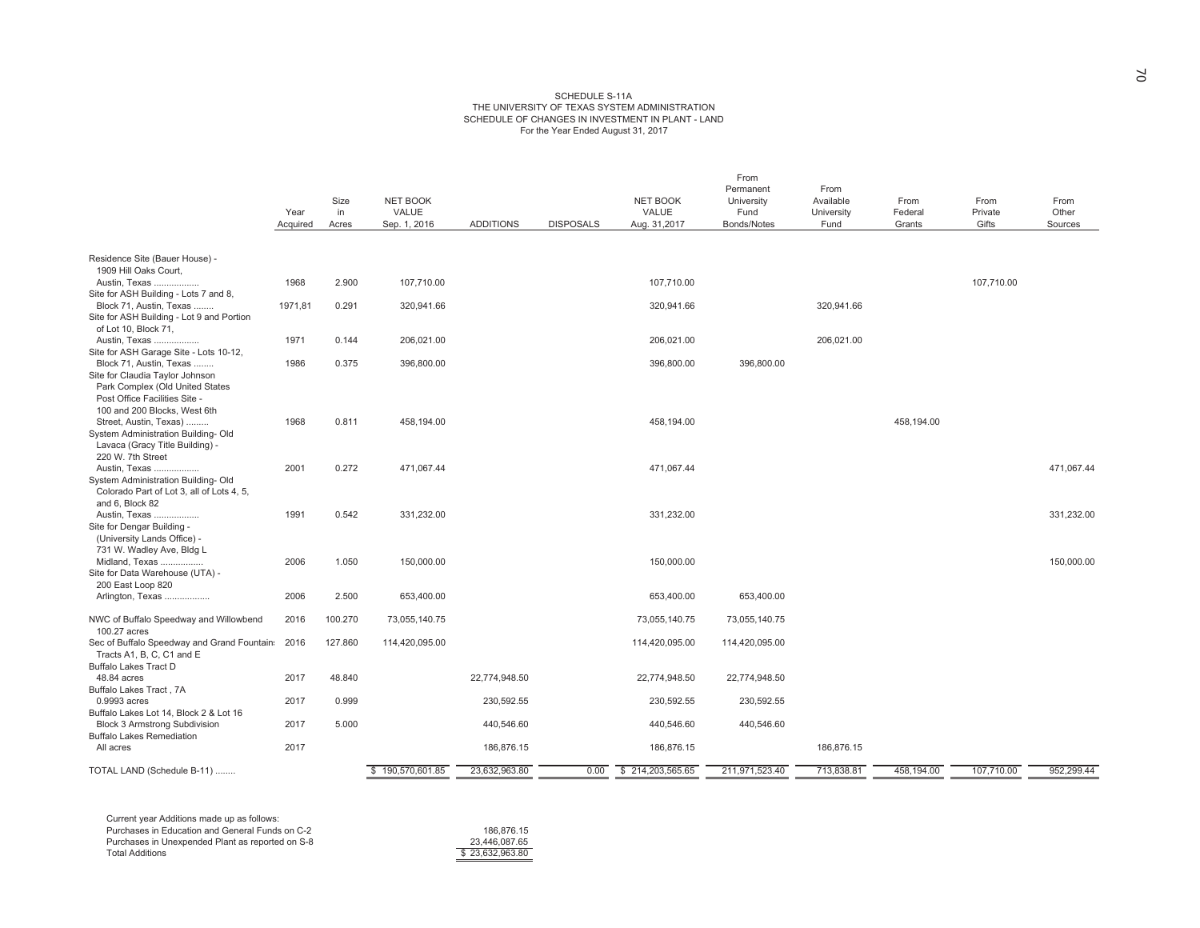SCHEDULE S-11A
THE UNIVERSITY OF TEXAS SYSTEM ADMINISTRATION
SCHEDULE OF CHANGES IN INVESTMENT IN PLANT - LAND
For the Year Ended August 31, 2017

| | Year Acquired | Size in Acres | NET BOOK VALUE Sep. 1, 2016 | ADDITIONS | DISPOSALS | NET BOOK VALUE Aug. 31,2017 | From Permanent University Fund Bonds/Notes | From Available University Fund | From Federal Grants | From Private Gifts | From Other Sources |
|---|---|---|---|---|---|---|---|---|---|---|---|
| Residence Site (Bauer House) - 1909 Hill Oaks Court, Austin, Texas .................. | 1968 | 2.900 | 107,710.00 | | | 107,710.00 | | | | 107,710.00 | |
| Site for ASH Building - Lots 7 and 8, Block 71, Austin, Texas ........ | 1971,81 | 0.291 | 320,941.66 | | | 320,941.66 | | 320,941.66 | | | |
| Site for ASH Building - Lot 9 and Portion of Lot 10, Block 71, Austin, Texas .................. | 1971 | 0.144 | 206,021.00 | | | 206,021.00 | | 206,021.00 | | | |
| Site for ASH Garage Site - Lots 10-12, Block 71, Austin, Texas ........ | 1986 | 0.375 | 396,800.00 | | | 396,800.00 | 396,800.00 | | | | |
| Site for Claudia Taylor Johnson Park Complex (Old United States Post Office Facilities Site - 100 and 200 Blocks, West 6th Street, Austin, Texas) ......... | 1968 | 0.811 | 458,194.00 | | | 458,194.00 | | | 458,194.00 | | |
| System Administration Building- Old Lavaca (Gracy Title Building) - 220 W. 7th Street Austin, Texas .................. | 2001 | 0.272 | 471,067.44 | | | 471,067.44 | | | | | 471,067.44 |
| System Administration Building- Old Colorado Part of Lot 3, all of Lots 4, 5, and 6, Block 82 Austin, Texas .................. | 1991 | 0.542 | 331,232.00 | | | 331,232.00 | | | | | 331,232.00 |
| Site for Dengar Building - (University Lands Office) - 731 W. Wadley Ave, Bldg L Midland, Texas ................. | 2006 | 1.050 | 150,000.00 | | | 150,000.00 | | | | | 150,000.00 |
| Site for Data Warehouse (UTA) - 200 East Loop 820 Arlington, Texas .................. | 2006 | 2.500 | 653,400.00 | | | 653,400.00 | 653,400.00 | | | | |
| NWC of Buffalo Speedway and Willowbend 100.27 acres | 2016 | 100.270 | 73,055,140.75 | | | 73,055,140.75 | 73,055,140.75 | | | | |
| Sec of Buffalo Speedway and Grand Fountain Tracts A1, B, C, C1 and E | 2016 | 127.860 | 114,420,095.00 | | | 114,420,095.00 | 114,420,095.00 | | | | |
| Buffalo Lakes Tract D 48.84 acres | 2017 | 48.840 | | 22,774,948.50 | | 22,774,948.50 | 22,774,948.50 | | | | |
| Buffalo Lakes Tract , 7A 0.9993 acres | 2017 | 0.999 | | 230,592.55 | | 230,592.55 | 230,592.55 | | | | |
| Buffalo Lakes Lot 14, Block 2 & Lot 16 Block 3 Armstrong Subdivision | 2017 | 5.000 | | 440,546.60 | | 440,546.60 | 440,546.60 | | | | |
| Buffalo Lakes Remediation All acres | 2017 | | | 186,876.15 | | 186,876.15 | | 186,876.15 | | | |
| TOTAL LAND (Schedule B-11) ........ | | | $ 190,570,601.85 | 23,632,963.80 | 0.00 | $ 214,203,565.65 | 211,971,523.40 | 713,838.81 | 458,194.00 | 107,710.00 | 952,299.44 |

Current year Additions made up as follows:

| | |
|---|---|
| Purchases in Education and General Funds on C-2 | 186,876.15 |
| Purchases in Unexpended Plant as reported on S-8 | 23,446,087.65 |
| Total Additions | $ 23,632,963.80 |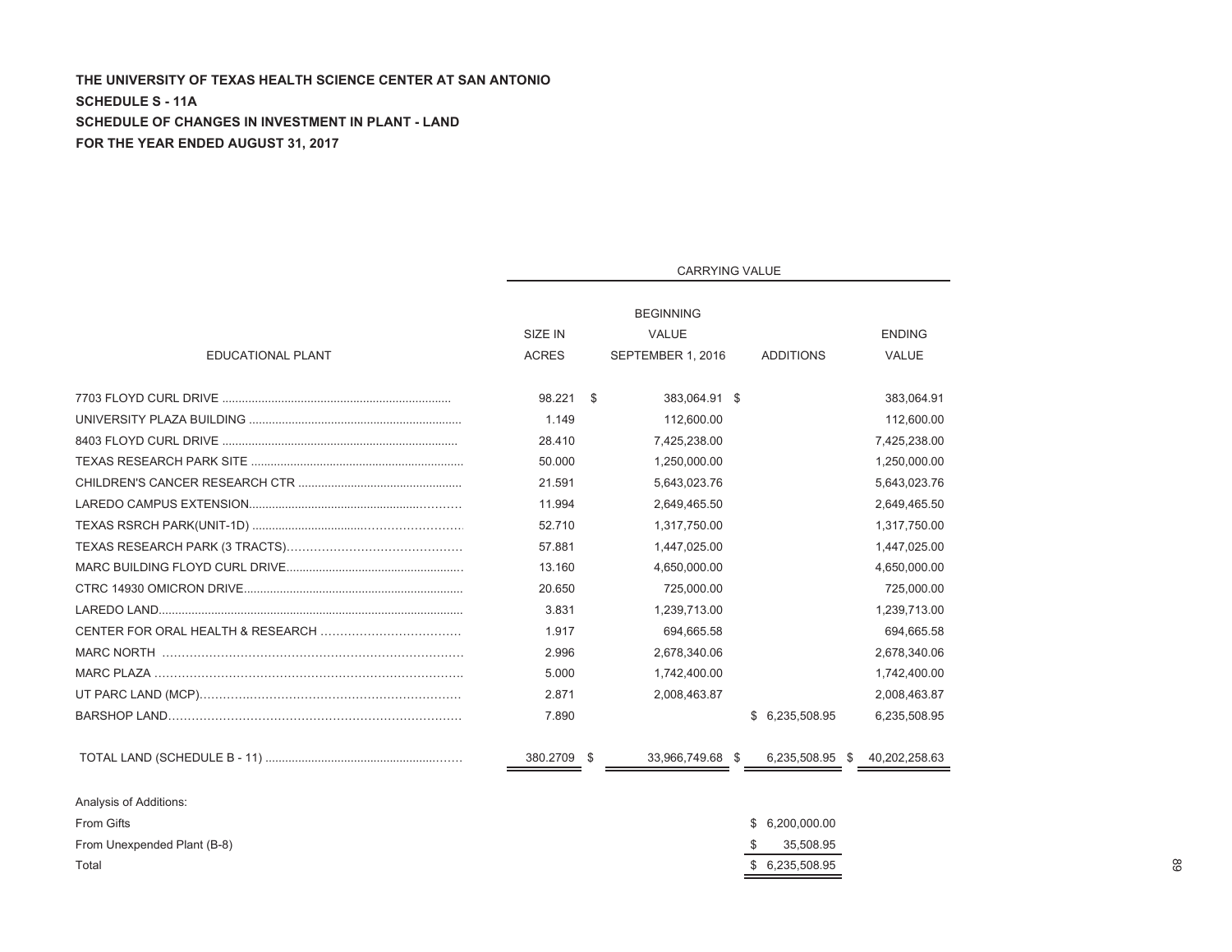**THE UNIVERSITY OF TEXAS HEALTH SCIENCE CENTER AT SAN ANTONIO**

**SCHEDULE S - 11A**

**SCHEDULE OF CHANGES IN INVESTMENT IN PLANT - LAND**

**FOR THE YEAR ENDED AUGUST 31, 2017**

| EDUCATIONAL PLANT | SIZE IN ACRES | CARRYING VALUE BEGINNING VALUE SEPTEMBER 1, 2016 | ADDITIONS | ENDING VALUE |
|---|---|---|---|---|
| 7703 FLOYD CURL DRIVE | 98.221 | $ 383,064.91 | $ | 383,064.91 |
| UNIVERSITY PLAZA BUILDING | 1.149 | 112,600.00 | | 112,600.00 |
| 8403 FLOYD CURL DRIVE | 28.410 | 7,425,238.00 | | 7,425,238.00 |
| TEXAS RESEARCH PARK SITE | 50.000 | 1,250,000.00 | | 1,250,000.00 |
| CHILDREN'S CANCER RESEARCH CTR | 21.591 | 5,643,023.76 | | 5,643,023.76 |
| LAREDO CAMPUS EXTENSION | 11.994 | 2,649,465.50 | | 2,649,465.50 |
| TEXAS RSRCH PARK(UNIT-1D) | 52.710 | 1,317,750.00 | | 1,317,750.00 |
| TEXAS RESEARCH PARK (3 TRACTS) | 57.881 | 1,447,025.00 | | 1,447,025.00 |
| MARC BUILDING FLOYD CURL DRIVE | 13.160 | 4,650,000.00 | | 4,650,000.00 |
| CTRC 14930 OMICRON DRIVE | 20.650 | 725,000.00 | | 725,000.00 |
| LAREDO LAND | 3.831 | 1,239,713.00 | | 1,239,713.00 |
| CENTER FOR ORAL HEALTH & RESEARCH | 1.917 | 694,665.58 | | 694,665.58 |
| MARC NORTH | 2.996 | 2,678,340.06 | | 2,678,340.06 |
| MARC PLAZA | 5.000 | 1,742,400.00 | | 1,742,400.00 |
| UT PARC LAND (MCP) | 2.871 | 2,008,463.87 | | 2,008,463.87 |
| BARSHOP LAND | 7.890 | | $ 6,235,508.95 | 6,235,508.95 |
| TOTAL LAND (SCHEDULE B - 11) | 380.2709 | $ 33,966,749.68 | $ 6,235,508.95 | $ 40,202,258.63 |

| Analysis of Additions: | |
|---|---|
| From Gifts | $ 6,200,000.00 |
| From Unexpended Plant (B-8) | $ 35,508.95 |
| Total | $ 6,235,508.95 |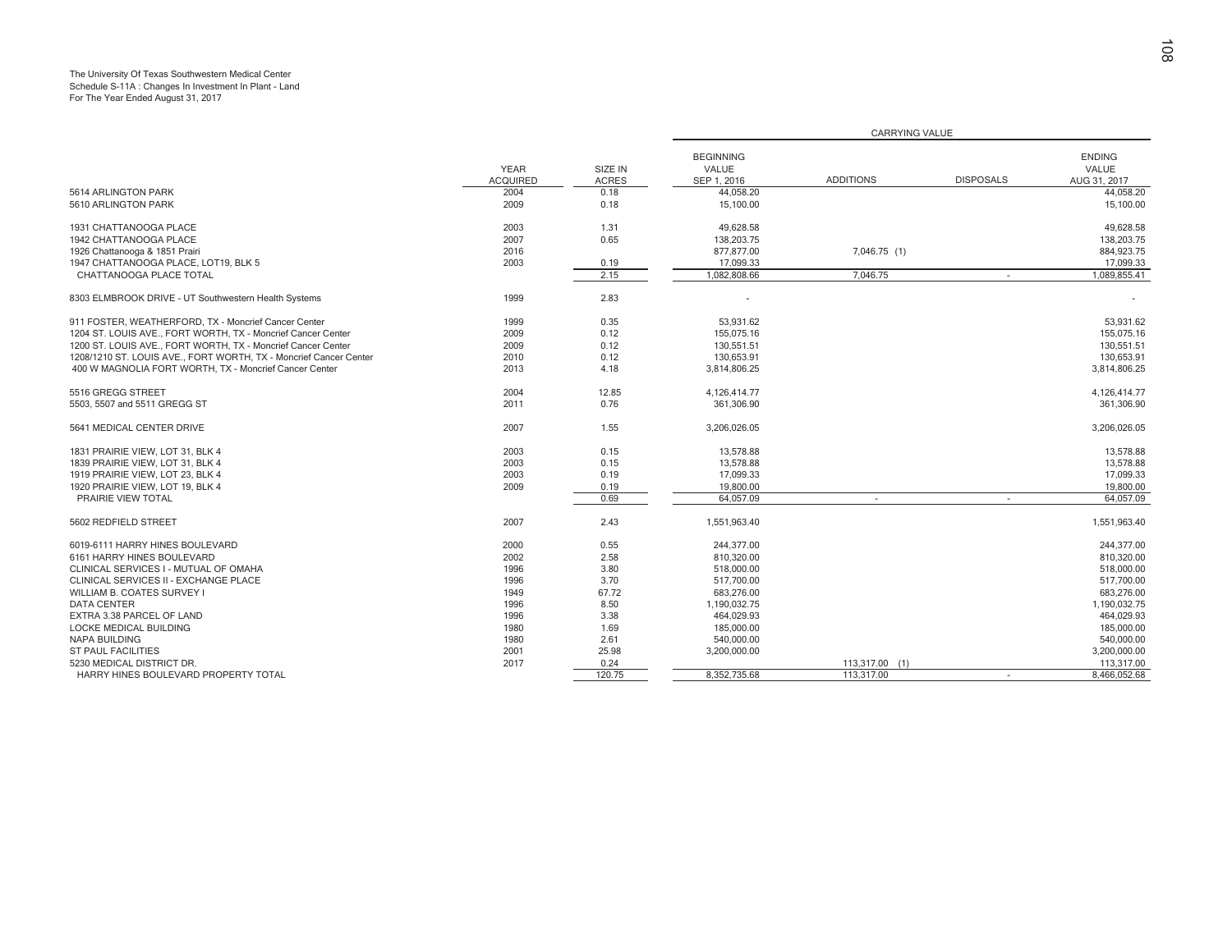The University Of Texas Southwestern Medical Center
Schedule S-11A : Changes In Investment In Plant - Land
For The Year Ended August 31, 2017

| | YEAR ACQUIRED | SIZE IN ACRES | CARRYING VALUE | | | |
|---|---|---|---|---|---|---|
| | | | BEGINNING VALUE SEP 1, 2016 | ADDITIONS | DISPOSALS | ENDING VALUE AUG 31, 2017 |
| 5614 ARLINGTON PARK | 2004 | 0.18 | 44,058.20 | | | 44,058.20 |
| 5610 ARLINGTON PARK | 2009 | 0.18 | 15,100.00 | | | 15,100.00 |
| | | | | | | |
| 1931 CHATTANOOGA PLACE | 2003 | 1.31 | 49,628.58 | | | 49,628.58 |
| 1942 CHATTANOOGA PLACE | 2007 | 0.65 | 138,203.75 | | | 138,203.75 |
| 1926 Chattanooga & 1851 Prairi | 2016 | | 877,877.00 | 7,046.75 (1) | | 884,923.75 |
| 1947 CHATTANOOGA PLACE, LOT19, BLK 5 | 2003 | 0.19 | 17,099.33 | | | 17,099.33 |
| CHATTANOOGA PLACE TOTAL | | 2.15 | 1,082,808.66 | 7,046.75 | - | 1,089,855.41 |
| | | | | | | |
| 8303 ELMBROOK DRIVE - UT Southwestern Health Systems | 1999 | 2.83 | - | | | - |
| | | | | | | |
| 911 FOSTER, WEATHERFORD, TX - Moncrief Cancer Center | 1999 | 0.35 | 53,931.62 | | | 53,931.62 |
| 1204 ST. LOUIS AVE., FORT WORTH, TX - Moncrief Cancer Center | 2009 | 0.12 | 155,075.16 | | | 155,075.16 |
| 1200 ST. LOUIS AVE., FORT WORTH, TX - Moncrief Cancer Center | 2009 | 0.12 | 130,551.51 | | | 130,551.51 |
| 1208/1210 ST. LOUIS AVE., FORT WORTH, TX - Moncrief Cancer Center | 2010 | 0.12 | 130,653.91 | | | 130,653.91 |
| 400 W MAGNOLIA FORT WORTH, TX - Moncrief Cancer Center | 2013 | 4.18 | 3,814,806.25 | | | 3,814,806.25 |
| | | | | | | |
| 5516 GREGG STREET | 2004 | 12.85 | 4,126,414.77 | | | 4,126,414.77 |
| 5503, 5507 and 5511 GREGG ST | 2011 | 0.76 | 361,306.90 | | | 361,306.90 |
| | | | | | | |
| 5641 MEDICAL CENTER DRIVE | 2007 | 1.55 | 3,206,026.05 | | | 3,206,026.05 |
| | | | | | | |
| 1831 PRAIRIE VIEW, LOT 31, BLK 4 | 2003 | 0.15 | 13,578.88 | | | 13,578.88 |
| 1839 PRAIRIE VIEW, LOT 31, BLK 4 | 2003 | 0.15 | 13,578.88 | | | 13,578.88 |
| 1919 PRAIRIE VIEW, LOT 23, BLK 4 | 2003 | 0.19 | 17,099.33 | | | 17,099.33 |
| 1920 PRAIRIE VIEW, LOT 19, BLK 4 | 2009 | 0.19 | 19,800.00 | | | 19,800.00 |
| PRAIRIE VIEW TOTAL | | 0.69 | 64,057.09 | - | - | 64,057.09 |
| | | | | | | |
| 5602 REDFIELD STREET | 2007 | 2.43 | 1,551,963.40 | | | 1,551,963.40 |
| | | | | | | |
| 6019-6111 HARRY HINES BOULEVARD | 2000 | 0.55 | 244,377.00 | | | 244,377.00 |
| 6161 HARRY HINES BOULEVARD | 2002 | 2.58 | 810,320.00 | | | 810,320.00 |
| CLINICAL SERVICES I - MUTUAL OF OMAHA | 1996 | 3.80 | 518,000.00 | | | 518,000.00 |
| CLINICAL SERVICES II - EXCHANGE PLACE | 1996 | 3.70 | 517,700.00 | | | 517,700.00 |
| WILLIAM B. COATES SURVEY I | 1949 | 67.72 | 683,276.00 | | | 683,276.00 |
| DATA CENTER | 1996 | 8.50 | 1,190,032.75 | | | 1,190,032.75 |
| EXTRA 3.38 PARCEL OF LAND | 1996 | 3.38 | 464,029.93 | | | 464,029.93 |
| LOCKE MEDICAL BUILDING | 1980 | 1.69 | 185,000.00 | | | 185,000.00 |
| NAPA BUILDING | 1980 | 2.61 | 540,000.00 | | | 540,000.00 |
| ST PAUL FACILITIES | 2001 | 25.98 | 3,200,000.00 | | | 3,200,000.00 |
| 5230 MEDICAL DISTRICT DR. | 2017 | 0.24 | | 113,317.00 (1) | | 113,317.00 |
| HARRY HINES BOULEVARD PROPERTY TOTAL | | 120.75 | 8,352,735.68 | 113,317.00 | - | 8,466,052.68 |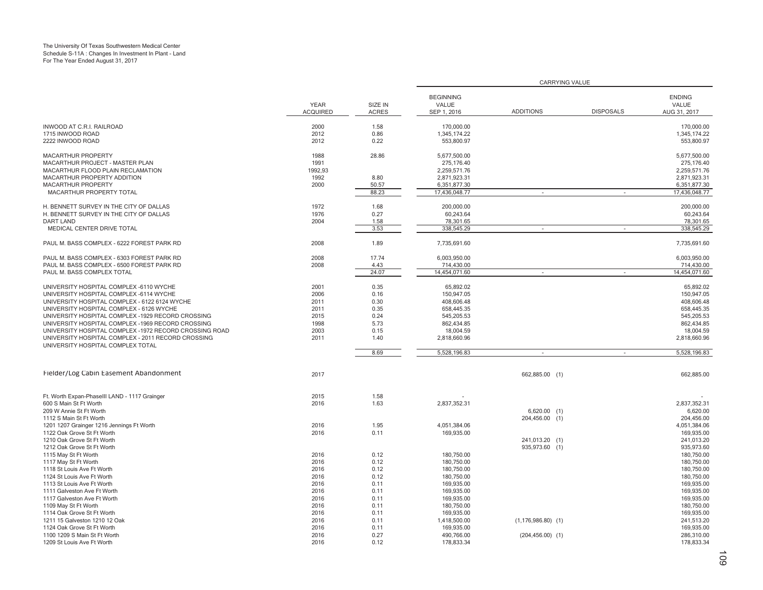The University Of Texas Southwestern Medical Center
Schedule S-11A : Changes In Investment In Plant - Land
For The Year Ended August 31, 2017

| | YEAR ACQUIRED | SIZE IN ACRES | CARRYING VALUE | | | |
|---|---|---|---|---|---|---|
| | | | BEGINNING VALUE SEP 1, 2016 | ADDITIONS | DISPOSALS | ENDING VALUE AUG 31, 2017 |
| INWOOD AT C.R.I. RAILROAD | 2000 | 1.58 | 170,000.00 | | | 170,000.00 |
| 1715 INWOOD ROAD | 2012 | 0.86 | 1,345,174.22 | | | 1,345,174.22 |
| 2222 INWOOD ROAD | 2012 | 0.22 | 553,800.97 | | | 553,800.97 |
| MACARTHUR PROPERTY | 1988 | 28.86 | 5,677,500.00 | | | 5,677,500.00 |
| MACARTHUR PROJECT - MASTER PLAN | 1991 | | 275,176.40 | | | 275,176.40 |
| MACARTHUR FLOOD PLAIN RECLAMATION | 1992,93 | | 2,259,571.76 | | | 2,259,571.76 |
| MACARTHUR PROPERTY ADDITION | 1992 | 8.80 | 2,871,923.31 | | | 2,871,923.31 |
| MACARTHUR PROPERTY | 2000 | 50.57 | 6,351,877.30 | | | 6,351,877.30 |
| MACARTHUR PROPERTY TOTAL | | 88.23 | 17,436,048.77 | - | - | 17,436,048.77 |
| H. BENNETT SURVEY IN THE CITY OF DALLAS | 1972 | 1.68 | 200,000.00 | | | 200,000.00 |
| H. BENNETT SURVEY IN THE CITY OF DALLAS | 1976 | 0.27 | 60,243.64 | | | 60,243.64 |
| DART LAND | 2004 | 1.58 | 78,301.65 | | | 78,301.65 |
| MEDICAL CENTER DRIVE TOTAL | | 3.53 | 338,545.29 | - | - | 338,545.29 |
| PAUL M. BASS COMPLEX - 6222 FOREST PARK RD | 2008 | 1.89 | 7,735,691.60 | | | 7,735,691.60 |
| PAUL M. BASS COMPLEX - 6303 FOREST PARK RD | 2008 | 17.74 | 6,003,950.00 | | | 6,003,950.00 |
| PAUL M. BASS COMPLEX - 6500 FOREST PARK RD | 2008 | 4.43 | 714,430.00 | | | 714,430.00 |
| PAUL M. BASS COMPLEX TOTAL | | 24.07 | 14,454,071.60 | - | - | 14,454,071.60 |
| UNIVERSITY HOSPITAL COMPLEX -6110 WYCHE | 2001 | 0.35 | 65,892.02 | | | 65,892.02 |
| UNIVERSITY HOSPITAL COMPLEX -6114 WYCHE | 2006 | 0.16 | 150,947.05 | | | 150,947.05 |
| UNIVERSITY HOSPITAL COMPLEX - 6122 6124 WYCHE | 2011 | 0.30 | 408,606.48 | | | 408,606.48 |
| UNIVERSITY HOSPITAL COMPLEX - 6126 WYCHE | 2011 | 0.35 | 658,445.35 | | | 658,445.35 |
| UNIVERSITY HOSPITAL COMPLEX -1929 RECORD CROSSING | 2015 | 0.24 | 545,205.53 | | | 545,205.53 |
| UNIVERSITY HOSPITAL COMPLEX -1969 RECORD CROSSING | 1998 | 5.73 | 862,434.85 | | | 862,434.85 |
| UNIVERSITY HOSPITAL COMPLEX -1972 RECORD CROSSING ROAD | 2003 | 0.15 | 18,004.59 | | | 18,004.59 |
| UNIVERSITY HOSPITAL COMPLEX - 2011 RECORD CROSSING | 2011 | 1.40 | 2,818,660.96 | | | 2,818,660.96 |
| UNIVERSITY HOSPITAL COMPLEX TOTAL | | 8.69 | 5,528,196.83 | - | - | 5,528,196.83 |
| Fielder/Log Cabin Easement Abandonment | 2017 | | | 662,885.00 (1) | | 662,885.00 |
| Ft. Worth Expan-PhaseIII LAND - 1117 Grainger | 2015 | 1.58 | - | | | - |
| 600 S Main St Ft Worth | 2016 | 1.63 | 2,837,352.31 | | | 2,837,352.31 |
| 209 W Annie St Ft Worth | | | | 6,620.00 (1) | | 6,620.00 |
| 1112 S Main St Ft Worth | | | | 204,456.00 (1) | | 204,456.00 |
| 1201 1207 Grainger 1216 Jennings Ft Worth | 2016 | 1.95 | 4,051,384.06 | | | 4,051,384.06 |
| 1122 Oak Grove St Ft Worth | 2016 | 0.11 | 169,935.00 | | | 169,935.00 |
| 1210 Oak Grove St Ft Worth | | | | 241,013.20 (1) | | 241,013.20 |
| 1212 Oak Grove St Ft Worth | | | | 935,973.60 (1) | | 935,973.60 |
| 1115 May St Ft Worth | 2016 | 0.12 | 180,750.00 | | | 180,750.00 |
| 1117 May St Ft Worth | 2016 | 0.12 | 180,750.00 | | | 180,750.00 |
| 1118 St Louis Ave Ft Worth | 2016 | 0.12 | 180,750.00 | | | 180,750.00 |
| 1124 St Louis Ave Ft Worth | 2016 | 0.12 | 180,750.00 | | | 180,750.00 |
| 1113 St Louis Ave Ft Worth | 2016 | 0.11 | 169,935.00 | | | 169,935.00 |
| 1111 Galveston Ave Ft Worth | 2016 | 0.11 | 169,935.00 | | | 169,935.00 |
| 1117 Galveston Ave Ft Worth | 2016 | 0.11 | 169,935.00 | | | 169,935.00 |
| 1109 May St Ft Worth | 2016 | 0.11 | 180,750.00 | | | 180,750.00 |
| 1114 Oak Grove St Ft Worth | 2016 | 0.11 | 169,935.00 | | | 169,935.00 |
| 1211 15 Galveston 1210 12 Oak | 2016 | 0.11 | 1,418,500.00 | (1,176,986.80) (1) | | 241,513.20 |
| 1124 Oak Grove St Ft Worth | 2016 | 0.11 | 169,935.00 | | | 169,935.00 |
| 1100 1209 S Main St Ft Worth | 2016 | 0.27 | 490,766.00 | (204,456.00) (1) | | 286,310.00 |
| 1209 St Louis Ave Ft Worth | 2016 | 0.12 | 178,833.34 | | | 178,833.34 |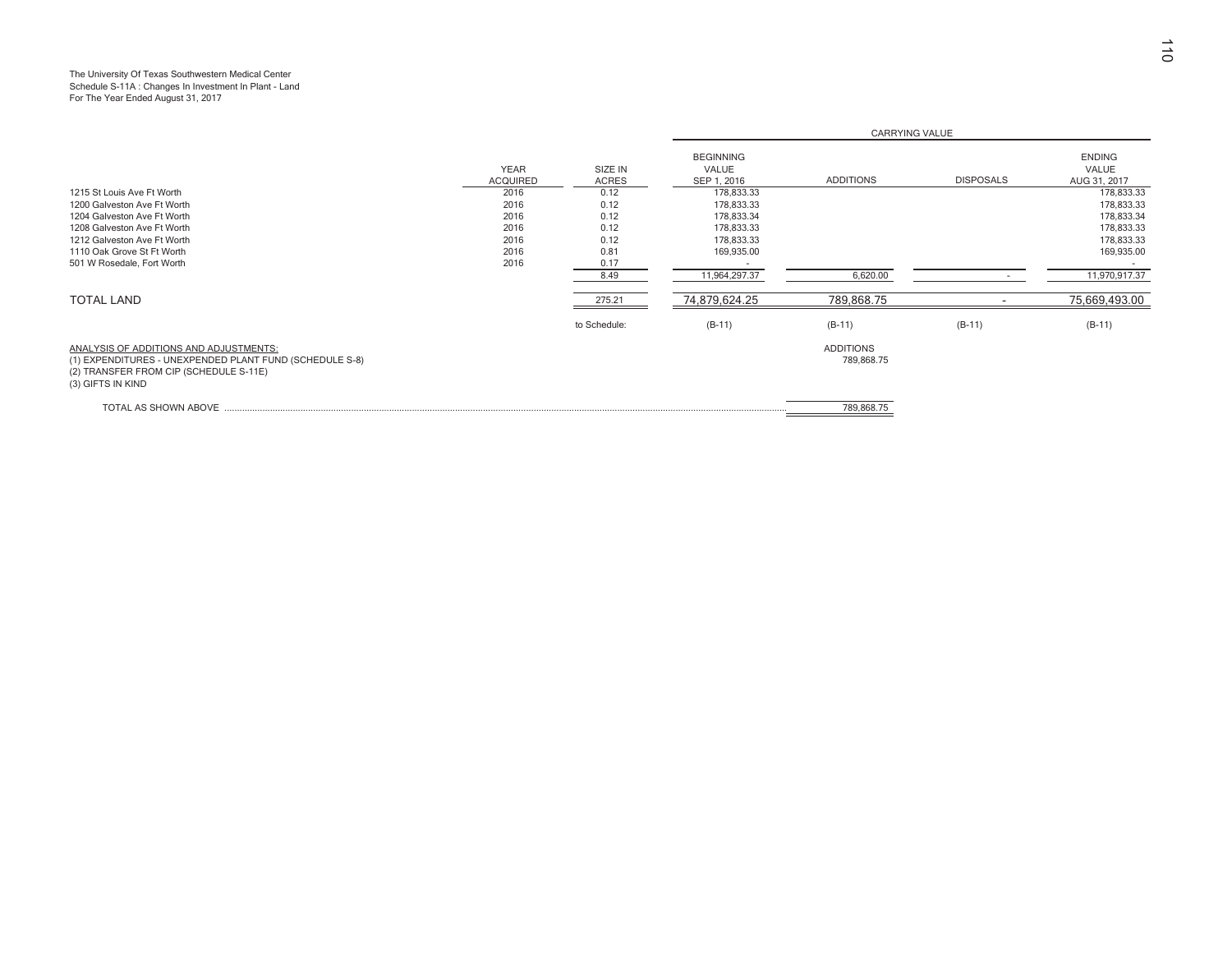The University Of Texas Southwestern Medical Center
Schedule S-11A : Changes In Investment In Plant - Land
For The Year Ended August 31, 2017

| | YEAR ACQUIRED | SIZE IN ACRES | CARRYING VALUE | | | |
|---|---|---|---|---|---|---|
| | | | BEGINNING VALUE SEP 1, 2016 | ADDITIONS | DISPOSALS | ENDING VALUE AUG 31, 2017 |
| 1215 St Louis Ave Ft Worth | 2016 | 0.12 | 178,833.33 | | | 178,833.33 |
| 1200 Galveston Ave Ft Worth | 2016 | 0.12 | 178,833.33 | | | 178,833.33 |
| 1204 Galveston Ave Ft Worth | 2016 | 0.12 | 178,833.34 | | | 178,833.34 |
| 1208 Galveston Ave Ft Worth | 2016 | 0.12 | 178,833.33 | | | 178,833.33 |
| 1212 Galveston Ave Ft Worth | 2016 | 0.12 | 178,833.33 | | | 178,833.33 |
| 1110 Oak Grove St Ft Worth | 2016 | 0.81 | 169,935.00 | | | 169,935.00 |
| 501 W Rosedale, Fort Worth | 2016 | 0.17 | - | | | - |
| | | 8.49 | 11,964,297.37 | 6,620.00 | - | 11,970,917.37 |
| TOTAL LAND | | 275.21 | 74,879,624.25 | 789,868.75 | - | 75,669,493.00 |
| | | to Schedule: | (B-11) | (B-11) | (B-11) | (B-11) |

ANALYSIS OF ADDITIONS AND ADJUSTMENTS:

| | ADDITIONS |
|---|---|
| (1) EXPENDITURES - UNEXPENDED PLANT FUND (SCHEDULE S-8) | 789,868.75 |
| (2) TRANSFER FROM CIP (SCHEDULE S-11E) | |
| (3) GIFTS IN KIND | |
| TOTAL AS SHOWN ABOVE | 789,868.75 |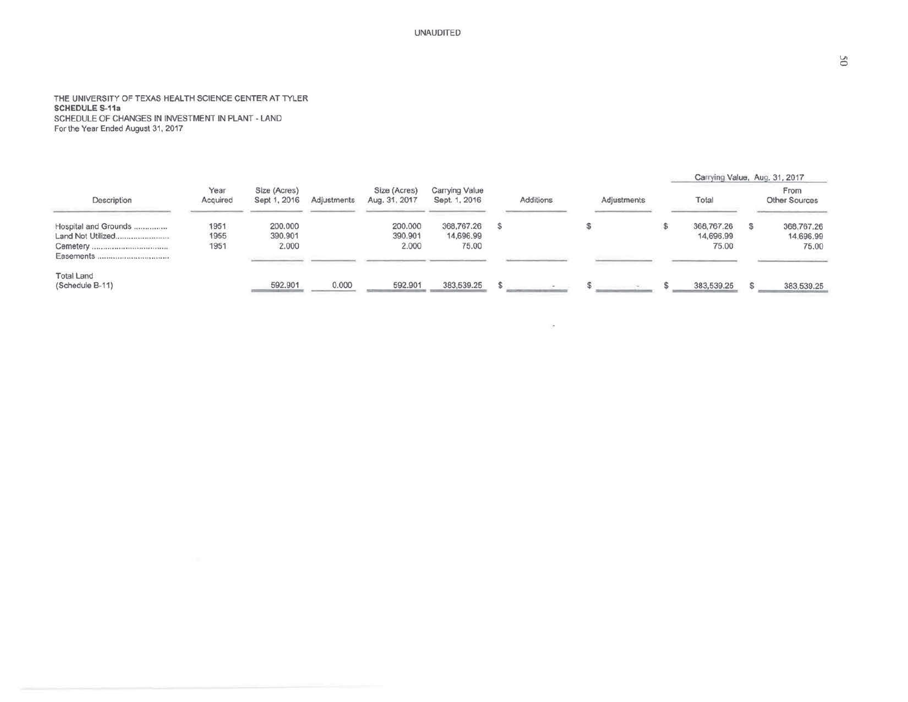UNAUDITED

THE UNIVERSITY OF TEXAS HEALTH SCIENCE CENTER AT TYLER
**SCHEDULE S-11a**
SCHEDULE OF CHANGES IN INVESTMENT IN PLANT - LAND
For the Year Ended August 31, 2017

| Description | Year Acquired | Size (Acres) Sept 1, 2016 | Adjustments | Size (Acres) Aug. 31, 2017 | Carrying Value Sept. 1, 2016 | Additions | Adjustments | Carrying Value, Aug. 31, 2017 | |
|---|---|---|---|---|---|---|---|---|---|
| | | | | | | | | Total | From Other Sources |
| Hospital and Grounds .............. | 1951 | 200.000 | | 200.000 | 368,767.26 | $ | $ | $ 368,767.26 | $ 368,767.26 |
| Land Not Utilized........................ | 1955 | 390.901 | | 390.901 | 14,696.99 | | | 14,696.99 | 14,696.99 |
| Cemetery .................................. | 1951 | 2.000 | | 2.000 | 75.00 | | | 75.00 | 75.00 |
| Easements ................................ | | | | | | | | | |
| Total Land (Schedule B-11) | | 592.901 | 0.000 | 592.901 | 383,539.25 | $ - | $ - | $ 383,539.25 | $ 383,539.25 |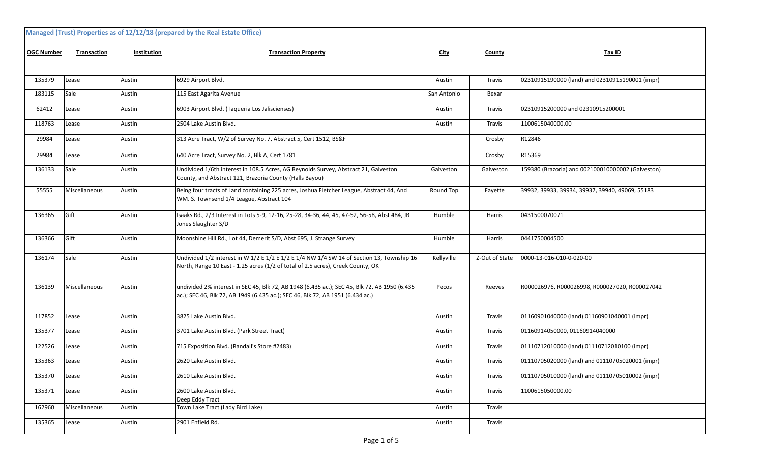**Managed (Trust) Properties as of 12/12/18 (prepared by the Real Estate Office)**

| OGC Number | Transaction | Institution | Transaction Property | City | County | Tax ID |
|---|---|---|---|---|---|---|
| 135379 | Lease | Austin | 6929 Airport Blvd. | Austin | Travis | 02310915190000 (land) and 02310915190001 (impr) |
| 183115 | Sale | Austin | 115 East Agarita Avenue | San Antonio | Bexar | |
| 62412 | Lease | Austin | 6903 Airport Blvd. (Taqueria Los Jaliscienses) | Austin | Travis | 02310915200000 and 02310915200001 |
| 118763 | Lease | Austin | 2504 Lake Austin Blvd. | Austin | Travis | 1100615040000.00 |
| 29984 | Lease | Austin | 313 Acre Tract, W/2 of Survey No. 7, Abstract 5, Cert 1512, BS&F | | Crosby | R12846 |
| 29984 | Lease | Austin | 640 Acre Tract, Survey No. 2, Blk A, Cert 1781 | | Crosby | R15369 |
| 136133 | Sale | Austin | Undivided 1/6th interest in 108.5 Acres, AG Reynolds Survey, Abstract 21, Galveston County, and Abstract 121, Brazoria County (Halls Bayou) | Galveston | Galveston | 159380 (Brazoria) and 002100010000002 (Galveston) |
| 55555 | Miscellaneous | Austin | Being four tracts of Land containing 225 acres, Joshua Fletcher League, Abstract 44, And WM. S. Townsend 1/4 League, Abstract 104 | Round Top | Fayette | 39932, 39933, 39934, 39937, 39940, 49069, 55183 |
| 136365 | Gift | Austin | Isaaks Rd., 2/3 Interest in Lots 5-9, 12-16, 25-28, 34-36, 44, 45, 47-52, 56-58, Abst 484, JB Jones Slaughter S/D | Humble | Harris | 0431500070071 |
| 136366 | Gift | Austin | Moonshine Hill Rd., Lot 44, Demerit S/D, Abst 695, J. Strange Survey | Humble | Harris | 0441750004500 |
| 136174 | Sale | Austin | Undivided 1/2 interest in W 1/2 E 1/2 E 1/2 E 1/4 NW 1/4 SW 14 of Section 13, Township 16 North, Range 10 East - 1.25 acres (1/2 of total of 2.5 acres), Creek County, OK | Kellyville | Z-Out of State | 0000-13-016-010-0-020-00 |
| 136139 | Miscellaneous | Austin | undivided 2% interest in SEC 45, Blk 72, AB 1948 (6.435 ac.); SEC 45, Blk 72, AB 1950 (6.435 ac.); SEC 46, Blk 72, AB 1949 (6.435 ac.); SEC 46, Blk 72, AB 1951 (6.434 ac.) | Pecos | Reeves | R000026976, R000026998, R000027020, R000027042 |
| 117852 | Lease | Austin | 3825 Lake Austin Blvd. | Austin | Travis | 01160901040000 (land) 01160901040001 (impr) |
| 135377 | Lease | Austin | 3701 Lake Austin Blvd. (Park Street Tract) | Austin | Travis | 01160914050000, 01160914040000 |
| 122526 | Lease | Austin | 715 Exposition Blvd. (Randall's Store #2483) | Austin | Travis | 01110712010000 (land) 01110712010100 (impr) |
| 135363 | Lease | Austin | 2620 Lake Austin Blvd. | Austin | Travis | 01110705020000 (land) and 01110705020001 (impr) |
| 135370 | Lease | Austin | 2610 Lake Austin Blvd. | Austin | Travis | 01110705010000 (land) and 01110705010002 (impr) |
| 135371 | Lease | Austin | 2600 Lake Austin Blvd. Deep Eddy Tract | Austin | Travis | 1100615050000.00 |
| 162960 | Miscellaneous | Austin | Town Lake Tract (Lady Bird Lake) | Austin | Travis | |
| 135365 | Lease | Austin | 2901 Enfield Rd. | Austin | Travis | |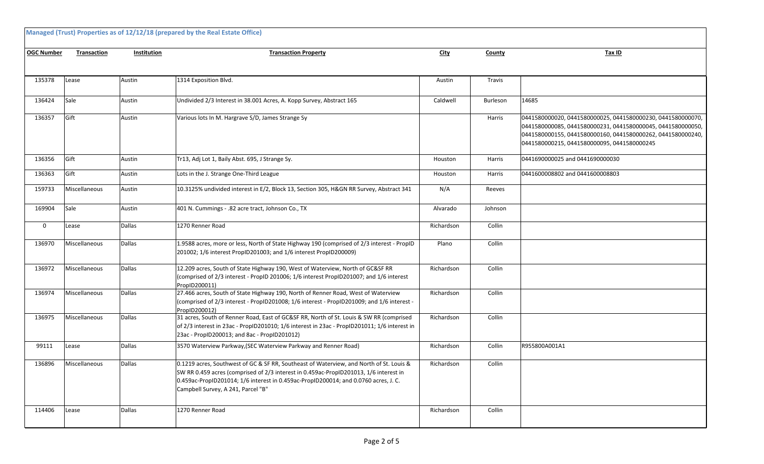**Managed (Trust) Properties as of 12/12/18 (prepared by the Real Estate Office)**

| OGC Number | Transaction | Institution | Transaction Property | City | County | Tax ID |
|---|---|---|---|---|---|---|
| 135378 | Lease | Austin | 1314 Exposition Blvd. | Austin | Travis | |
| 136424 | Sale | Austin | Undivided 2/3 Interest in 38.001 Acres, A. Kopp Survey, Abstract 165 | Caldwell | Burleson | 14685 |
| 136357 | Gift | Austin | Various lots In M. Hargrave S/D, James Strange Sy | | Harris | 0441580000020, 0441580000025, 0441580000230, 0441580000070, 0441580000085, 0441580000231, 0441580000045, 0441580000050, 0441580000155, 0441580000160, 0441580000262, 0441580000240, 0441580000215, 0441580000095, 0441580000245 |
| 136356 | Gift | Austin | Tr13, Adj Lot 1, Baily Abst. 695, J Strange Sy. | Houston | Harris | 0441690000025 and 0441690000030 |
| 136363 | Gift | Austin | Lots in the J. Strange One-Third League | Houston | Harris | 0441600008802 and 0441600008803 |
| 159733 | Miscellaneous | Austin | 10.3125% undivided interest in E/2, Block 13, Section 305, H&GN RR Survey, Abstract 341 | N/A | Reeves | |
| 169904 | Sale | Austin | 401 N. Cummings - .82 acre tract, Johnson Co., TX | Alvarado | Johnson | |
| 0 | Lease | Dallas | 1270 Renner Road | Richardson | Collin | |
| 136970 | Miscellaneous | Dallas | 1.9588 acres, more or less, North of State Highway 190 (comprised of 2/3 interest - PropID 201002; 1/6 interest PropID201003; and 1/6 interest PropID200009) | Plano | Collin | |
| 136972 | Miscellaneous | Dallas | 12.209 acres, South of State Highway 190, West of Waterview, North of GC&SF RR (comprised of 2/3 interest - PropID 201006; 1/6 interest PropID201007; and 1/6 interest PropID200011) | Richardson | Collin | |
| 136974 | Miscellaneous | Dallas | 27.466 acres, South of State Highway 190, North of Renner Road, West of Waterview (comprised of 2/3 interest - PropID201008; 1/6 interest - PropID201009; and 1/6 interest - PropID200012) | Richardson | Collin | |
| 136975 | Miscellaneous | Dallas | 31 acres, South of Renner Road, East of GC&SF RR, North of St. Louis & SW RR (comprised of 2/3 interest in 23ac - PropID201010; 1/6 interest in 23ac - PropID201011; 1/6 interest in 23ac - PropID200013; and 8ac - PropID201012) | Richardson | Collin | |
| 99111 | Lease | Dallas | 3570 Waterview Parkway,(SEC Waterview Parkway and Renner Road) | Richardson | Collin | R955800A001A1 |
| 136896 | Miscellaneous | Dallas | 0.1219 acres, Southwest of GC & SF RR, Southeast of Waterview, and North of St. Louis & SW RR 0.459 acres (comprised of 2/3 interest in 0.459ac-PropID201013, 1/6 interest in 0.459ac-PropID201014; 1/6 interest in 0.459ac-PropID200014; and 0.0760 acres, J. C. Campbell Survey, A 241, Parcel "B" | Richardson | Collin | |
| 114406 | Lease | Dallas | 1270 Renner Road | Richardson | Collin | |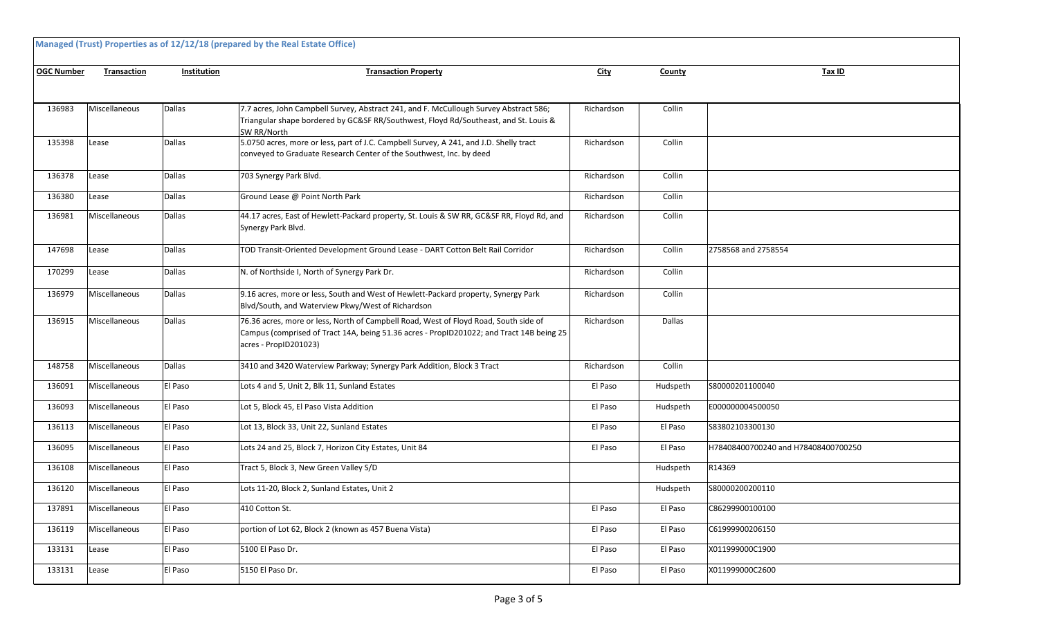**Managed (Trust) Properties as of 12/12/18 (prepared by the Real Estate Office)**

| OGC Number | Transaction | Institution | Transaction Property | City | County | Tax ID |
|---|---|---|---|---|---|---|
| 136983 | Miscellaneous | Dallas | 7.7 acres, John Campbell Survey, Abstract 241, and F. McCullough Survey Abstract 586; Triangular shape bordered by GC&SF RR/Southwest, Floyd Rd/Southeast, and St. Louis & SW RR/North | Richardson | Collin | |
| 135398 | Lease | Dallas | 5.0750 acres, more or less, part of J.C. Campbell Survey, A 241, and J.D. Shelly tract conveyed to Graduate Research Center of the Southwest, Inc. by deed | Richardson | Collin | |
| 136378 | Lease | Dallas | 703 Synergy Park Blvd. | Richardson | Collin | |
| 136380 | Lease | Dallas | Ground Lease @ Point North Park | Richardson | Collin | |
| 136981 | Miscellaneous | Dallas | 44.17 acres, East of Hewlett-Packard property, St. Louis & SW RR, GC&SF RR, Floyd Rd, and Synergy Park Blvd. | Richardson | Collin | |
| 147698 | Lease | Dallas | TOD Transit-Oriented Development Ground Lease - DART Cotton Belt Rail Corridor | Richardson | Collin | 2758568 and 2758554 |
| 170299 | Lease | Dallas | N. of Northside I, North of Synergy Park Dr. | Richardson | Collin | |
| 136979 | Miscellaneous | Dallas | 9.16 acres, more or less, South and West of Hewlett-Packard property, Synergy Park Blvd/South, and Waterview Pkwy/West of Richardson | Richardson | Collin | |
| 136915 | Miscellaneous | Dallas | 76.36 acres, more or less, North of Campbell Road, West of Floyd Road, South side of Campus (comprised of Tract 14A, being 51.36 acres - PropID201022; and Tract 14B being 25 acres - PropID201023) | Richardson | Dallas | |
| 148758 | Miscellaneous | Dallas | 3410 and 3420 Waterview Parkway; Synergy Park Addition, Block 3 Tract | Richardson | Collin | |
| 136091 | Miscellaneous | El Paso | Lots 4 and 5, Unit 2, Blk 11, Sunland Estates | El Paso | Hudspeth | S80000201100040 |
| 136093 | Miscellaneous | El Paso | Lot 5, Block 45, El Paso Vista Addition | El Paso | Hudspeth | E000000004500050 |
| 136113 | Miscellaneous | El Paso | Lot 13, Block 33, Unit 22, Sunland Estates | El Paso | El Paso | S83802103300130 |
| 136095 | Miscellaneous | El Paso | Lots 24 and 25, Block 7, Horizon City Estates, Unit 84 | El Paso | El Paso | H78408400700240 and H78408400700250 |
| 136108 | Miscellaneous | El Paso | Tract 5, Block 3, New Green Valley S/D | | Hudspeth | R14369 |
| 136120 | Miscellaneous | El Paso | Lots 11-20, Block 2, Sunland Estates, Unit 2 | | Hudspeth | S80000200200110 |
| 137891 | Miscellaneous | El Paso | 410 Cotton St. | El Paso | El Paso | C86299900100100 |
| 136119 | Miscellaneous | El Paso | portion of Lot 62, Block 2 (known as 457 Buena Vista) | El Paso | El Paso | C61999900206150 |
| 133131 | Lease | El Paso | 5100 El Paso Dr. | El Paso | El Paso | X011999000C1900 |
| 133131 | Lease | El Paso | 5150 El Paso Dr. | El Paso | El Paso | X011999000C2600 |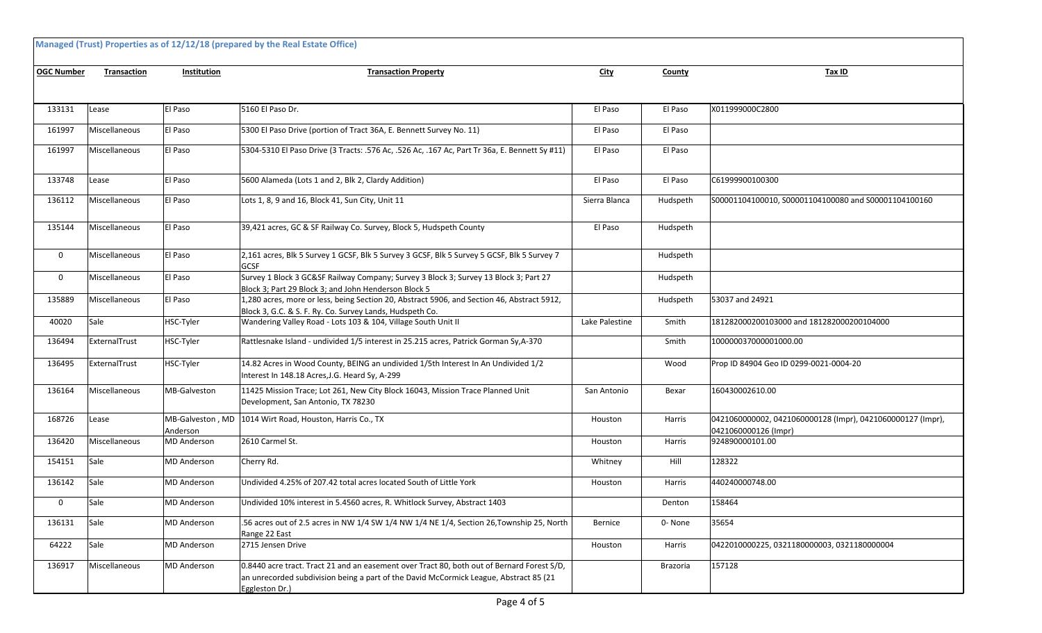**Managed (Trust) Properties as of 12/12/18 (prepared by the Real Estate Office)**

| OGC Number | Transaction | Institution | Transaction Property | City | County | Tax ID |
|---|---|---|---|---|---|---|
| 133131 | Lease | El Paso | 5160 El Paso Dr. | El Paso | El Paso | X011999000C2800 |
| 161997 | Miscellaneous | El Paso | 5300 El Paso Drive (portion of Tract 36A, E. Bennett Survey No. 11) | El Paso | El Paso | |
| 161997 | Miscellaneous | El Paso | 5304-5310 El Paso Drive (3 Tracts: .576 Ac, .526 Ac, .167 Ac, Part Tr 36a, E. Bennett Sy #11) | El Paso | El Paso | |
| 133748 | Lease | El Paso | 5600 Alameda (Lots 1 and 2, Blk 2, Clardy Addition) | El Paso | El Paso | C61999900100300 |
| 136112 | Miscellaneous | El Paso | Lots 1, 8, 9 and 16, Block 41, Sun City, Unit 11 | Sierra Blanca | Hudspeth | S00001104100010, S00001104100080 and S00001104100160 |
| 135144 | Miscellaneous | El Paso | 39,421 acres, GC & SF Railway Co. Survey, Block 5, Hudspeth County | El Paso | Hudspeth | |
| 0 | Miscellaneous | El Paso | 2,161 acres, Blk 5 Survey 1 GCSF, Blk 5 Survey 3 GCSF, Blk 5 Survey 5 GCSF, Blk 5 Survey 7 GCSF | | Hudspeth | |
| 0 | Miscellaneous | El Paso | Survey 1 Block 3 GC&SF Railway Company; Survey 3 Block 3; Survey 13 Block 3; Part 27 Block 3; Part 29 Block 3; and John Henderson Block 5 | | Hudspeth | |
| 135889 | Miscellaneous | El Paso | 1,280 acres, more or less, being Section 20, Abstract 5906, and Section 46, Abstract 5912, Block 3, G.C. & S. F. Ry. Co. Survey Lands, Hudspeth Co. | | Hudspeth | 53037 and 24921 |
| 40020 | Sale | HSC-Tyler | Wandering Valley Road - Lots 103 & 104, Village South Unit II | Lake Palestine | Smith | 181282000200103000 and 181282000200104000 |
| 136494 | ExternalTrust | HSC-Tyler | Rattlesnake Island - undivided 1/5 interest in 25.215 acres, Patrick Gorman Sy,A-370 | | Smith | 100000037000001000.00 |
| 136495 | ExternalTrust | HSC-Tyler | 14.82 Acres in Wood County, BEING an undivided 1/5th Interest In An Undivided 1/2 Interest In 148.18 Acres,J.G. Heard Sy, A-299 | | Wood | Prop ID 84904 Geo ID 0299-0021-0004-20 |
| 136164 | Miscellaneous | MB-Galveston | 11425 Mission Trace; Lot 261, New City Block 16043, Mission Trace Planned Unit Development, San Antonio, TX 78230 | San Antonio | Bexar | 160430002610.00 |
| 168726 | Lease | MB-Galveston , MD Anderson | 1014 Wirt Road, Houston, Harris Co., TX | Houston | Harris | 0421060000002, 0421060000128 (Impr), 0421060000127 (Impr), 0421060000126 (Impr) |
| 136420 | Miscellaneous | MD Anderson | 2610 Carmel St. | Houston | Harris | 924890000101.00 |
| 154151 | Sale | MD Anderson | Cherry Rd. | Whitney | Hill | 128322 |
| 136142 | Sale | MD Anderson | Undivided 4.25% of 207.42 total acres located South of Little York | Houston | Harris | 440240000748.00 |
| 0 | Sale | MD Anderson | Undivided 10% interest in 5.4560 acres, R. Whitlock Survey, Abstract 1403 | | Denton | 158464 |
| 136131 | Sale | MD Anderson | .56 acres out of 2.5 acres in NW 1/4 SW 1/4 NW 1/4 NE 1/4, Section 26,Township 25, North Range 22 East | Bernice | 0- None | 35654 |
| 64222 | Sale | MD Anderson | 2715 Jensen Drive | Houston | Harris | 0422010000225, 0321180000003, 0321180000004 |
| 136917 | Miscellaneous | MD Anderson | 0.8440 acre tract. Tract 21 and an easement over Tract 80, both out of Bernard Forest S/D, an unrecorded subdivision being a part of the David McCormick League, Abstract 85 (21 Eggleston Dr.) | | Brazoria | 157128 |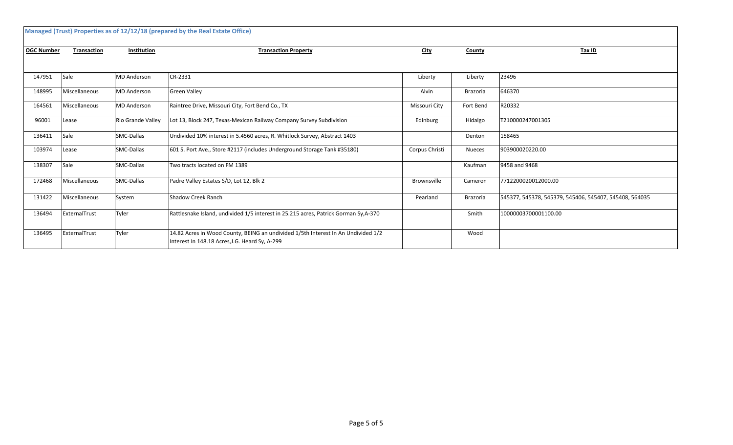**Managed (Trust) Properties as of 12/12/18 (prepared by the Real Estate Office)**

| OGC Number | Transaction | Institution | Transaction Property | City | County | Tax ID |
|---|---|---|---|---|---|---|
| 147951 | Sale | MD Anderson | CR-2331 | Liberty | Liberty | 23496 |
| 148995 | Miscellaneous | MD Anderson | Green Valley | Alvin | Brazoria | 646370 |
| 164561 | Miscellaneous | MD Anderson | Raintree Drive, Missouri City, Fort Bend Co., TX | Missouri City | Fort Bend | R20332 |
| 96001 | Lease | Rio Grande Valley | Lot 13, Block 247, Texas-Mexican Railway Company Survey Subdivision | Edinburg | Hidalgo | T210000247001305 |
| 136411 | Sale | SMC-Dallas | Undivided 10% interest in 5.4560 acres, R. Whitlock Survey, Abstract 1403 | | Denton | 158465 |
| 103974 | Lease | SMC-Dallas | 601 S. Port Ave., Store #2117 (includes Underground Storage Tank #35180) | Corpus Christi | Nueces | 903900020220.00 |
| 138307 | Sale | SMC-Dallas | Two tracts located on FM 1389 | | Kaufman | 9458 and 9468 |
| 172468 | Miscellaneous | SMC-Dallas | Padre Valley Estates S/D, Lot 12, Blk 2 | Brownsville | Cameron | 7712200020012000.00 |
| 131422 | Miscellaneous | System | Shadow Creek Ranch | Pearland | Brazoria | 545377, 545378, 545379, 545406, 545407, 545408, 564035 |
| 136494 | ExternalTrust | Tyler | Rattlesnake Island, undivided 1/5 interest in 25.215 acres, Patrick Gorman Sy,A-370 | | Smith | 10000003700001100.00 |
| 136495 | ExternalTrust | Tyler | 14.82 Acres in Wood County, BEING an undivided 1/5th Interest In An Undivided 1/2 Interest In 148.18 Acres,J.G. Heard Sy, A-299 | | Wood | |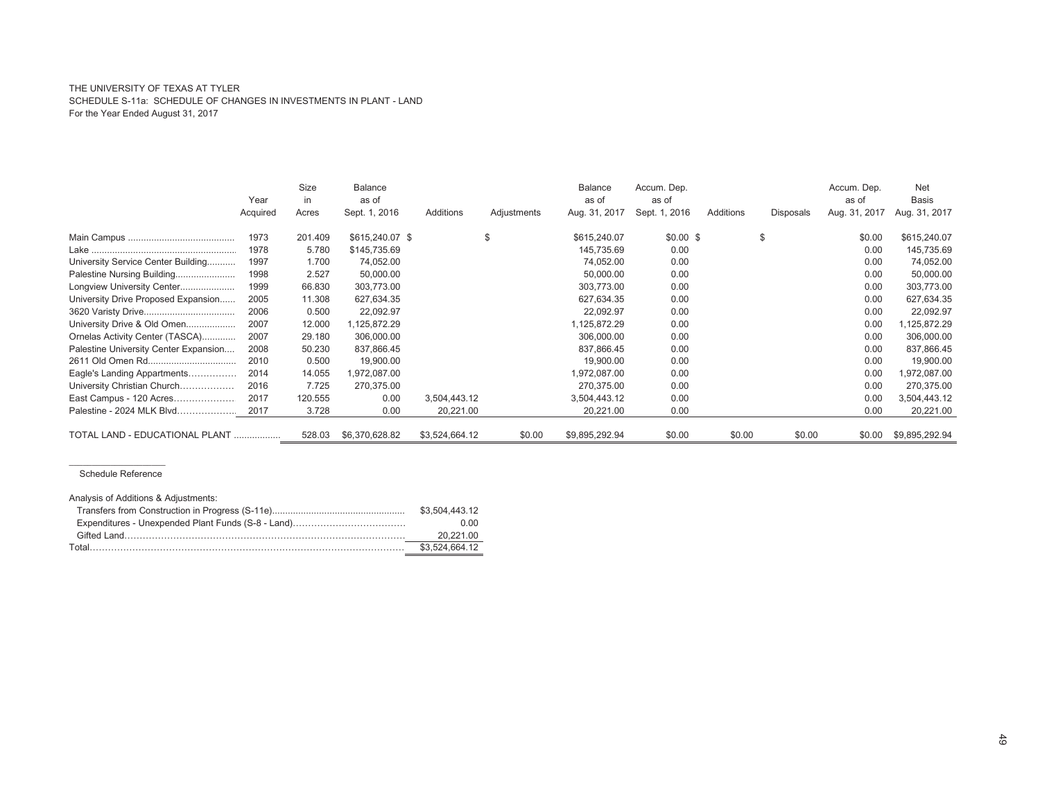THE UNIVERSITY OF TEXAS AT TYLER
SCHEDULE S-11a: SCHEDULE OF CHANGES IN INVESTMENTS IN PLANT - LAND
For the Year Ended August 31, 2017

| | Year Acquired | Size in Acres | Balance as of Sept. 1, 2016 | Additions | Adjustments | Balance as of Aug. 31, 2017 | Accum. Dep. as of Sept. 1, 2016 | Additions | Disposals | Accum. Dep. as of Aug. 31, 2017 | Net Basis Aug. 31, 2017 |
|---|---|---|---|---|---|---|---|---|---|---|---|
| Main Campus ......................................... | 1973 | 201.409 | $615,240.07 | $ | $ | $615,240.07 | $0.00 | $ | $ | $0.00 | $615,240.07 |
| Lake ........................................................ | 1978 | 5.780 | $145,735.69 | | | 145,735.69 | 0.00 | | | 0.00 | 145,735.69 |
| University Service Center Building........... | 1997 | 1.700 | 74,052.00 | | | 74,052.00 | 0.00 | | | 0.00 | 74,052.00 |
| Palestine Nursing Building....................... | 1998 | 2.527 | 50,000.00 | | | 50,000.00 | 0.00 | | | 0.00 | 50,000.00 |
| Longview University Center..................... | 1999 | 66.830 | 303,773.00 | | | 303,773.00 | 0.00 | | | 0.00 | 303,773.00 |
| University Drive Proposed Expansion...... | 2005 | 11.308 | 627,634.35 | | | 627,634.35 | 0.00 | | | 0.00 | 627,634.35 |
| 3620 Varisty Drive................................... | 2006 | 0.500 | 22,092.97 | | | 22,092.97 | 0.00 | | | 0.00 | 22,092.97 |
| University Drive & Old Omen................... | 2007 | 12.000 | 1,125,872.29 | | | 1,125,872.29 | 0.00 | | | 0.00 | 1,125,872.29 |
| Ornelas Activity Center (TASCA)............. | 2007 | 29.180 | 306,000.00 | | | 306,000.00 | 0.00 | | | 0.00 | 306,000.00 |
| Palestine University Center Expansion.... | 2008 | 50.230 | 837,866.45 | | | 837,866.45 | 0.00 | | | 0.00 | 837,866.45 |
| 2611 Old Omen Rd................................. | 2010 | 0.500 | 19,900.00 | | | 19,900.00 | 0.00 | | | 0.00 | 19,900.00 |
| Eagle's Landing Appartments................ | 2014 | 14.055 | 1,972,087.00 | | | 1,972,087.00 | 0.00 | | | 0.00 | 1,972,087.00 |
| University Christian Church................. | 2016 | 7.725 | 270,375.00 | | | 270,375.00 | 0.00 | | | 0.00 | 270,375.00 |
| East Campus - 120 Acres.................... | 2017 | 120.555 | 0.00 | 3,504,443.12 | | 3,504,443.12 | 0.00 | | | 0.00 | 3,504,443.12 |
| Palestine - 2024 MLK Blvd.................... | 2017 | 3.728 | 0.00 | 20,221.00 | | 20,221.00 | 0.00 | | | 0.00 | 20,221.00 |
| TOTAL LAND - EDUCATIONAL PLANT .................. | | 528.03 | $6,370,628.82 | $3,524,664.12 | $0.00 | $9,895,292.94 | $0.00 | $0.00 | $0.00 | $0.00 | $9,895,292.94 |

Schedule Reference

Analysis of Additions & Adjustments:

| | |
|---|---|
| Transfers from Construction in Progress (S-11e)................................................. | $3,504,443.12 |
| Expenditures - Unexpended Plant Funds (S-8 - Land)................................... | 0.00 |
| Gifted Land.......................................................................................... | 20,221.00 |
| Total...................................................................................................... | $3,524,664.12 |